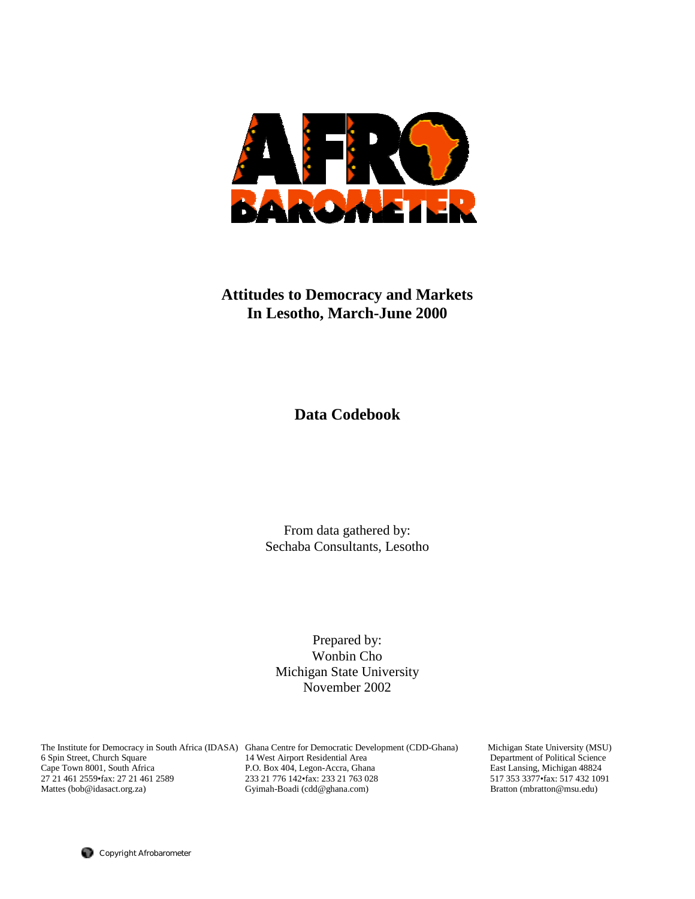# Attitudes to Democracy and Markets In Lesotho, March-June 2000

## Data Codebook

From data gathered by:
Sechaba Consultants, Lesotho

Prepared by:
Wonbin Cho
Michigan State University
November 2002

The Institute for Democracy in South Africa (IDASA)
6 Spin Street, Church Square
Cape Town 8001, South Africa
27 21 461 2559•fax: 27 21 461 2589
Mattes (bob@idasact.org.za)

Ghana Centre for Democratic Development (CDD-Ghana)
14 West Airport Residential Area
P.O. Box 404, Legon-Accra, Ghana
233 21 776 142•fax: 233 21 763 028
Gyimah-Boadi (cdd@ghana.com)

Michigan State University (MSU)
Department of Political Science
East Lansing, Michigan 48824
517 353 3377•fax: 517 432 1091
Bratton (mbratton@msu.edu)

Copyright Afrobarometer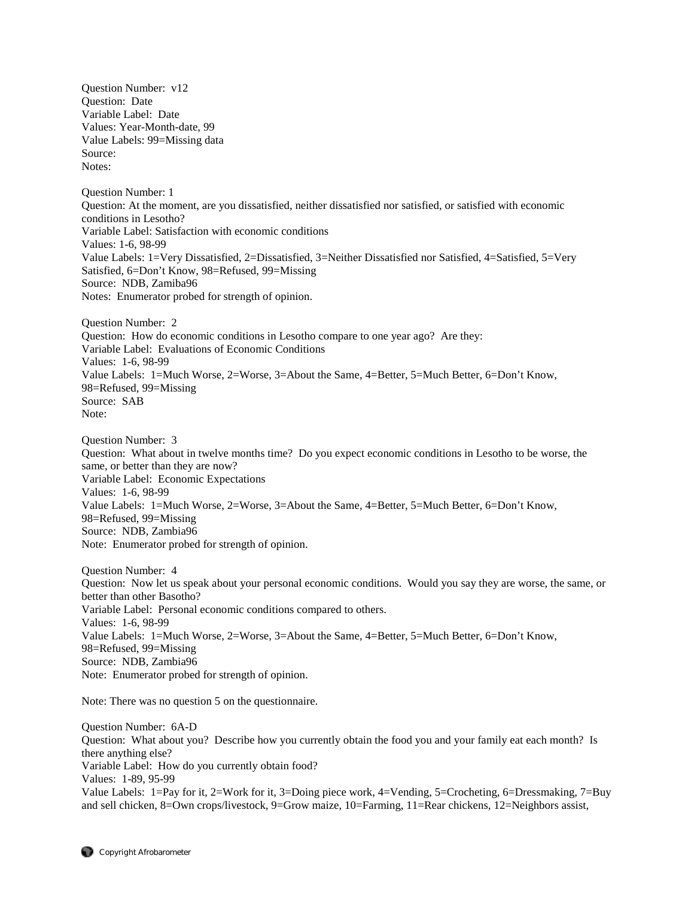Question Number: v12
Question: Date
Variable Label: Date
Values: Year-Month-date, 99
Value Labels: 99=Missing data
Source:
Notes:

Question Number: 1
Question: At the moment, are you dissatisfied, neither dissatisfied nor satisfied, or satisfied with economic conditions in Lesotho?
Variable Label: Satisfaction with economic conditions
Values: 1-6, 98-99
Value Labels: 1=Very Dissatisfied, 2=Dissatisfied, 3=Neither Dissatisfied nor Satisfied, 4=Satisfied, 5=Very Satisfied, 6=Don't Know, 98=Refused, 99=Missing
Source: NDB, Zamiba96
Notes: Enumerator probed for strength of opinion.

Question Number: 2
Question: How do economic conditions in Lesotho compare to one year ago? Are they:
Variable Label: Evaluations of Economic Conditions
Values: 1-6, 98-99
Value Labels: 1=Much Worse, 2=Worse, 3=About the Same, 4=Better, 5=Much Better, 6=Don't Know, 98=Refused, 99=Missing
Source: SAB
Note:

Question Number: 3
Question: What about in twelve months time? Do you expect economic conditions in Lesotho to be worse, the same, or better than they are now?
Variable Label: Economic Expectations
Values: 1-6, 98-99
Value Labels: 1=Much Worse, 2=Worse, 3=About the Same, 4=Better, 5=Much Better, 6=Don't Know, 98=Refused, 99=Missing
Source: NDB, Zambia96
Note: Enumerator probed for strength of opinion.

Question Number: 4
Question: Now let us speak about your personal economic conditions. Would you say they are worse, the same, or better than other Basotho?
Variable Label: Personal economic conditions compared to others.
Values: 1-6, 98-99
Value Labels: 1=Much Worse, 2=Worse, 3=About the Same, 4=Better, 5=Much Better, 6=Don't Know, 98=Refused, 99=Missing
Source: NDB, Zambia96
Note: Enumerator probed for strength of opinion.

Note: There was no question 5 on the questionnaire.

Question Number: 6A-D
Question: What about you? Describe how you currently obtain the food you and your family eat each month? Is there anything else?
Variable Label: How do you currently obtain food?
Values: 1-89, 95-99
Value Labels: 1=Pay for it, 2=Work for it, 3=Doing piece work, 4=Vending, 5=Crocheting, 6=Dressmaking, 7=Buy and sell chicken, 8=Own crops/livestock, 9=Grow maize, 10=Farming, 11=Rear chickens, 12=Neighbors assist,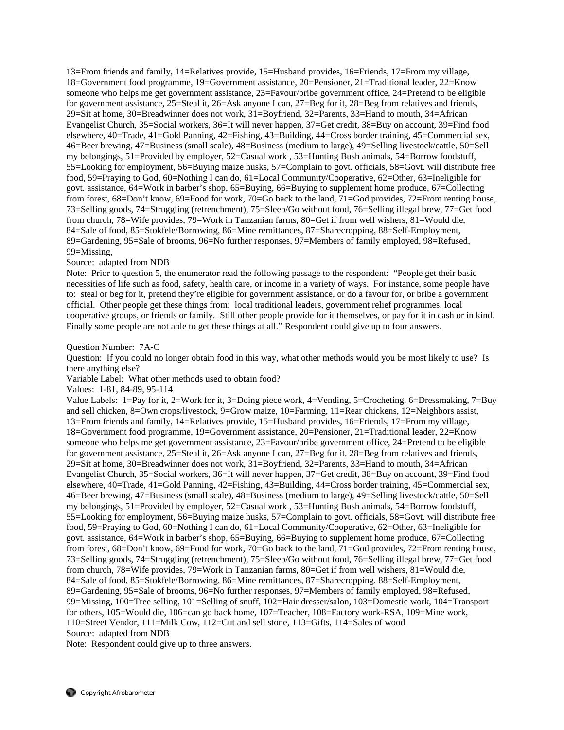13=From friends and family, 14=Relatives provide, 15=Husband provides, 16=Friends, 17=From my village, 18=Government food programme, 19=Government assistance, 20=Pensioner, 21=Traditional leader, 22=Know someone who helps me get government assistance, 23=Favour/bribe government office, 24=Pretend to be eligible for government assistance, 25=Steal it, 26=Ask anyone I can, 27=Beg for it, 28=Beg from relatives and friends, 29=Sit at home, 30=Breadwinner does not work, 31=Boyfriend, 32=Parents, 33=Hand to mouth, 34=African Evangelist Church, 35=Social workers, 36=It will never happen, 37=Get credit, 38=Buy on account, 39=Find food elsewhere, 40=Trade, 41=Gold Panning, 42=Fishing, 43=Building, 44=Cross border training, 45=Commercial sex, 46=Beer brewing, 47=Business (small scale), 48=Business (medium to large), 49=Selling livestock/cattle, 50=Sell my belongings, 51=Provided by employer, 52=Casual work , 53=Hunting Bush animals, 54=Borrow foodstuff, 55=Looking for employment, 56=Buying maize husks, 57=Complain to govt. officials, 58=Govt. will distribute free food, 59=Praying to God, 60=Nothing I can do, 61=Local Community/Cooperative, 62=Other, 63=Ineligible for govt. assistance, 64=Work in barber's shop, 65=Buying, 66=Buying to supplement home produce, 67=Collecting from forest, 68=Don't know, 69=Food for work, 70=Go back to the land, 71=God provides, 72=From renting house, 73=Selling goods, 74=Struggling (retrenchment), 75=Sleep/Go without food, 76=Selling illegal brew, 77=Get food from church, 78=Wife provides, 79=Work in Tanzanian farms, 80=Get if from well wishers, 81=Would die, 84=Sale of food, 85=Stokfele/Borrowing, 86=Mine remittances, 87=Sharecropping, 88=Self-Employment, 89=Gardening, 95=Sale of brooms, 96=No further responses, 97=Members of family employed, 98=Refused, 99=Missing,

Source: adapted from NDB

Note: Prior to question 5, the enumerator read the following passage to the respondent: "People get their basic necessities of life such as food, safety, health care, or income in a variety of ways. For instance, some people have to: steal or beg for it, pretend they're eligible for government assistance, or do a favour for, or bribe a government official. Other people get these things from: local traditional leaders, government relief programmes, local cooperative groups, or friends or family. Still other people provide for it themselves, or pay for it in cash or in kind. Finally some people are not able to get these things at all." Respondent could give up to four answers.

Question Number: 7A-C

Question: If you could no longer obtain food in this way, what other methods would you be most likely to use? Is there anything else?

Variable Label: What other methods used to obtain food?

Values: 1-81, 84-89, 95-114

Value Labels: 1=Pay for it, 2=Work for it, 3=Doing piece work, 4=Vending, 5=Crocheting, 6=Dressmaking, 7=Buy and sell chicken, 8=Own crops/livestock, 9=Grow maize, 10=Farming, 11=Rear chickens, 12=Neighbors assist, 13=From friends and family, 14=Relatives provide, 15=Husband provides, 16=Friends, 17=From my village, 18=Government food programme, 19=Government assistance, 20=Pensioner, 21=Traditional leader, 22=Know someone who helps me get government assistance, 23=Favour/bribe government office, 24=Pretend to be eligible for government assistance, 25=Steal it, 26=Ask anyone I can, 27=Beg for it, 28=Beg from relatives and friends, 29=Sit at home, 30=Breadwinner does not work, 31=Boyfriend, 32=Parents, 33=Hand to mouth, 34=African Evangelist Church, 35=Social workers, 36=It will never happen, 37=Get credit, 38=Buy on account, 39=Find food elsewhere, 40=Trade, 41=Gold Panning, 42=Fishing, 43=Building, 44=Cross border training, 45=Commercial sex, 46=Beer brewing, 47=Business (small scale), 48=Business (medium to large), 49=Selling livestock/cattle, 50=Sell my belongings, 51=Provided by employer, 52=Casual work , 53=Hunting Bush animals, 54=Borrow foodstuff, 55=Looking for employment, 56=Buying maize husks, 57=Complain to govt. officials, 58=Govt. will distribute free food, 59=Praying to God, 60=Nothing I can do, 61=Local Community/Cooperative, 62=Other, 63=Ineligible for govt. assistance, 64=Work in barber's shop, 65=Buying, 66=Buying to supplement home produce, 67=Collecting from forest, 68=Don't know, 69=Food for work, 70=Go back to the land, 71=God provides, 72=From renting house, 73=Selling goods, 74=Struggling (retrenchment), 75=Sleep/Go without food, 76=Selling illegal brew, 77=Get food from church, 78=Wife provides, 79=Work in Tanzanian farms, 80=Get if from well wishers, 81=Would die, 84=Sale of food, 85=Stokfele/Borrowing, 86=Mine remittances, 87=Sharecropping, 88=Self-Employment, 89=Gardening, 95=Sale of brooms, 96=No further responses, 97=Members of family employed, 98=Refused, 99=Missing, 100=Tree selling, 101=Selling of snuff, 102=Hair dresser/salon, 103=Domestic work, 104=Transport for others, 105=Would die, 106=can go back home, 107=Teacher, 108=Factory work-RSA, 109=Mine work, 110=Street Vendor, 111=Milk Cow, 112=Cut and sell stone, 113=Gifts, 114=Sales of wood

Source: adapted from NDB

Note: Respondent could give up to three answers.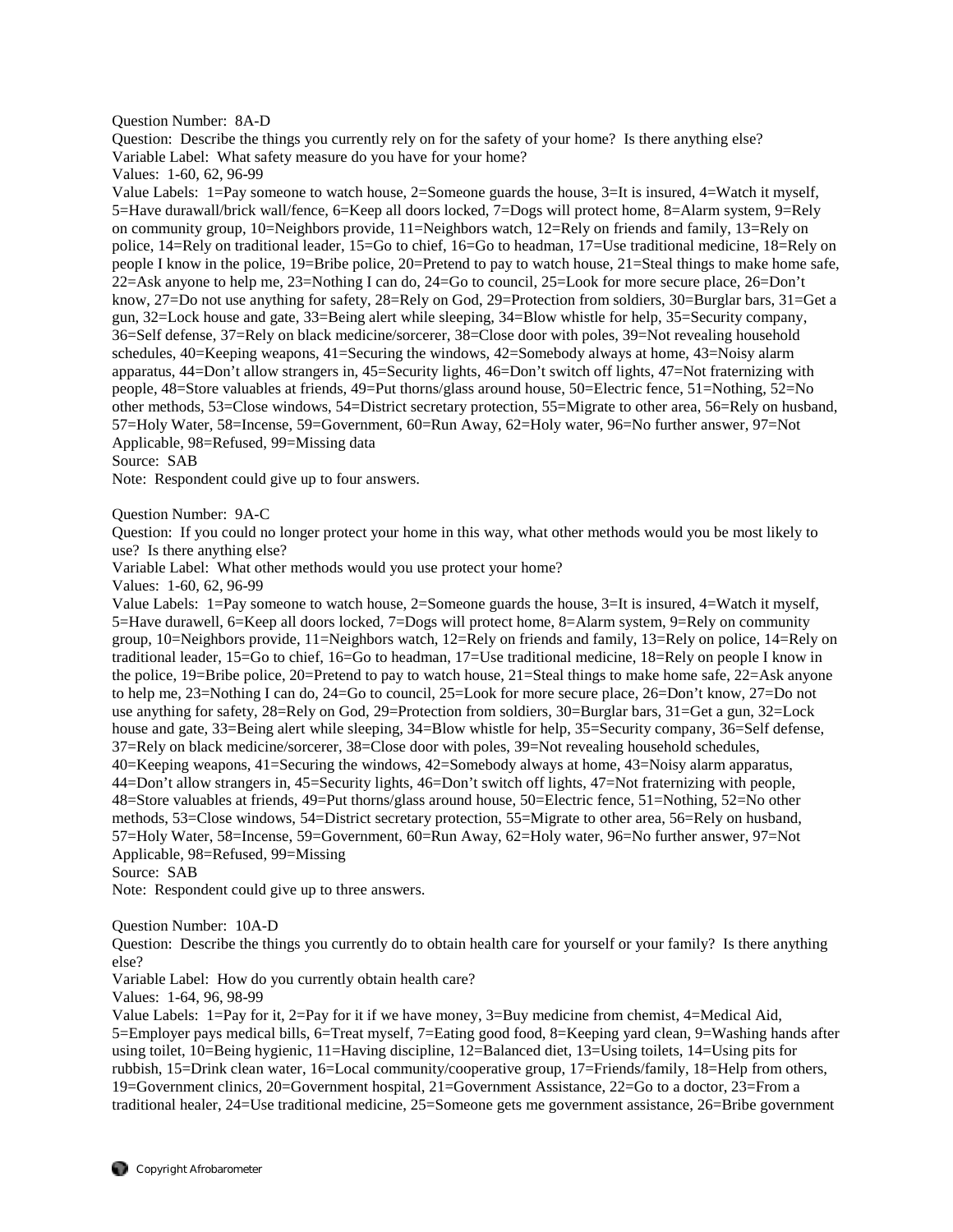Question Number: 8A-D
Question: Describe the things you currently rely on for the safety of your home? Is there anything else?
Variable Label: What safety measure do you have for your home?
Values: 1-60, 62, 96-99
Value Labels: 1=Pay someone to watch house, 2=Someone guards the house, 3=It is insured, 4=Watch it myself, 5=Have durawall/brick wall/fence, 6=Keep all doors locked, 7=Dogs will protect home, 8=Alarm system, 9=Rely on community group, 10=Neighbors provide, 11=Neighbors watch, 12=Rely on friends and family, 13=Rely on police, 14=Rely on traditional leader, 15=Go to chief, 16=Go to headman, 17=Use traditional medicine, 18=Rely on people I know in the police, 19=Bribe police, 20=Pretend to pay to watch house, 21=Steal things to make home safe, 22=Ask anyone to help me, 23=Nothing I can do, 24=Go to council, 25=Look for more secure place, 26=Don't know, 27=Do not use anything for safety, 28=Rely on God, 29=Protection from soldiers, 30=Burglar bars, 31=Get a gun, 32=Lock house and gate, 33=Being alert while sleeping, 34=Blow whistle for help, 35=Security company, 36=Self defense, 37=Rely on black medicine/sorcerer, 38=Close door with poles, 39=Not revealing household schedules, 40=Keeping weapons, 41=Securing the windows, 42=Somebody always at home, 43=Noisy alarm apparatus, 44=Don't allow strangers in, 45=Security lights, 46=Don't switch off lights, 47=Not fraternizing with people, 48=Store valuables at friends, 49=Put thorns/glass around house, 50=Electric fence, 51=Nothing, 52=No other methods, 53=Close windows, 54=District secretary protection, 55=Migrate to other area, 56=Rely on husband, 57=Holy Water, 58=Incense, 59=Government, 60=Run Away, 62=Holy water, 96=No further answer, 97=Not Applicable, 98=Refused, 99=Missing data
Source: SAB
Note: Respondent could give up to four answers.

Question Number: 9A-C
Question: If you could no longer protect your home in this way, what other methods would you be most likely to use? Is there anything else?
Variable Label: What other methods would you use protect your home?
Values: 1-60, 62, 96-99
Value Labels: 1=Pay someone to watch house, 2=Someone guards the house, 3=It is insured, 4=Watch it myself, 5=Have durawell, 6=Keep all doors locked, 7=Dogs will protect home, 8=Alarm system, 9=Rely on community group, 10=Neighbors provide, 11=Neighbors watch, 12=Rely on friends and family, 13=Rely on police, 14=Rely on traditional leader, 15=Go to chief, 16=Go to headman, 17=Use traditional medicine, 18=Rely on people I know in the police, 19=Bribe police, 20=Pretend to pay to watch house, 21=Steal things to make home safe, 22=Ask anyone to help me, 23=Nothing I can do, 24=Go to council, 25=Look for more secure place, 26=Don't know, 27=Do not use anything for safety, 28=Rely on God, 29=Protection from soldiers, 30=Burglar bars, 31=Get a gun, 32=Lock house and gate, 33=Being alert while sleeping, 34=Blow whistle for help, 35=Security company, 36=Self defense, 37=Rely on black medicine/sorcerer, 38=Close door with poles, 39=Not revealing household schedules, 40=Keeping weapons, 41=Securing the windows, 42=Somebody always at home, 43=Noisy alarm apparatus, 44=Don't allow strangers in, 45=Security lights, 46=Don't switch off lights, 47=Not fraternizing with people, 48=Store valuables at friends, 49=Put thorns/glass around house, 50=Electric fence, 51=Nothing, 52=No other methods, 53=Close windows, 54=District secretary protection, 55=Migrate to other area, 56=Rely on husband, 57=Holy Water, 58=Incense, 59=Government, 60=Run Away, 62=Holy water, 96=No further answer, 97=Not Applicable, 98=Refused, 99=Missing
Source: SAB
Note: Respondent could give up to three answers.

Question Number: 10A-D
Question: Describe the things you currently do to obtain health care for yourself or your family? Is there anything else?
Variable Label: How do you currently obtain health care?
Values: 1-64, 96, 98-99
Value Labels: 1=Pay for it, 2=Pay for it if we have money, 3=Buy medicine from chemist, 4=Medical Aid, 5=Employer pays medical bills, 6=Treat myself, 7=Eating good food, 8=Keeping yard clean, 9=Washing hands after using toilet, 10=Being hygienic, 11=Having discipline, 12=Balanced diet, 13=Using toilets, 14=Using pits for rubbish, 15=Drink clean water, 16=Local community/cooperative group, 17=Friends/family, 18=Help from others, 19=Government clinics, 20=Government hospital, 21=Government Assistance, 22=Go to a doctor, 23=From a traditional healer, 24=Use traditional medicine, 25=Someone gets me government assistance, 26=Bribe government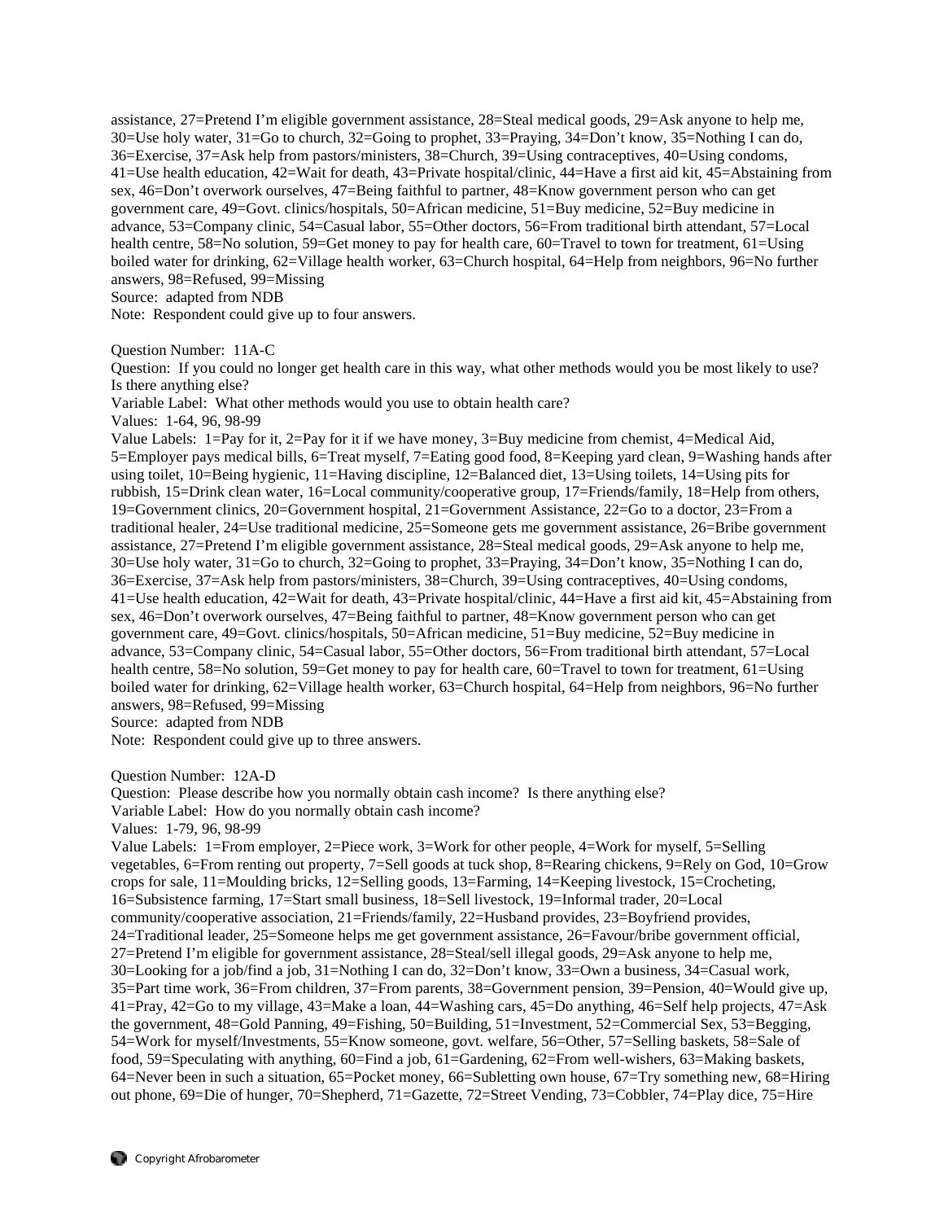assistance, 27=Pretend I'm eligible government assistance, 28=Steal medical goods, 29=Ask anyone to help me, 30=Use holy water, 31=Go to church, 32=Going to prophet, 33=Praying, 34=Don't know, 35=Nothing I can do, 36=Exercise, 37=Ask help from pastors/ministers, 38=Church, 39=Using contraceptives, 40=Using condoms, 41=Use health education, 42=Wait for death, 43=Private hospital/clinic, 44=Have a first aid kit, 45=Abstaining from sex, 46=Don't overwork ourselves, 47=Being faithful to partner, 48=Know government person who can get government care, 49=Govt. clinics/hospitals, 50=African medicine, 51=Buy medicine, 52=Buy medicine in advance, 53=Company clinic, 54=Casual labor, 55=Other doctors, 56=From traditional birth attendant, 57=Local health centre, 58=No solution, 59=Get money to pay for health care, 60=Travel to town for treatment, 61=Using boiled water for drinking, 62=Village health worker, 63=Church hospital, 64=Help from neighbors, 96=No further answers, 98=Refused, 99=Missing

Source: adapted from NDB

Note: Respondent could give up to four answers.

Question Number: 11A-C

Question: If you could no longer get health care in this way, what other methods would you be most likely to use? Is there anything else?

Variable Label: What other methods would you use to obtain health care?

Values: 1-64, 96, 98-99

Value Labels: 1=Pay for it, 2=Pay for it if we have money, 3=Buy medicine from chemist, 4=Medical Aid, 5=Employer pays medical bills, 6=Treat myself, 7=Eating good food, 8=Keeping yard clean, 9=Washing hands after using toilet, 10=Being hygienic, 11=Having discipline, 12=Balanced diet, 13=Using toilets, 14=Using pits for rubbish, 15=Drink clean water, 16=Local community/cooperative group, 17=Friends/family, 18=Help from others, 19=Government clinics, 20=Government hospital, 21=Government Assistance, 22=Go to a doctor, 23=From a traditional healer, 24=Use traditional medicine, 25=Someone gets me government assistance, 26=Bribe government assistance, 27=Pretend I'm eligible government assistance, 28=Steal medical goods, 29=Ask anyone to help me, 30=Use holy water, 31=Go to church, 32=Going to prophet, 33=Praying, 34=Don't know, 35=Nothing I can do, 36=Exercise, 37=Ask help from pastors/ministers, 38=Church, 39=Using contraceptives, 40=Using condoms, 41=Use health education, 42=Wait for death, 43=Private hospital/clinic, 44=Have a first aid kit, 45=Abstaining from sex, 46=Don't overwork ourselves, 47=Being faithful to partner, 48=Know government person who can get government care, 49=Govt. clinics/hospitals, 50=African medicine, 51=Buy medicine, 52=Buy medicine in advance, 53=Company clinic, 54=Casual labor, 55=Other doctors, 56=From traditional birth attendant, 57=Local health centre, 58=No solution, 59=Get money to pay for health care, 60=Travel to town for treatment, 61=Using boiled water for drinking, 62=Village health worker, 63=Church hospital, 64=Help from neighbors, 96=No further answers, 98=Refused, 99=Missing

Source: adapted from NDB

Note: Respondent could give up to three answers.

Question Number: 12A-D

Question: Please describe how you normally obtain cash income? Is there anything else?

Variable Label: How do you normally obtain cash income?

Values: 1-79, 96, 98-99

Value Labels: 1=From employer, 2=Piece work, 3=Work for other people, 4=Work for myself, 5=Selling vegetables, 6=From renting out property, 7=Sell goods at tuck shop, 8=Rearing chickens, 9=Rely on God, 10=Grow crops for sale, 11=Moulding bricks, 12=Selling goods, 13=Farming, 14=Keeping livestock, 15=Crocheting, 16=Subsistence farming, 17=Start small business, 18=Sell livestock, 19=Informal trader, 20=Local community/cooperative association, 21=Friends/family, 22=Husband provides, 23=Boyfriend provides, 24=Traditional leader, 25=Someone helps me get government assistance, 26=Favour/bribe government official, 27=Pretend I'm eligible for government assistance, 28=Steal/sell illegal goods, 29=Ask anyone to help me, 30=Looking for a job/find a job, 31=Nothing I can do, 32=Don't know, 33=Own a business, 34=Casual work, 35=Part time work, 36=From children, 37=From parents, 38=Government pension, 39=Pension, 40=Would give up, 41=Pray, 42=Go to my village, 43=Make a loan, 44=Washing cars, 45=Do anything, 46=Self help projects, 47=Ask the government, 48=Gold Panning, 49=Fishing, 50=Building, 51=Investment, 52=Commercial Sex, 53=Begging, 54=Work for myself/Investments, 55=Know someone, govt. welfare, 56=Other, 57=Selling baskets, 58=Sale of food, 59=Speculating with anything, 60=Find a job, 61=Gardening, 62=From well-wishers, 63=Making baskets, 64=Never been in such a situation, 65=Pocket money, 66=Subletting own house, 67=Try something new, 68=Hiring out phone, 69=Die of hunger, 70=Shepherd, 71=Gazette, 72=Street Vending, 73=Cobbler, 74=Play dice, 75=Hire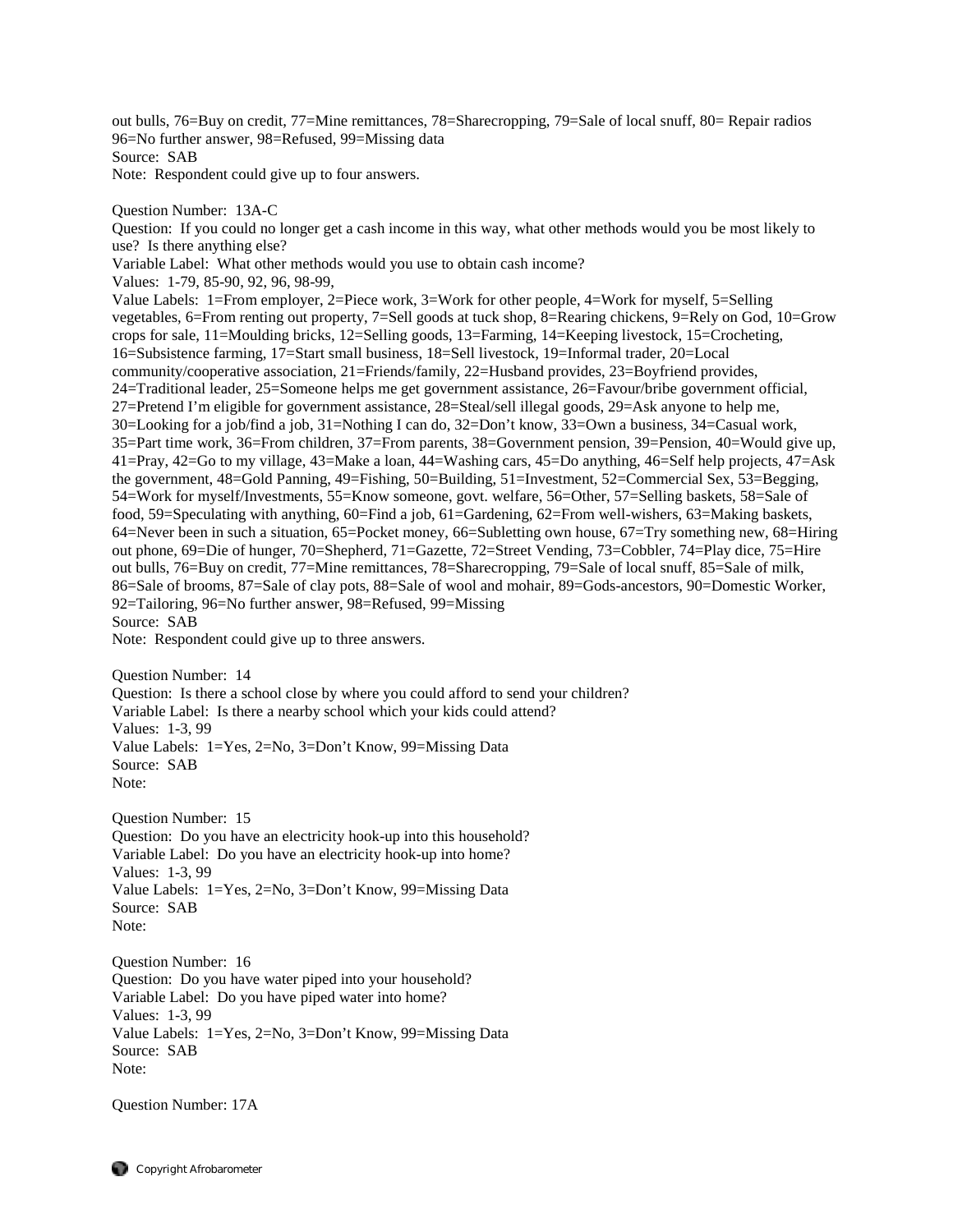out bulls, 76=Buy on credit, 77=Mine remittances, 78=Sharecropping, 79=Sale of local snuff, 80= Repair radios 96=No further answer, 98=Refused, 99=Missing data
Source: SAB
Note: Respondent could give up to four answers.

Question Number: 13A-C
Question: If you could no longer get a cash income in this way, what other methods would you be most likely to use? Is there anything else?
Variable Label: What other methods would you use to obtain cash income?
Values: 1-79, 85-90, 92, 96, 98-99,
Value Labels: 1=From employer, 2=Piece work, 3=Work for other people, 4=Work for myself, 5=Selling vegetables, 6=From renting out property, 7=Sell goods at tuck shop, 8=Rearing chickens, 9=Rely on God, 10=Grow crops for sale, 11=Moulding bricks, 12=Selling goods, 13=Farming, 14=Keeping livestock, 15=Crocheting, 16=Subsistence farming, 17=Start small business, 18=Sell livestock, 19=Informal trader, 20=Local community/cooperative association, 21=Friends/family, 22=Husband provides, 23=Boyfriend provides, 24=Traditional leader, 25=Someone helps me get government assistance, 26=Favour/bribe government official, 27=Pretend I'm eligible for government assistance, 28=Steal/sell illegal goods, 29=Ask anyone to help me, 30=Looking for a job/find a job, 31=Nothing I can do, 32=Don't know, 33=Own a business, 34=Casual work, 35=Part time work, 36=From children, 37=From parents, 38=Government pension, 39=Pension, 40=Would give up, 41=Pray, 42=Go to my village, 43=Make a loan, 44=Washing cars, 45=Do anything, 46=Self help projects, 47=Ask the government, 48=Gold Panning, 49=Fishing, 50=Building, 51=Investment, 52=Commercial Sex, 53=Begging, 54=Work for myself/Investments, 55=Know someone, govt. welfare, 56=Other, 57=Selling baskets, 58=Sale of food, 59=Speculating with anything, 60=Find a job, 61=Gardening, 62=From well-wishers, 63=Making baskets, 64=Never been in such a situation, 65=Pocket money, 66=Subletting own house, 67=Try something new, 68=Hiring out phone, 69=Die of hunger, 70=Shepherd, 71=Gazette, 72=Street Vending, 73=Cobbler, 74=Play dice, 75=Hire out bulls, 76=Buy on credit, 77=Mine remittances, 78=Sharecropping, 79=Sale of local snuff, 85=Sale of milk, 86=Sale of brooms, 87=Sale of clay pots, 88=Sale of wool and mohair, 89=Gods-ancestors, 90=Domestic Worker, 92=Tailoring, 96=No further answer, 98=Refused, 99=Missing
Source: SAB
Note: Respondent could give up to three answers.

Question Number: 14
Question: Is there a school close by where you could afford to send your children?
Variable Label: Is there a nearby school which your kids could attend?
Values: 1-3, 99
Value Labels: 1=Yes, 2=No, 3=Don't Know, 99=Missing Data
Source: SAB
Note:

Question Number: 15
Question: Do you have an electricity hook-up into this household?
Variable Label: Do you have an electricity hook-up into home?
Values: 1-3, 99
Value Labels: 1=Yes, 2=No, 3=Don't Know, 99=Missing Data
Source: SAB
Note:

Question Number: 16
Question: Do you have water piped into your household?
Variable Label: Do you have piped water into home?
Values: 1-3, 99
Value Labels: 1=Yes, 2=No, 3=Don't Know, 99=Missing Data
Source: SAB
Note:

Question Number: 17A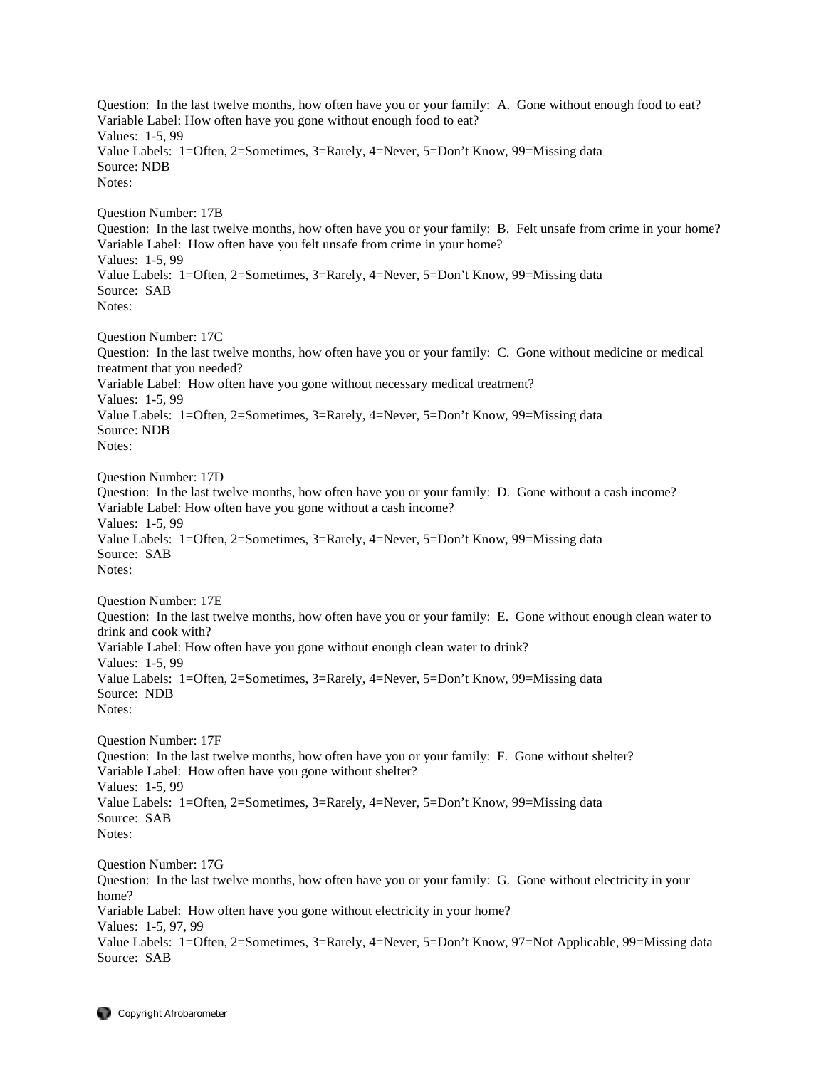Question: In the last twelve months, how often have you or your family: A. Gone without enough food to eat?
Variable Label: How often have you gone without enough food to eat?
Values: 1-5, 99
Value Labels: 1=Often, 2=Sometimes, 3=Rarely, 4=Never, 5=Don't Know, 99=Missing data
Source: NDB
Notes:

Question Number: 17B
Question: In the last twelve months, how often have you or your family: B. Felt unsafe from crime in your home?
Variable Label: How often have you felt unsafe from crime in your home?
Values: 1-5, 99
Value Labels: 1=Often, 2=Sometimes, 3=Rarely, 4=Never, 5=Don't Know, 99=Missing data
Source: SAB
Notes:

Question Number: 17C
Question: In the last twelve months, how often have you or your family: C. Gone without medicine or medical treatment that you needed?
Variable Label: How often have you gone without necessary medical treatment?
Values: 1-5, 99
Value Labels: 1=Often, 2=Sometimes, 3=Rarely, 4=Never, 5=Don't Know, 99=Missing data
Source: NDB
Notes:

Question Number: 17D
Question: In the last twelve months, how often have you or your family: D. Gone without a cash income?
Variable Label: How often have you gone without a cash income?
Values: 1-5, 99
Value Labels: 1=Often, 2=Sometimes, 3=Rarely, 4=Never, 5=Don't Know, 99=Missing data
Source: SAB
Notes:

Question Number: 17E
Question: In the last twelve months, how often have you or your family: E. Gone without enough clean water to drink and cook with?
Variable Label: How often have you gone without enough clean water to drink?
Values: 1-5, 99
Value Labels: 1=Often, 2=Sometimes, 3=Rarely, 4=Never, 5=Don't Know, 99=Missing data
Source: NDB
Notes:

Question Number: 17F
Question: In the last twelve months, how often have you or your family: F. Gone without shelter?
Variable Label: How often have you gone without shelter?
Values: 1-5, 99
Value Labels: 1=Often, 2=Sometimes, 3=Rarely, 4=Never, 5=Don't Know, 99=Missing data
Source: SAB
Notes:

Question Number: 17G
Question: In the last twelve months, how often have you or your family: G. Gone without electricity in your home?
Variable Label: How often have you gone without electricity in your home?
Values: 1-5, 97, 99
Value Labels: 1=Often, 2=Sometimes, 3=Rarely, 4=Never, 5=Don't Know, 97=Not Applicable, 99=Missing data
Source: SAB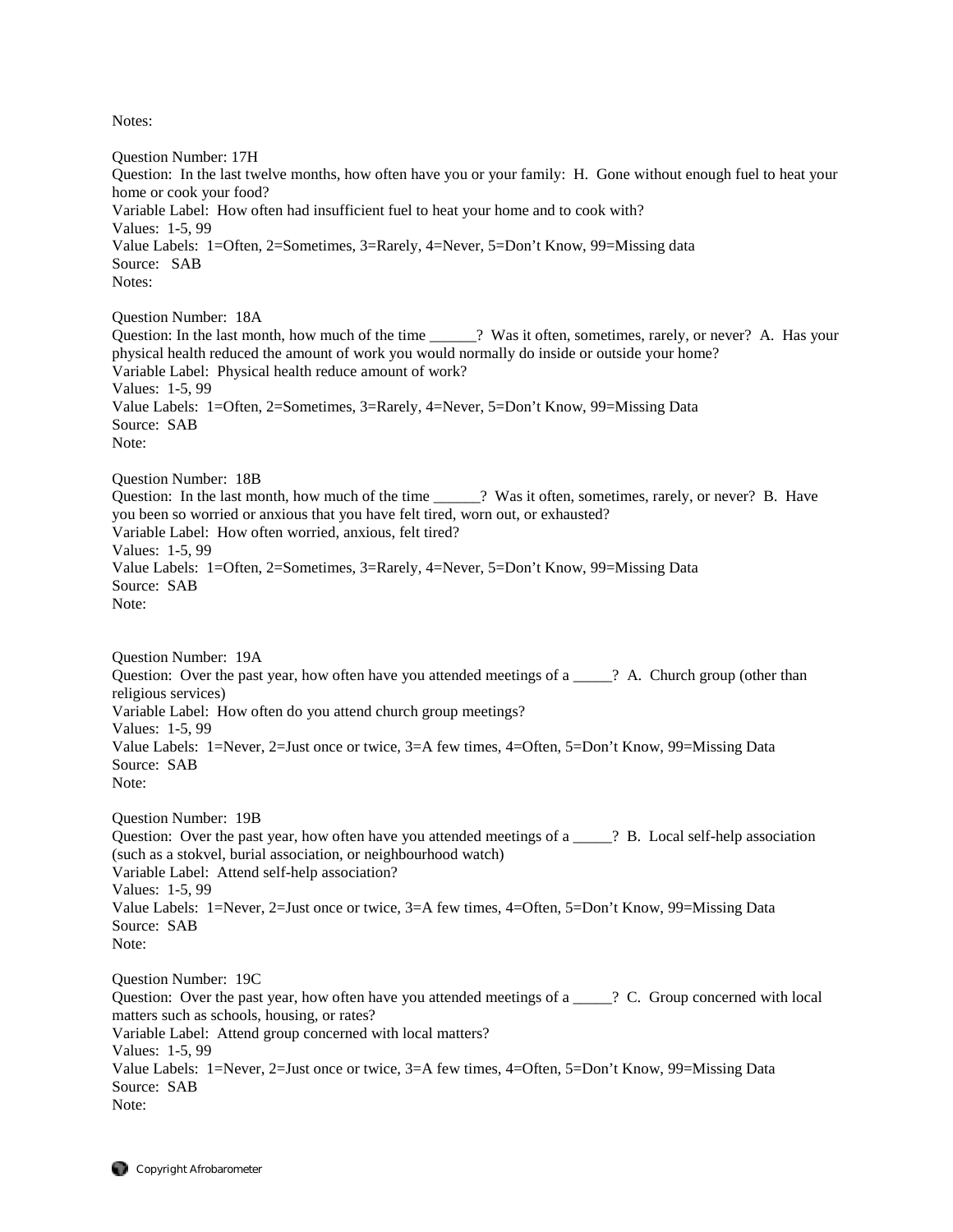Notes:

Question Number: 17H
Question: In the last twelve months, how often have you or your family: H. Gone without enough fuel to heat your home or cook your food?
Variable Label: How often had insufficient fuel to heat your home and to cook with?
Values: 1-5, 99
Value Labels: 1=Often, 2=Sometimes, 3=Rarely, 4=Never, 5=Don't Know, 99=Missing data
Source: SAB
Notes:

Question Number: 18A
Question: In the last month, how much of the time ______? Was it often, sometimes, rarely, or never? A. Has your physical health reduced the amount of work you would normally do inside or outside your home?
Variable Label: Physical health reduce amount of work?
Values: 1-5, 99
Value Labels: 1=Often, 2=Sometimes, 3=Rarely, 4=Never, 5=Don't Know, 99=Missing Data
Source: SAB
Note:

Question Number: 18B
Question: In the last month, how much of the time ______? Was it often, sometimes, rarely, or never? B. Have you been so worried or anxious that you have felt tired, worn out, or exhausted?
Variable Label: How often worried, anxious, felt tired?
Values: 1-5, 99
Value Labels: 1=Often, 2=Sometimes, 3=Rarely, 4=Never, 5=Don't Know, 99=Missing Data
Source: SAB
Note:

Question Number: 19A
Question: Over the past year, how often have you attended meetings of a _____? A. Church group (other than religious services)
Variable Label: How often do you attend church group meetings?
Values: 1-5, 99
Value Labels: 1=Never, 2=Just once or twice, 3=A few times, 4=Often, 5=Don't Know, 99=Missing Data
Source: SAB
Note:

Question Number: 19B
Question: Over the past year, how often have you attended meetings of a _____? B. Local self-help association (such as a stokvel, burial association, or neighbourhood watch)
Variable Label: Attend self-help association?
Values: 1-5, 99
Value Labels: 1=Never, 2=Just once or twice, 3=A few times, 4=Often, 5=Don't Know, 99=Missing Data
Source: SAB
Note:

Question Number: 19C
Question: Over the past year, how often have you attended meetings of a _____? C. Group concerned with local matters such as schools, housing, or rates?
Variable Label: Attend group concerned with local matters?
Values: 1-5, 99
Value Labels: 1=Never, 2=Just once or twice, 3=A few times, 4=Often, 5=Don't Know, 99=Missing Data
Source: SAB
Note: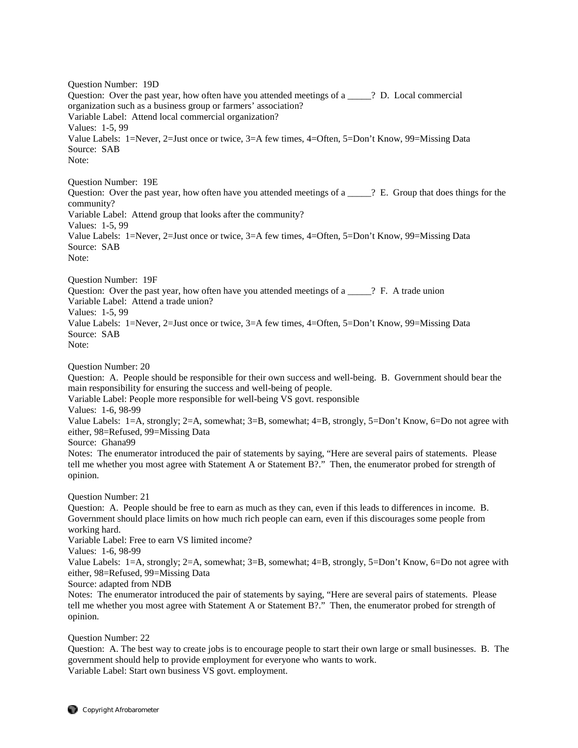Question Number: 19D
Question: Over the past year, how often have you attended meetings of a _____? D. Local commercial organization such as a business group or farmers' association?
Variable Label: Attend local commercial organization?
Values: 1-5, 99
Value Labels: 1=Never, 2=Just once or twice, 3=A few times, 4=Often, 5=Don't Know, 99=Missing Data
Source: SAB
Note:

Question Number: 19E
Question: Over the past year, how often have you attended meetings of a _____? E. Group that does things for the community?
Variable Label: Attend group that looks after the community?
Values: 1-5, 99
Value Labels: 1=Never, 2=Just once or twice, 3=A few times, 4=Often, 5=Don't Know, 99=Missing Data
Source: SAB
Note:

Question Number: 19F
Question: Over the past year, how often have you attended meetings of a _____? F. A trade union
Variable Label: Attend a trade union?
Values: 1-5, 99
Value Labels: 1=Never, 2=Just once or twice, 3=A few times, 4=Often, 5=Don't Know, 99=Missing Data
Source: SAB
Note:

Question Number: 20
Question: A. People should be responsible for their own success and well-being. B. Government should bear the main responsibility for ensuring the success and well-being of people.
Variable Label: People more responsible for well-being VS govt. responsible
Values: 1-6, 98-99
Value Labels: 1=A, strongly; 2=A, somewhat; 3=B, somewhat; 4=B, strongly, 5=Don't Know, 6=Do not agree with either, 98=Refused, 99=Missing Data
Source: Ghana99
Notes: The enumerator introduced the pair of statements by saying, "Here are several pairs of statements. Please tell me whether you most agree with Statement A or Statement B?." Then, the enumerator probed for strength of opinion.

Question Number: 21
Question: A. People should be free to earn as much as they can, even if this leads to differences in income. B. Government should place limits on how much rich people can earn, even if this discourages some people from working hard.
Variable Label: Free to earn VS limited income?
Values: 1-6, 98-99
Value Labels: 1=A, strongly; 2=A, somewhat; 3=B, somewhat; 4=B, strongly, 5=Don't Know, 6=Do not agree with either, 98=Refused, 99=Missing Data
Source: adapted from NDB
Notes: The enumerator introduced the pair of statements by saying, "Here are several pairs of statements. Please tell me whether you most agree with Statement A or Statement B?." Then, the enumerator probed for strength of opinion.

Question Number: 22
Question: A. The best way to create jobs is to encourage people to start their own large or small businesses. B. The government should help to provide employment for everyone who wants to work.
Variable Label: Start own business VS govt. employment.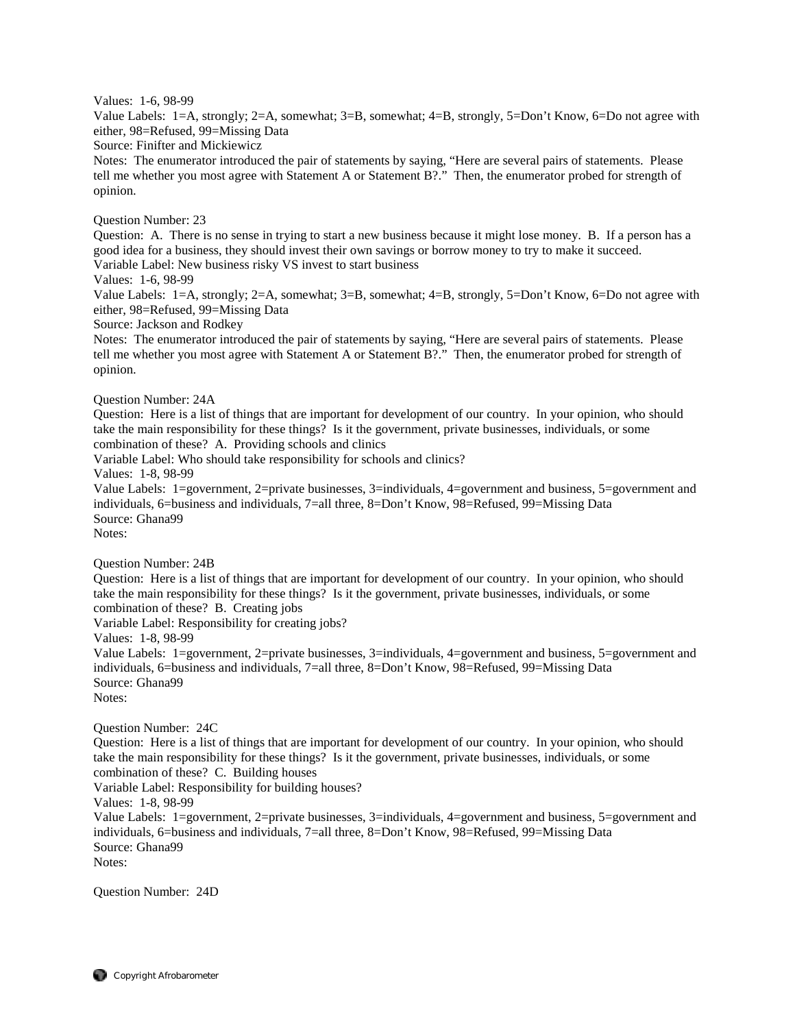Values: 1-6, 98-99
Value Labels: 1=A, strongly; 2=A, somewhat; 3=B, somewhat; 4=B, strongly, 5=Don't Know, 6=Do not agree with either, 98=Refused, 99=Missing Data
Source: Finifter and Mickiewicz
Notes: The enumerator introduced the pair of statements by saying, "Here are several pairs of statements. Please tell me whether you most agree with Statement A or Statement B?." Then, the enumerator probed for strength of opinion.

Question Number: 23
Question: A. There is no sense in trying to start a new business because it might lose money. B. If a person has a good idea for a business, they should invest their own savings or borrow money to try to make it succeed.
Variable Label: New business risky VS invest to start business
Values: 1-6, 98-99
Value Labels: 1=A, strongly; 2=A, somewhat; 3=B, somewhat; 4=B, strongly, 5=Don't Know, 6=Do not agree with either, 98=Refused, 99=Missing Data
Source: Jackson and Rodkey
Notes: The enumerator introduced the pair of statements by saying, "Here are several pairs of statements. Please tell me whether you most agree with Statement A or Statement B?." Then, the enumerator probed for strength of opinion.

Question Number: 24A
Question: Here is a list of things that are important for development of our country. In your opinion, who should take the main responsibility for these things? Is it the government, private businesses, individuals, or some combination of these? A. Providing schools and clinics
Variable Label: Who should take responsibility for schools and clinics?
Values: 1-8, 98-99
Value Labels: 1=government, 2=private businesses, 3=individuals, 4=government and business, 5=government and individuals, 6=business and individuals, 7=all three, 8=Don't Know, 98=Refused, 99=Missing Data
Source: Ghana99
Notes:

Question Number: 24B
Question: Here is a list of things that are important for development of our country. In your opinion, who should take the main responsibility for these things? Is it the government, private businesses, individuals, or some combination of these? B. Creating jobs
Variable Label: Responsibility for creating jobs?
Values: 1-8, 98-99
Value Labels: 1=government, 2=private businesses, 3=individuals, 4=government and business, 5=government and individuals, 6=business and individuals, 7=all three, 8=Don't Know, 98=Refused, 99=Missing Data
Source: Ghana99
Notes:

Question Number: 24C
Question: Here is a list of things that are important for development of our country. In your opinion, who should take the main responsibility for these things? Is it the government, private businesses, individuals, or some combination of these? C. Building houses
Variable Label: Responsibility for building houses?
Values: 1-8, 98-99
Value Labels: 1=government, 2=private businesses, 3=individuals, 4=government and business, 5=government and individuals, 6=business and individuals, 7=all three, 8=Don't Know, 98=Refused, 99=Missing Data
Source: Ghana99
Notes:

Question Number: 24D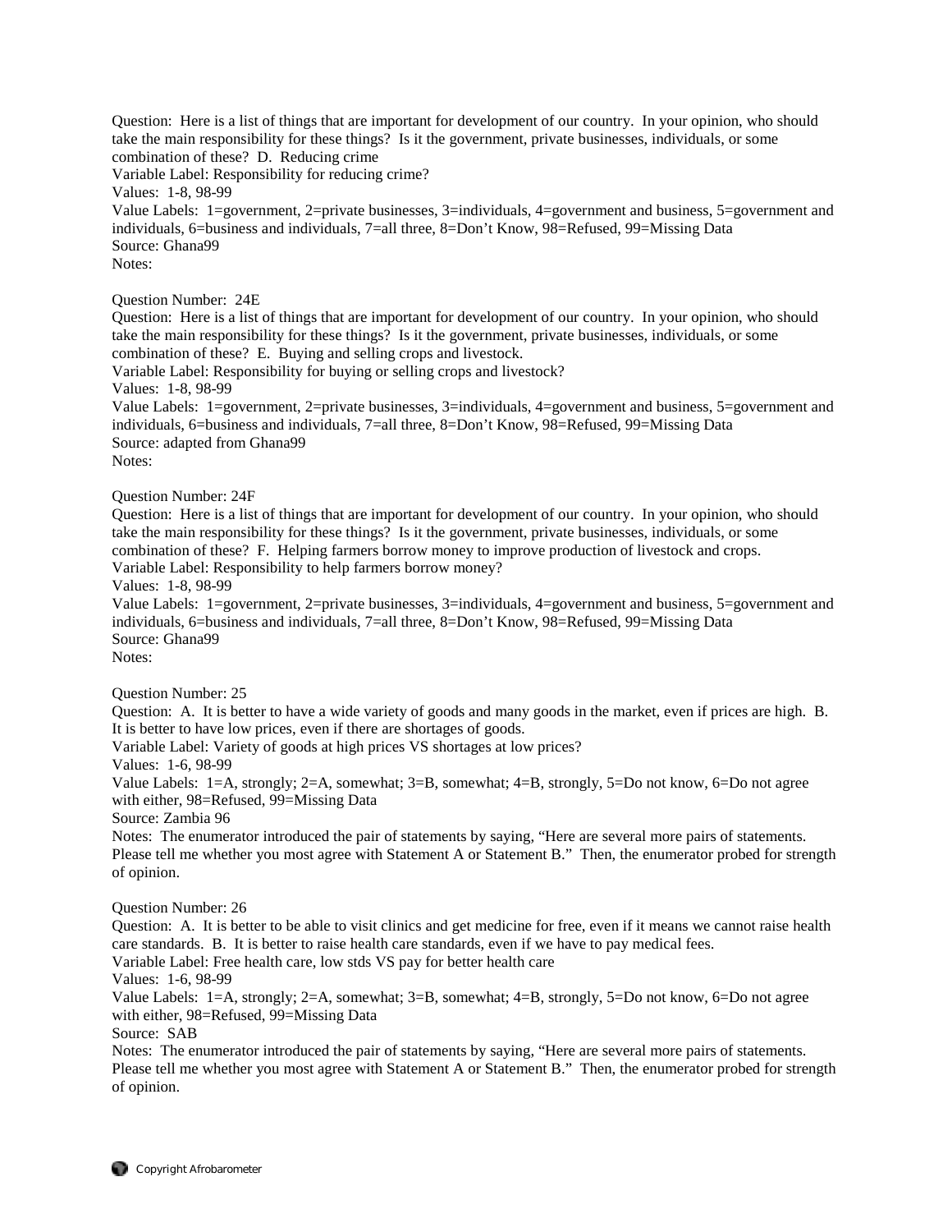Question: Here is a list of things that are important for development of our country. In your opinion, who should take the main responsibility for these things? Is it the government, private businesses, individuals, or some combination of these? D. Reducing crime
Variable Label: Responsibility for reducing crime?
Values: 1-8, 98-99
Value Labels: 1=government, 2=private businesses, 3=individuals, 4=government and business, 5=government and individuals, 6=business and individuals, 7=all three, 8=Don't Know, 98=Refused, 99=Missing Data
Source: Ghana99
Notes:

Question Number: 24E
Question: Here is a list of things that are important for development of our country. In your opinion, who should take the main responsibility for these things? Is it the government, private businesses, individuals, or some combination of these? E. Buying and selling crops and livestock.
Variable Label: Responsibility for buying or selling crops and livestock?
Values: 1-8, 98-99
Value Labels: 1=government, 2=private businesses, 3=individuals, 4=government and business, 5=government and individuals, 6=business and individuals, 7=all three, 8=Don't Know, 98=Refused, 99=Missing Data
Source: adapted from Ghana99
Notes:

Question Number: 24F
Question: Here is a list of things that are important for development of our country. In your opinion, who should take the main responsibility for these things? Is it the government, private businesses, individuals, or some combination of these? F. Helping farmers borrow money to improve production of livestock and crops.
Variable Label: Responsibility to help farmers borrow money?
Values: 1-8, 98-99
Value Labels: 1=government, 2=private businesses, 3=individuals, 4=government and business, 5=government and individuals, 6=business and individuals, 7=all three, 8=Don't Know, 98=Refused, 99=Missing Data
Source: Ghana99
Notes:

Question Number: 25
Question: A. It is better to have a wide variety of goods and many goods in the market, even if prices are high. B. It is better to have low prices, even if there are shortages of goods.
Variable Label: Variety of goods at high prices VS shortages at low prices?
Values: 1-6, 98-99
Value Labels: 1=A, strongly; 2=A, somewhat; 3=B, somewhat; 4=B, strongly, 5=Do not know, 6=Do not agree with either, 98=Refused, 99=Missing Data
Source: Zambia 96
Notes: The enumerator introduced the pair of statements by saying, "Here are several more pairs of statements. Please tell me whether you most agree with Statement A or Statement B." Then, the enumerator probed for strength of opinion.

Question Number: 26
Question: A. It is better to be able to visit clinics and get medicine for free, even if it means we cannot raise health care standards. B. It is better to raise health care standards, even if we have to pay medical fees.
Variable Label: Free health care, low stds VS pay for better health care
Values: 1-6, 98-99
Value Labels: 1=A, strongly; 2=A, somewhat; 3=B, somewhat; 4=B, strongly, 5=Do not know, 6=Do not agree with either, 98=Refused, 99=Missing Data
Source: SAB
Notes: The enumerator introduced the pair of statements by saying, "Here are several more pairs of statements. Please tell me whether you most agree with Statement A or Statement B." Then, the enumerator probed for strength of opinion.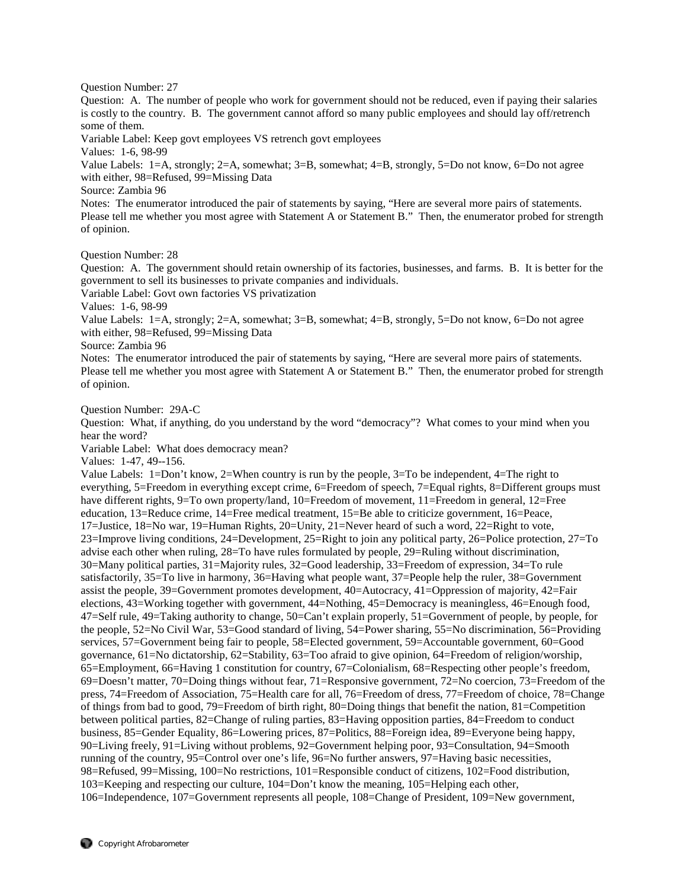Question Number: 27

Question: A. The number of people who work for government should not be reduced, even if paying their salaries is costly to the country. B. The government cannot afford so many public employees and should lay off/retrench some of them.

Variable Label: Keep govt employees VS retrench govt employees

Values: 1-6, 98-99

Value Labels: 1=A, strongly; 2=A, somewhat; 3=B, somewhat; 4=B, strongly, 5=Do not know, 6=Do not agree with either, 98=Refused, 99=Missing Data

Source: Zambia 96

Notes: The enumerator introduced the pair of statements by saying, "Here are several more pairs of statements. Please tell me whether you most agree with Statement A or Statement B." Then, the enumerator probed for strength of opinion.

Question Number: 28

Question: A. The government should retain ownership of its factories, businesses, and farms. B. It is better for the government to sell its businesses to private companies and individuals.

Variable Label: Govt own factories VS privatization

Values: 1-6, 98-99

Value Labels: 1=A, strongly; 2=A, somewhat; 3=B, somewhat; 4=B, strongly, 5=Do not know, 6=Do not agree with either, 98=Refused, 99=Missing Data

Source: Zambia 96

Notes: The enumerator introduced the pair of statements by saying, "Here are several more pairs of statements. Please tell me whether you most agree with Statement A or Statement B." Then, the enumerator probed for strength of opinion.

Question Number: 29A-C

Question: What, if anything, do you understand by the word "democracy"? What comes to your mind when you hear the word?

Variable Label: What does democracy mean?

Values: 1-47, 49--156.

Value Labels: 1=Don't know, 2=When country is run by the people, 3=To be independent, 4=The right to everything, 5=Freedom in everything except crime, 6=Freedom of speech, 7=Equal rights, 8=Different groups must have different rights, 9=To own property/land, 10=Freedom of movement, 11=Freedom in general, 12=Free education, 13=Reduce crime, 14=Free medical treatment, 15=Be able to criticize government, 16=Peace, 17=Justice, 18=No war, 19=Human Rights, 20=Unity, 21=Never heard of such a word, 22=Right to vote, 23=Improve living conditions, 24=Development, 25=Right to join any political party, 26=Police protection, 27=To advise each other when ruling, 28=To have rules formulated by people, 29=Ruling without discrimination, 30=Many political parties, 31=Majority rules, 32=Good leadership, 33=Freedom of expression, 34=To rule satisfactorily, 35=To live in harmony, 36=Having what people want, 37=People help the ruler, 38=Government assist the people, 39=Government promotes development, 40=Autocracy, 41=Oppression of majority, 42=Fair elections, 43=Working together with government, 44=Nothing, 45=Democracy is meaningless, 46=Enough food, 47=Self rule, 49=Taking authority to change, 50=Can't explain properly, 51=Government of people, by people, for the people, 52=No Civil War, 53=Good standard of living, 54=Power sharing, 55=No discrimination, 56=Providing services, 57=Government being fair to people, 58=Elected government, 59=Accountable government, 60=Good governance, 61=No dictatorship, 62=Stability, 63=Too afraid to give opinion, 64=Freedom of religion/worship, 65=Employment, 66=Having 1 constitution for country, 67=Colonialism, 68=Respecting other people's freedom, 69=Doesn't matter, 70=Doing things without fear, 71=Responsive government, 72=No coercion, 73=Freedom of the press, 74=Freedom of Association, 75=Health care for all, 76=Freedom of dress, 77=Freedom of choice, 78=Change of things from bad to good, 79=Freedom of birth right, 80=Doing things that benefit the nation, 81=Competition between political parties, 82=Change of ruling parties, 83=Having opposition parties, 84=Freedom to conduct business, 85=Gender Equality, 86=Lowering prices, 87=Politics, 88=Foreign idea, 89=Everyone being happy, 90=Living freely, 91=Living without problems, 92=Government helping poor, 93=Consultation, 94=Smooth running of the country, 95=Control over one's life, 96=No further answers, 97=Having basic necessities, 98=Refused, 99=Missing, 100=No restrictions, 101=Responsible conduct of citizens, 102=Food distribution, 103=Keeping and respecting our culture, 104=Don't know the meaning, 105=Helping each other, 106=Independence, 107=Government represents all people, 108=Change of President, 109=New government,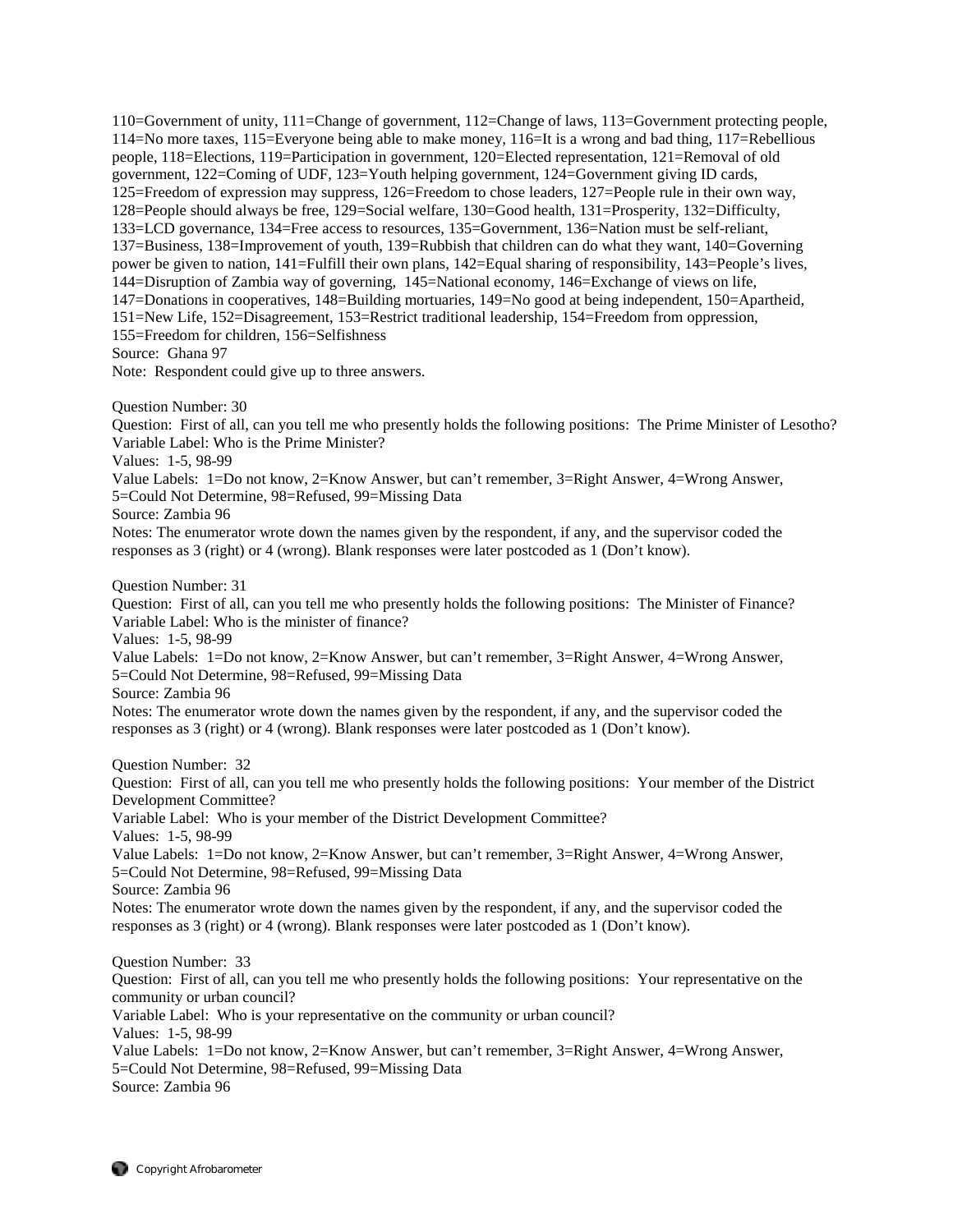110=Government of unity, 111=Change of government, 112=Change of laws, 113=Government protecting people, 114=No more taxes, 115=Everyone being able to make money, 116=It is a wrong and bad thing, 117=Rebellious people, 118=Elections, 119=Participation in government, 120=Elected representation, 121=Removal of old government, 122=Coming of UDF, 123=Youth helping government, 124=Government giving ID cards, 125=Freedom of expression may suppress, 126=Freedom to chose leaders, 127=People rule in their own way, 128=People should always be free, 129=Social welfare, 130=Good health, 131=Prosperity, 132=Difficulty, 133=LCD governance, 134=Free access to resources, 135=Government, 136=Nation must be self-reliant, 137=Business, 138=Improvement of youth, 139=Rubbish that children can do what they want, 140=Governing power be given to nation, 141=Fulfill their own plans, 142=Equal sharing of responsibility, 143=People's lives, 144=Disruption of Zambia way of governing, 145=National economy, 146=Exchange of views on life, 147=Donations in cooperatives, 148=Building mortuaries, 149=No good at being independent, 150=Apartheid, 151=New Life, 152=Disagreement, 153=Restrict traditional leadership, 154=Freedom from oppression, 155=Freedom for children, 156=Selfishness
Source: Ghana 97
Note: Respondent could give up to three answers.

Question Number: 30
Question: First of all, can you tell me who presently holds the following positions: The Prime Minister of Lesotho?
Variable Label: Who is the Prime Minister?
Values: 1-5, 98-99
Value Labels: 1=Do not know, 2=Know Answer, but can't remember, 3=Right Answer, 4=Wrong Answer, 5=Could Not Determine, 98=Refused, 99=Missing Data
Source: Zambia 96
Notes: The enumerator wrote down the names given by the respondent, if any, and the supervisor coded the responses as 3 (right) or 4 (wrong). Blank responses were later postcoded as 1 (Don't know).

Question Number: 31
Question: First of all, can you tell me who presently holds the following positions: The Minister of Finance?
Variable Label: Who is the minister of finance?
Values: 1-5, 98-99
Value Labels: 1=Do not know, 2=Know Answer, but can't remember, 3=Right Answer, 4=Wrong Answer, 5=Could Not Determine, 98=Refused, 99=Missing Data
Source: Zambia 96
Notes: The enumerator wrote down the names given by the respondent, if any, and the supervisor coded the responses as 3 (right) or 4 (wrong). Blank responses were later postcoded as 1 (Don't know).

Question Number: 32
Question: First of all, can you tell me who presently holds the following positions: Your member of the District Development Committee?
Variable Label: Who is your member of the District Development Committee?
Values: 1-5, 98-99
Value Labels: 1=Do not know, 2=Know Answer, but can't remember, 3=Right Answer, 4=Wrong Answer, 5=Could Not Determine, 98=Refused, 99=Missing Data
Source: Zambia 96
Notes: The enumerator wrote down the names given by the respondent, if any, and the supervisor coded the responses as 3 (right) or 4 (wrong). Blank responses were later postcoded as 1 (Don't know).

Question Number: 33
Question: First of all, can you tell me who presently holds the following positions: Your representative on the community or urban council?
Variable Label: Who is your representative on the community or urban council?
Values: 1-5, 98-99
Value Labels: 1=Do not know, 2=Know Answer, but can't remember, 3=Right Answer, 4=Wrong Answer, 5=Could Not Determine, 98=Refused, 99=Missing Data
Source: Zambia 96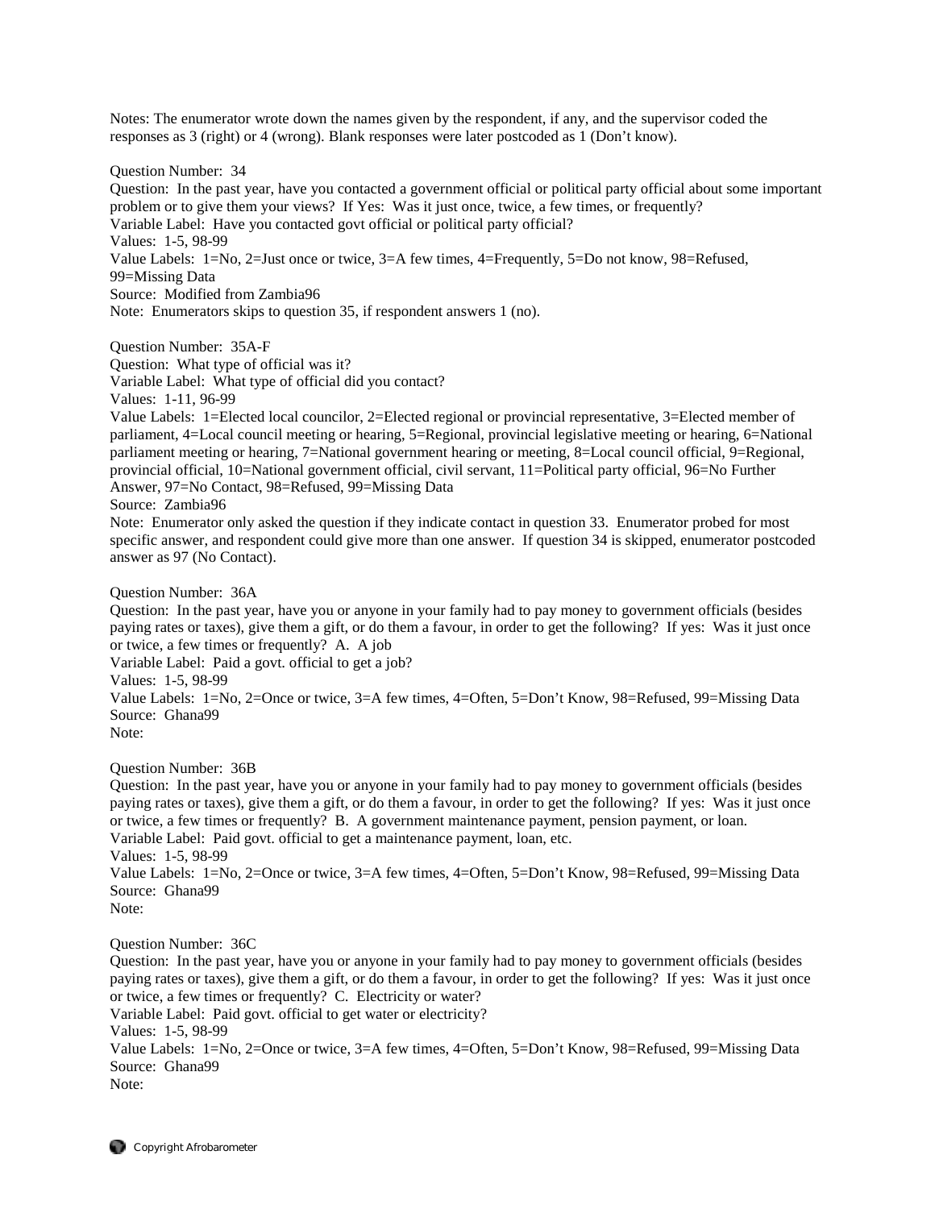Notes: The enumerator wrote down the names given by the respondent, if any, and the supervisor coded the responses as 3 (right) or 4 (wrong). Blank responses were later postcoded as 1 (Don't know).

Question Number: 34
Question: In the past year, have you contacted a government official or political party official about some important problem or to give them your views? If Yes: Was it just once, twice, a few times, or frequently?
Variable Label: Have you contacted govt official or political party official?
Values: 1-5, 98-99
Value Labels: 1=No, 2=Just once or twice, 3=A few times, 4=Frequently, 5=Do not know, 98=Refused, 99=Missing Data
Source: Modified from Zambia96
Note: Enumerators skips to question 35, if respondent answers 1 (no).

Question Number: 35A-F
Question: What type of official was it?
Variable Label: What type of official did you contact?
Values: 1-11, 96-99
Value Labels: 1=Elected local councilor, 2=Elected regional or provincial representative, 3=Elected member of parliament, 4=Local council meeting or hearing, 5=Regional, provincial legislative meeting or hearing, 6=National parliament meeting or hearing, 7=National government hearing or meeting, 8=Local council official, 9=Regional, provincial official, 10=National government official, civil servant, 11=Political party official, 96=No Further Answer, 97=No Contact, 98=Refused, 99=Missing Data
Source: Zambia96
Note: Enumerator only asked the question if they indicate contact in question 33. Enumerator probed for most specific answer, and respondent could give more than one answer. If question 34 is skipped, enumerator postcoded answer as 97 (No Contact).

Question Number: 36A
Question: In the past year, have you or anyone in your family had to pay money to government officials (besides paying rates or taxes), give them a gift, or do them a favour, in order to get the following? If yes: Was it just once or twice, a few times or frequently? A. A job
Variable Label: Paid a govt. official to get a job?
Values: 1-5, 98-99
Value Labels: 1=No, 2=Once or twice, 3=A few times, 4=Often, 5=Don't Know, 98=Refused, 99=Missing Data
Source: Ghana99
Note:

Question Number: 36B
Question: In the past year, have you or anyone in your family had to pay money to government officials (besides paying rates or taxes), give them a gift, or do them a favour, in order to get the following? If yes: Was it just once or twice, a few times or frequently? B. A government maintenance payment, pension payment, or loan.
Variable Label: Paid govt. official to get a maintenance payment, loan, etc.
Values: 1-5, 98-99
Value Labels: 1=No, 2=Once or twice, 3=A few times, 4=Often, 5=Don't Know, 98=Refused, 99=Missing Data
Source: Ghana99
Note:

Question Number: 36C
Question: In the past year, have you or anyone in your family had to pay money to government officials (besides paying rates or taxes), give them a gift, or do them a favour, in order to get the following? If yes: Was it just once or twice, a few times or frequently? C. Electricity or water?
Variable Label: Paid govt. official to get water or electricity?
Values: 1-5, 98-99
Value Labels: 1=No, 2=Once or twice, 3=A few times, 4=Often, 5=Don't Know, 98=Refused, 99=Missing Data
Source: Ghana99
Note: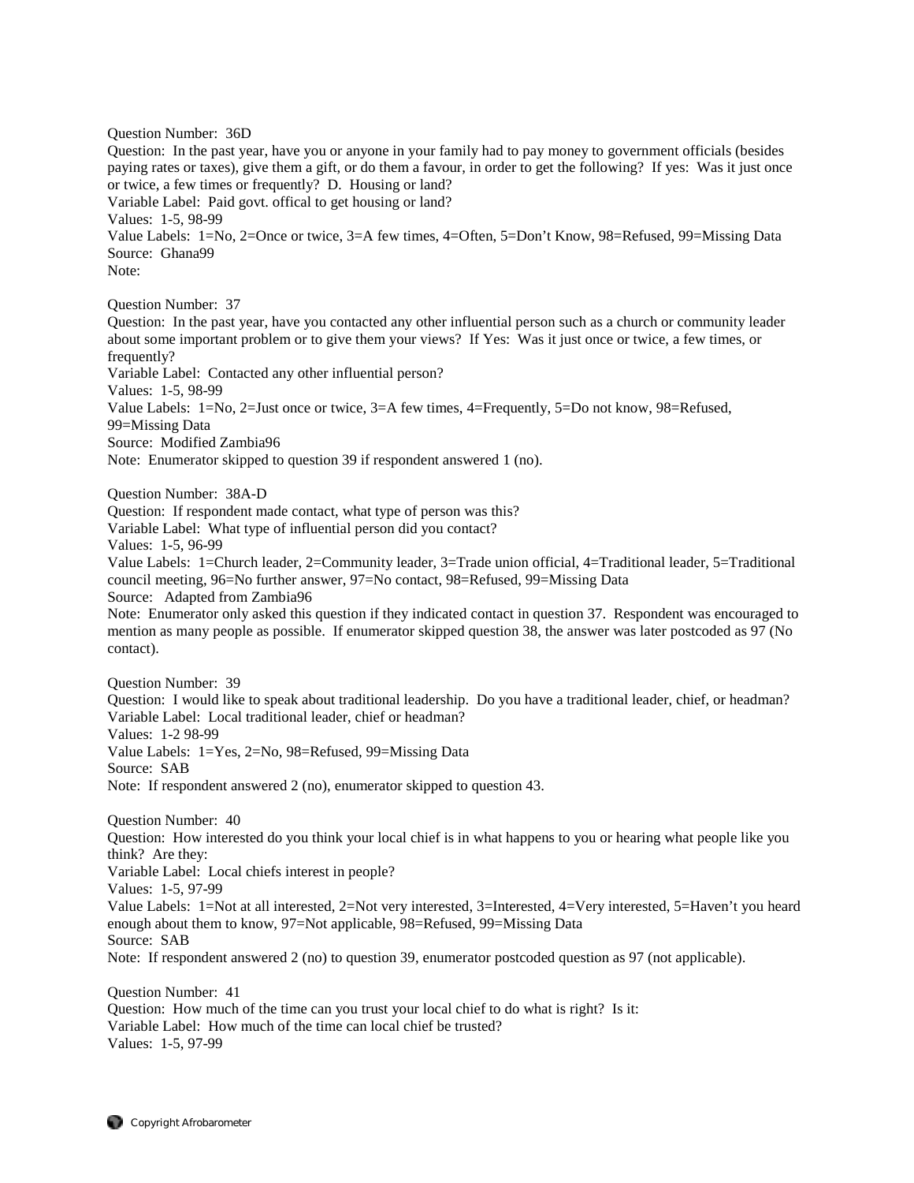Question Number: 36D
Question: In the past year, have you or anyone in your family had to pay money to government officials (besides paying rates or taxes), give them a gift, or do them a favour, in order to get the following? If yes: Was it just once or twice, a few times or frequently? D. Housing or land?
Variable Label: Paid govt. offical to get housing or land?
Values: 1-5, 98-99
Value Labels: 1=No, 2=Once or twice, 3=A few times, 4=Often, 5=Don't Know, 98=Refused, 99=Missing Data
Source: Ghana99
Note:

Question Number: 37
Question: In the past year, have you contacted any other influential person such as a church or community leader about some important problem or to give them your views? If Yes: Was it just once or twice, a few times, or frequently?
Variable Label: Contacted any other influential person?
Values: 1-5, 98-99
Value Labels: 1=No, 2=Just once or twice, 3=A few times, 4=Frequently, 5=Do not know, 98=Refused, 99=Missing Data
Source: Modified Zambia96
Note: Enumerator skipped to question 39 if respondent answered 1 (no).

Question Number: 38A-D
Question: If respondent made contact, what type of person was this?
Variable Label: What type of influential person did you contact?
Values: 1-5, 96-99
Value Labels: 1=Church leader, 2=Community leader, 3=Trade union official, 4=Traditional leader, 5=Traditional council meeting, 96=No further answer, 97=No contact, 98=Refused, 99=Missing Data
Source: Adapted from Zambia96
Note: Enumerator only asked this question if they indicated contact in question 37. Respondent was encouraged to mention as many people as possible. If enumerator skipped question 38, the answer was later postcoded as 97 (No contact).

Question Number: 39
Question: I would like to speak about traditional leadership. Do you have a traditional leader, chief, or headman?
Variable Label: Local traditional leader, chief or headman?
Values: 1-2 98-99
Value Labels: 1=Yes, 2=No, 98=Refused, 99=Missing Data
Source: SAB
Note: If respondent answered 2 (no), enumerator skipped to question 43.

Question Number: 40
Question: How interested do you think your local chief is in what happens to you or hearing what people like you think? Are they:
Variable Label: Local chiefs interest in people?
Values: 1-5, 97-99
Value Labels: 1=Not at all interested, 2=Not very interested, 3=Interested, 4=Very interested, 5=Haven't you heard enough about them to know, 97=Not applicable, 98=Refused, 99=Missing Data
Source: SAB
Note: If respondent answered 2 (no) to question 39, enumerator postcoded question as 97 (not applicable).

Question Number: 41
Question: How much of the time can you trust your local chief to do what is right? Is it:
Variable Label: How much of the time can local chief be trusted?
Values: 1-5, 97-99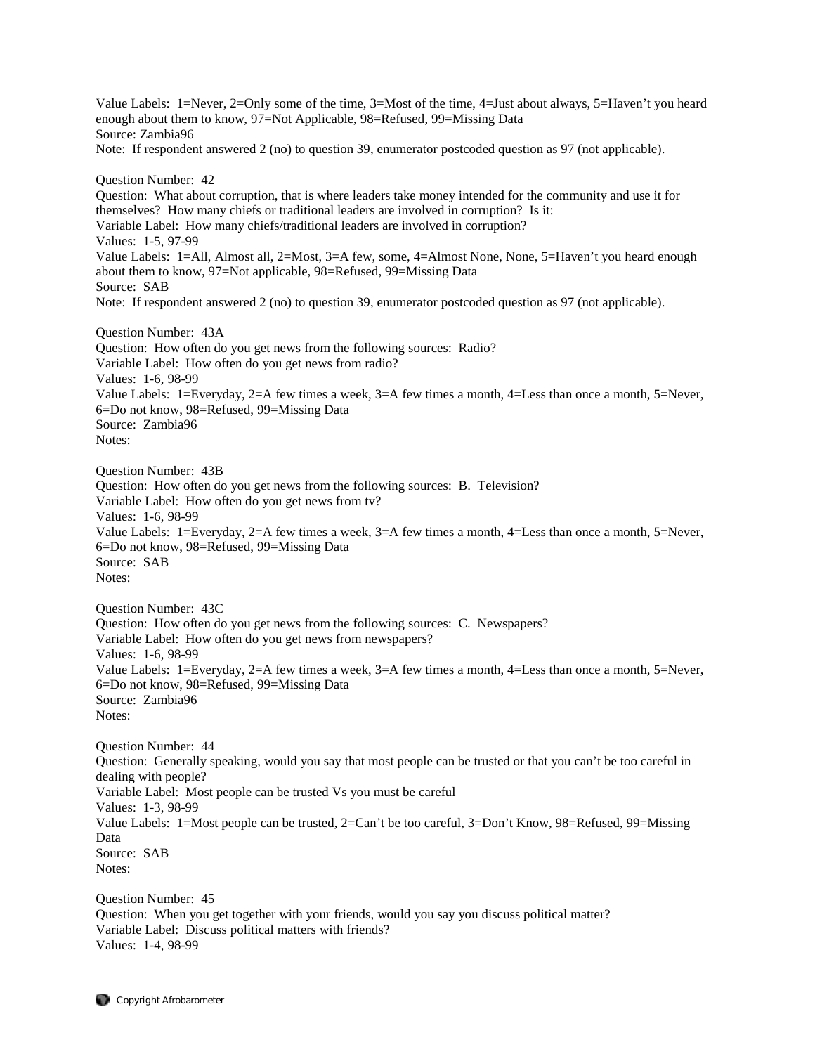Value Labels: 1=Never, 2=Only some of the time, 3=Most of the time, 4=Just about always, 5=Haven't you heard enough about them to know, 97=Not Applicable, 98=Refused, 99=Missing Data
Source: Zambia96
Note: If respondent answered 2 (no) to question 39, enumerator postcoded question as 97 (not applicable).

Question Number: 42
Question: What about corruption, that is where leaders take money intended for the community and use it for themselves? How many chiefs or traditional leaders are involved in corruption? Is it:
Variable Label: How many chiefs/traditional leaders are involved in corruption?
Values: 1-5, 97-99
Value Labels: 1=All, Almost all, 2=Most, 3=A few, some, 4=Almost None, None, 5=Haven't you heard enough about them to know, 97=Not applicable, 98=Refused, 99=Missing Data
Source: SAB
Note: If respondent answered 2 (no) to question 39, enumerator postcoded question as 97 (not applicable).

Question Number: 43A
Question: How often do you get news from the following sources: Radio?
Variable Label: How often do you get news from radio?
Values: 1-6, 98-99
Value Labels: 1=Everyday, 2=A few times a week, 3=A few times a month, 4=Less than once a month, 5=Never, 6=Do not know, 98=Refused, 99=Missing Data
Source: Zambia96
Notes:

Question Number: 43B
Question: How often do you get news from the following sources: B. Television?
Variable Label: How often do you get news from tv?
Values: 1-6, 98-99
Value Labels: 1=Everyday, 2=A few times a week, 3=A few times a month, 4=Less than once a month, 5=Never, 6=Do not know, 98=Refused, 99=Missing Data
Source: SAB
Notes:

Question Number: 43C
Question: How often do you get news from the following sources: C. Newspapers?
Variable Label: How often do you get news from newspapers?
Values: 1-6, 98-99
Value Labels: 1=Everyday, 2=A few times a week, 3=A few times a month, 4=Less than once a month, 5=Never, 6=Do not know, 98=Refused, 99=Missing Data
Source: Zambia96
Notes:

Question Number: 44
Question: Generally speaking, would you say that most people can be trusted or that you can't be too careful in dealing with people?
Variable Label: Most people can be trusted Vs you must be careful
Values: 1-3, 98-99
Value Labels: 1=Most people can be trusted, 2=Can't be too careful, 3=Don't Know, 98=Refused, 99=Missing Data
Source: SAB
Notes:

Question Number: 45
Question: When you get together with your friends, would you say you discuss political matter?
Variable Label: Discuss political matters with friends?
Values: 1-4, 98-99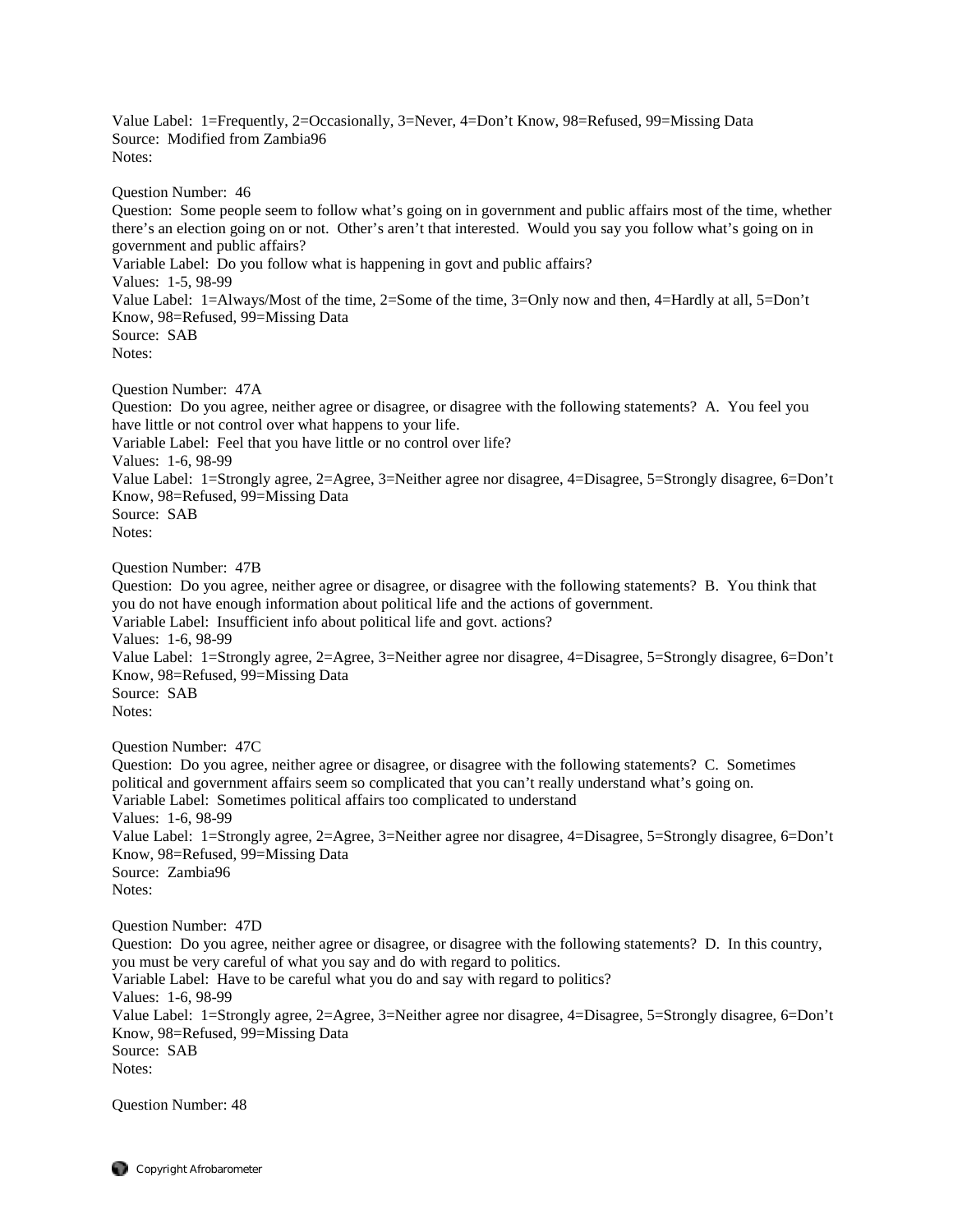Value Label: 1=Frequently, 2=Occasionally, 3=Never, 4=Don't Know, 98=Refused, 99=Missing Data
Source: Modified from Zambia96
Notes:

Question Number: 46
Question: Some people seem to follow what's going on in government and public affairs most of the time, whether there's an election going on or not. Other's aren't that interested. Would you say you follow what's going on in government and public affairs?
Variable Label: Do you follow what is happening in govt and public affairs?
Values: 1-5, 98-99
Value Label: 1=Always/Most of the time, 2=Some of the time, 3=Only now and then, 4=Hardly at all, 5=Don't Know, 98=Refused, 99=Missing Data
Source: SAB
Notes:

Question Number: 47A
Question: Do you agree, neither agree or disagree, or disagree with the following statements? A. You feel you have little or not control over what happens to your life.
Variable Label: Feel that you have little or no control over life?
Values: 1-6, 98-99
Value Label: 1=Strongly agree, 2=Agree, 3=Neither agree nor disagree, 4=Disagree, 5=Strongly disagree, 6=Don't Know, 98=Refused, 99=Missing Data
Source: SAB
Notes:

Question Number: 47B
Question: Do you agree, neither agree or disagree, or disagree with the following statements? B. You think that you do not have enough information about political life and the actions of government.
Variable Label: Insufficient info about political life and govt. actions?
Values: 1-6, 98-99
Value Label: 1=Strongly agree, 2=Agree, 3=Neither agree nor disagree, 4=Disagree, 5=Strongly disagree, 6=Don't Know, 98=Refused, 99=Missing Data
Source: SAB
Notes:

Question Number: 47C
Question: Do you agree, neither agree or disagree, or disagree with the following statements? C. Sometimes political and government affairs seem so complicated that you can't really understand what's going on.
Variable Label: Sometimes political affairs too complicated to understand
Values: 1-6, 98-99
Value Label: 1=Strongly agree, 2=Agree, 3=Neither agree nor disagree, 4=Disagree, 5=Strongly disagree, 6=Don't Know, 98=Refused, 99=Missing Data
Source: Zambia96
Notes:

Question Number: 47D
Question: Do you agree, neither agree or disagree, or disagree with the following statements? D. In this country, you must be very careful of what you say and do with regard to politics.
Variable Label: Have to be careful what you do and say with regard to politics?
Values: 1-6, 98-99
Value Label: 1=Strongly agree, 2=Agree, 3=Neither agree nor disagree, 4=Disagree, 5=Strongly disagree, 6=Don't Know, 98=Refused, 99=Missing Data
Source: SAB
Notes:

Question Number: 48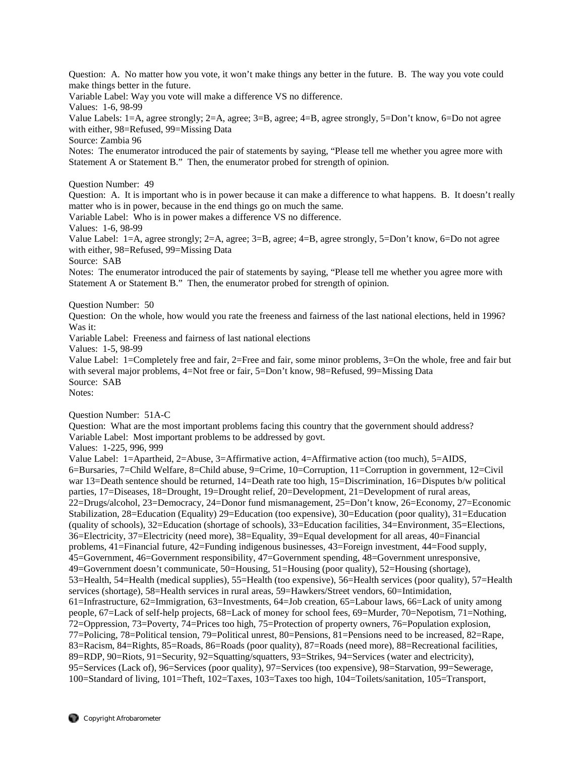Question: A. No matter how you vote, it won't make things any better in the future. B. The way you vote could make things better in the future.

Variable Label: Way you vote will make a difference VS no difference.

Values: 1-6, 98-99

Value Labels: 1=A, agree strongly; 2=A, agree; 3=B, agree; 4=B, agree strongly, 5=Don't know, 6=Do not agree with either, 98=Refused, 99=Missing Data

Source: Zambia 96

Notes: The enumerator introduced the pair of statements by saying, "Please tell me whether you agree more with Statement A or Statement B." Then, the enumerator probed for strength of opinion.

Question Number: 49

Question: A. It is important who is in power because it can make a difference to what happens. B. It doesn't really matter who is in power, because in the end things go on much the same.

Variable Label: Who is in power makes a difference VS no difference.

Values: 1-6, 98-99

Value Label: 1=A, agree strongly; 2=A, agree; 3=B, agree; 4=B, agree strongly, 5=Don't know, 6=Do not agree with either, 98=Refused, 99=Missing Data

Source: SAB

Notes: The enumerator introduced the pair of statements by saying, "Please tell me whether you agree more with Statement A or Statement B." Then, the enumerator probed for strength of opinion.

Question Number: 50

Question: On the whole, how would you rate the freeness and fairness of the last national elections, held in 1996? Was it:

Variable Label: Freeness and fairness of last national elections

Values: 1-5, 98-99

Value Label: 1=Completely free and fair, 2=Free and fair, some minor problems, 3=On the whole, free and fair but with several major problems, 4=Not free or fair, 5=Don't know, 98=Refused, 99=Missing Data

Source: SAB

Notes:

Question Number: 51A-C

Question: What are the most important problems facing this country that the government should address?

Variable Label: Most important problems to be addressed by govt.

Values: 1-225, 996, 999

Value Label: 1=Apartheid, 2=Abuse, 3=Affirmative action, 4=Affirmative action (too much), 5=AIDS, 6=Bursaries, 7=Child Welfare, 8=Child abuse, 9=Crime, 10=Corruption, 11=Corruption in government, 12=Civil war 13=Death sentence should be returned, 14=Death rate too high, 15=Discrimination, 16=Disputes b/w political parties, 17=Diseases, 18=Drought, 19=Drought relief, 20=Development, 21=Development of rural areas, 22=Drugs/alcohol, 23=Democracy, 24=Donor fund mismanagement, 25=Don't know, 26=Economy, 27=Economic Stabilization, 28=Education (Equality) 29=Education (too expensive), 30=Education (poor quality), 31=Education (quality of schools), 32=Education (shortage of schools), 33=Education facilities, 34=Environment, 35=Elections, 36=Electricity, 37=Electricity (need more), 38=Equality, 39=Equal development for all areas, 40=Financial problems, 41=Financial future, 42=Funding indigenous businesses, 43=Foreign investment, 44=Food supply, 45=Government, 46=Government responsibility, 47=Government spending, 48=Government unresponsive, 49=Government doesn't communicate, 50=Housing, 51=Housing (poor quality), 52=Housing (shortage), 53=Health, 54=Health (medical supplies), 55=Health (too expensive), 56=Health services (poor quality), 57=Health services (shortage), 58=Health services in rural areas, 59=Hawkers/Street vendors, 60=Intimidation, 61=Infrastructure, 62=Immigration, 63=Investments, 64=Job creation, 65=Labour laws, 66=Lack of unity among people, 67=Lack of self-help projects, 68=Lack of money for school fees, 69=Murder, 70=Nepotism, 71=Nothing, 72=Oppression, 73=Poverty, 74=Prices too high, 75=Protection of property owners, 76=Population explosion, 77=Policing, 78=Political tension, 79=Political unrest, 80=Pensions, 81=Pensions need to be increased, 82=Rape, 83=Racism, 84=Rights, 85=Roads, 86=Roads (poor quality), 87=Roads (need more), 88=Recreational facilities, 89=RDP, 90=Riots, 91=Security, 92=Squatting/squatters, 93=Strikes, 94=Services (water and electricity), 95=Services (Lack of), 96=Services (poor quality), 97=Services (too expensive), 98=Starvation, 99=Sewerage, 100=Standard of living, 101=Theft, 102=Taxes, 103=Taxes too high, 104=Toilets/sanitation, 105=Transport,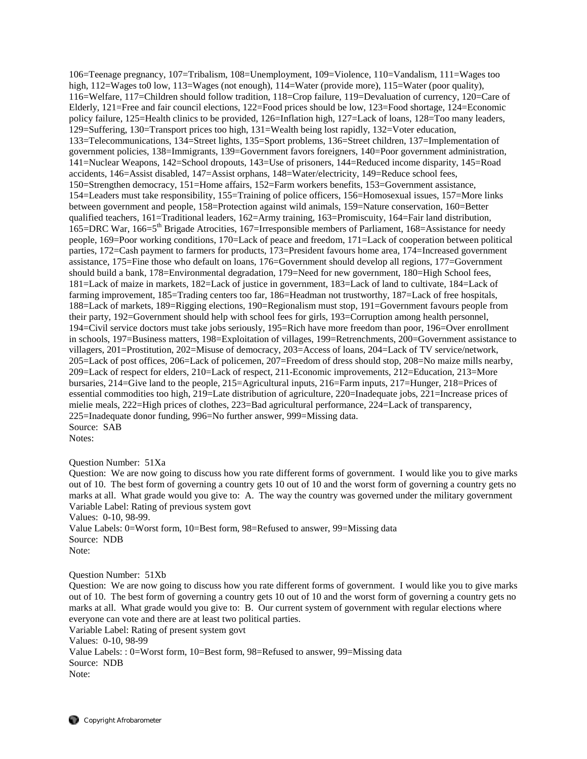106=Teenage pregnancy, 107=Tribalism, 108=Unemployment, 109=Violence, 110=Vandalism, 111=Wages too high, 112=Wages to0 low, 113=Wages (not enough), 114=Water (provide more), 115=Water (poor quality), 116=Welfare, 117=Children should follow tradition, 118=Crop failure, 119=Devaluation of currency, 120=Care of Elderly, 121=Free and fair council elections, 122=Food prices should be low, 123=Food shortage, 124=Economic policy failure, 125=Health clinics to be provided, 126=Inflation high, 127=Lack of loans, 128=Too many leaders, 129=Suffering, 130=Transport prices too high, 131=Wealth being lost rapidly, 132=Voter education, 133=Telecommunications, 134=Street lights, 135=Sport problems, 136=Street children, 137=Implementation of government policies, 138=Immigrants, 139=Government favors foreigners, 140=Poor government administration, 141=Nuclear Weapons, 142=School dropouts, 143=Use of prisoners, 144=Reduced income disparity, 145=Road accidents, 146=Assist disabled, 147=Assist orphans, 148=Water/electricity, 149=Reduce school fees, 150=Strengthen democracy, 151=Home affairs, 152=Farm workers benefits, 153=Government assistance, 154=Leaders must take responsibility, 155=Training of police officers, 156=Homosexual issues, 157=More links between government and people, 158=Protection against wild animals, 159=Nature conservation, 160=Better qualified teachers, 161=Traditional leaders, 162=Army training, 163=Promiscuity, 164=Fair land distribution, 165=DRC War, 166=5th Brigade Atrocities, 167=Irresponsible members of Parliament, 168=Assistance for needy people, 169=Poor working conditions, 170=Lack of peace and freedom, 171=Lack of cooperation between political parties, 172=Cash payment to farmers for products, 173=President favours home area, 174=Increased government assistance, 175=Fine those who default on loans, 176=Government should develop all regions, 177=Government should build a bank, 178=Environmental degradation, 179=Need for new government, 180=High School fees, 181=Lack of maize in markets, 182=Lack of justice in government, 183=Lack of land to cultivate, 184=Lack of farming improvement, 185=Trading centers too far, 186=Headman not trustworthy, 187=Lack of free hospitals, 188=Lack of markets, 189=Rigging elections, 190=Regionalism must stop, 191=Government favours people from their party, 192=Government should help with school fees for girls, 193=Corruption among health personnel, 194=Civil service doctors must take jobs seriously, 195=Rich have more freedom than poor, 196=Over enrollment in schools, 197=Business matters, 198=Exploitation of villages, 199=Retrenchments, 200=Government assistance to villagers, 201=Prostitution, 202=Misuse of democracy, 203=Access of loans, 204=Lack of TV service/network, 205=Lack of post offices, 206=Lack of policemen, 207=Freedom of dress should stop, 208=No maize mills nearby, 209=Lack of respect for elders, 210=Lack of respect, 211-Economic improvements, 212=Education, 213=More bursaries, 214=Give land to the people, 215=Agricultural inputs, 216=Farm inputs, 217=Hunger, 218=Prices of essential commodities too high, 219=Late distribution of agriculture, 220=Inadequate jobs, 221=Increase prices of mielie meals, 222=High prices of clothes, 223=Bad agricultural performance, 224=Lack of transparency, 225=Inadequate donor funding, 996=No further answer, 999=Missing data.
Source: SAB
Notes:

Question Number: 51Xa
Question: We are now going to discuss how you rate different forms of government. I would like you to give marks out of 10. The best form of governing a country gets 10 out of 10 and the worst form of governing a country gets no marks at all. What grade would you give to: A. The way the country was governed under the military government
Variable Label: Rating of previous system govt
Values: 0-10, 98-99.
Value Labels: 0=Worst form, 10=Best form, 98=Refused to answer, 99=Missing data
Source: NDB
Note:

Question Number: 51Xb
Question: We are now going to discuss how you rate different forms of government. I would like you to give marks out of 10. The best form of governing a country gets 10 out of 10 and the worst form of governing a country gets no marks at all. What grade would you give to: B. Our current system of government with regular elections where everyone can vote and there are at least two political parties.
Variable Label: Rating of present system govt
Values: 0-10, 98-99
Value Labels: : 0=Worst form, 10=Best form, 98=Refused to answer, 99=Missing data
Source: NDB
Note: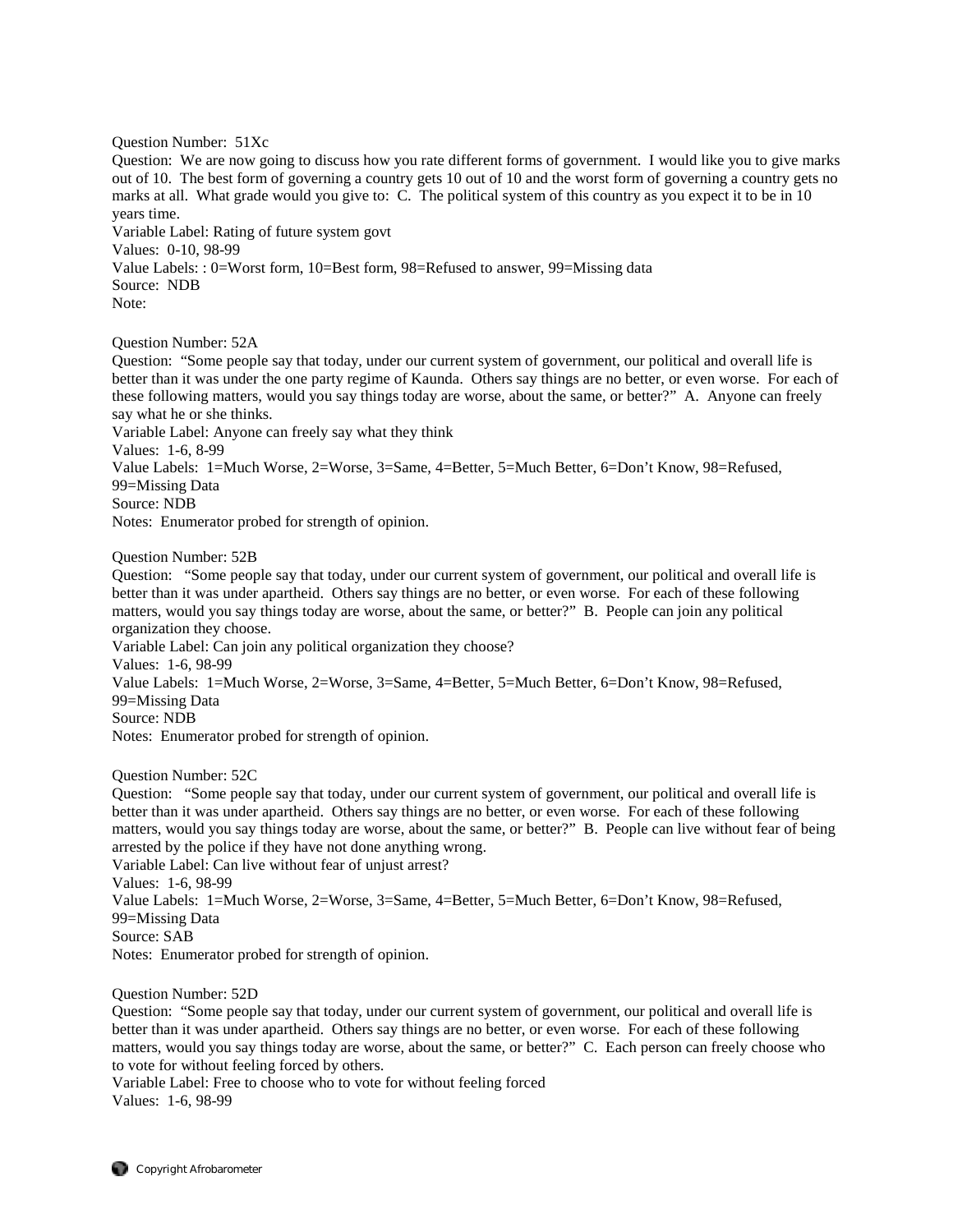Question Number: 51Xc
Question: We are now going to discuss how you rate different forms of government. I would like you to give marks out of 10. The best form of governing a country gets 10 out of 10 and the worst form of governing a country gets no marks at all. What grade would you give to: C. The political system of this country as you expect it to be in 10 years time.
Variable Label: Rating of future system govt
Values: 0-10, 98-99
Value Labels: : 0=Worst form, 10=Best form, 98=Refused to answer, 99=Missing data
Source: NDB
Note:

Question Number: 52A
Question: "Some people say that today, under our current system of government, our political and overall life is better than it was under the one party regime of Kaunda. Others say things are no better, or even worse. For each of these following matters, would you say things today are worse, about the same, or better?" A. Anyone can freely say what he or she thinks.
Variable Label: Anyone can freely say what they think
Values: 1-6, 8-99
Value Labels: 1=Much Worse, 2=Worse, 3=Same, 4=Better, 5=Much Better, 6=Don't Know, 98=Refused, 99=Missing Data
Source: NDB
Notes: Enumerator probed for strength of opinion.

Question Number: 52B
Question: "Some people say that today, under our current system of government, our political and overall life is better than it was under apartheid. Others say things are no better, or even worse. For each of these following matters, would you say things today are worse, about the same, or better?" B. People can join any political organization they choose.
Variable Label: Can join any political organization they choose?
Values: 1-6, 98-99
Value Labels: 1=Much Worse, 2=Worse, 3=Same, 4=Better, 5=Much Better, 6=Don't Know, 98=Refused, 99=Missing Data
Source: NDB
Notes: Enumerator probed for strength of opinion.

Question Number: 52C
Question: "Some people say that today, under our current system of government, our political and overall life is better than it was under apartheid. Others say things are no better, or even worse. For each of these following matters, would you say things today are worse, about the same, or better?" B. People can live without fear of being arrested by the police if they have not done anything wrong.
Variable Label: Can live without fear of unjust arrest?
Values: 1-6, 98-99
Value Labels: 1=Much Worse, 2=Worse, 3=Same, 4=Better, 5=Much Better, 6=Don't Know, 98=Refused, 99=Missing Data
Source: SAB
Notes: Enumerator probed for strength of opinion.

Question Number: 52D
Question: "Some people say that today, under our current system of government, our political and overall life is better than it was under apartheid. Others say things are no better, or even worse. For each of these following matters, would you say things today are worse, about the same, or better?" C. Each person can freely choose who to vote for without feeling forced by others.
Variable Label: Free to choose who to vote for without feeling forced
Values: 1-6, 98-99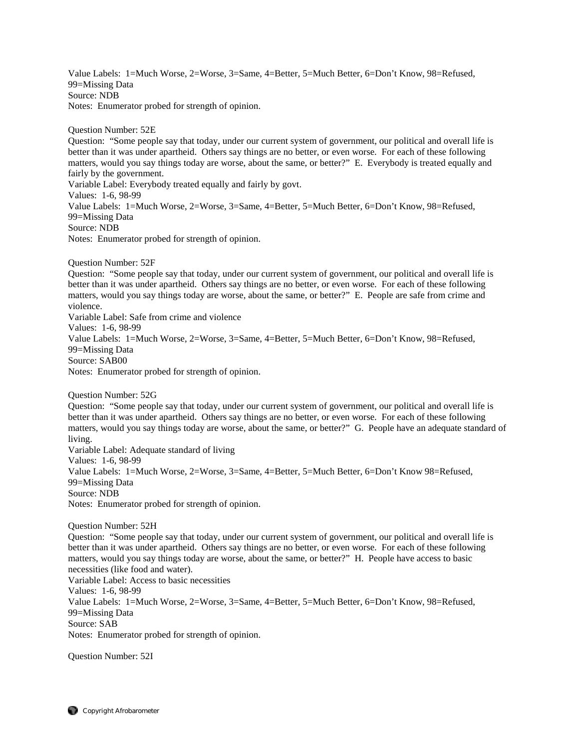Value Labels: 1=Much Worse, 2=Worse, 3=Same, 4=Better, 5=Much Better, 6=Don't Know, 98=Refused, 99=Missing Data
Source: NDB
Notes: Enumerator probed for strength of opinion.

Question Number: 52E
Question: "Some people say that today, under our current system of government, our political and overall life is better than it was under apartheid. Others say things are no better, or even worse. For each of these following matters, would you say things today are worse, about the same, or better?" E. Everybody is treated equally and fairly by the government.
Variable Label: Everybody treated equally and fairly by govt.
Values: 1-6, 98-99
Value Labels: 1=Much Worse, 2=Worse, 3=Same, 4=Better, 5=Much Better, 6=Don't Know, 98=Refused, 99=Missing Data
Source: NDB
Notes: Enumerator probed for strength of opinion.

Question Number: 52F
Question: "Some people say that today, under our current system of government, our political and overall life is better than it was under apartheid. Others say things are no better, or even worse. For each of these following matters, would you say things today are worse, about the same, or better?" E. People are safe from crime and violence.
Variable Label: Safe from crime and violence
Values: 1-6, 98-99
Value Labels: 1=Much Worse, 2=Worse, 3=Same, 4=Better, 5=Much Better, 6=Don't Know, 98=Refused, 99=Missing Data
Source: SAB00
Notes: Enumerator probed for strength of opinion.

Question Number: 52G
Question: "Some people say that today, under our current system of government, our political and overall life is better than it was under apartheid. Others say things are no better, or even worse. For each of these following matters, would you say things today are worse, about the same, or better?" G. People have an adequate standard of living.
Variable Label: Adequate standard of living
Values: 1-6, 98-99
Value Labels: 1=Much Worse, 2=Worse, 3=Same, 4=Better, 5=Much Better, 6=Don't Know 98=Refused, 99=Missing Data
Source: NDB
Notes: Enumerator probed for strength of opinion.

Question Number: 52H
Question: "Some people say that today, under our current system of government, our political and overall life is better than it was under apartheid. Others say things are no better, or even worse. For each of these following matters, would you say things today are worse, about the same, or better?" H. People have access to basic necessities (like food and water).
Variable Label: Access to basic necessities
Values: 1-6, 98-99
Value Labels: 1=Much Worse, 2=Worse, 3=Same, 4=Better, 5=Much Better, 6=Don't Know, 98=Refused, 99=Missing Data
Source: SAB
Notes: Enumerator probed for strength of opinion.

Question Number: 52I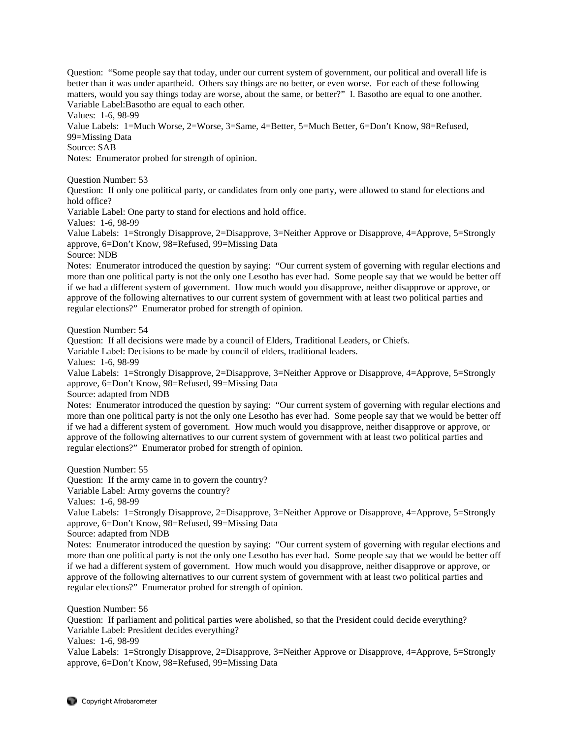Question: "Some people say that today, under our current system of government, our political and overall life is better than it was under apartheid. Others say things are no better, or even worse. For each of these following matters, would you say things today are worse, about the same, or better?" I. Basotho are equal to one another.
Variable Label:Basotho are equal to each other.
Values: 1-6, 98-99
Value Labels: 1=Much Worse, 2=Worse, 3=Same, 4=Better, 5=Much Better, 6=Don't Know, 98=Refused, 99=Missing Data
Source: SAB
Notes: Enumerator probed for strength of opinion.

Question Number: 53
Question: If only one political party, or candidates from only one party, were allowed to stand for elections and hold office?
Variable Label: One party to stand for elections and hold office.
Values: 1-6, 98-99
Value Labels: 1=Strongly Disapprove, 2=Disapprove, 3=Neither Approve or Disapprove, 4=Approve, 5=Strongly approve, 6=Don't Know, 98=Refused, 99=Missing Data
Source: NDB
Notes: Enumerator introduced the question by saying: "Our current system of governing with regular elections and more than one political party is not the only one Lesotho has ever had. Some people say that we would be better off if we had a different system of government. How much would you disapprove, neither disapprove or approve, or approve of the following alternatives to our current system of government with at least two political parties and regular elections?" Enumerator probed for strength of opinion.

Question Number: 54
Question: If all decisions were made by a council of Elders, Traditional Leaders, or Chiefs.
Variable Label: Decisions to be made by council of elders, traditional leaders.
Values: 1-6, 98-99
Value Labels: 1=Strongly Disapprove, 2=Disapprove, 3=Neither Approve or Disapprove, 4=Approve, 5=Strongly approve, 6=Don't Know, 98=Refused, 99=Missing Data
Source: adapted from NDB
Notes: Enumerator introduced the question by saying: "Our current system of governing with regular elections and more than one political party is not the only one Lesotho has ever had. Some people say that we would be better off if we had a different system of government. How much would you disapprove, neither disapprove or approve, or approve of the following alternatives to our current system of government with at least two political parties and regular elections?" Enumerator probed for strength of opinion.

Question Number: 55
Question: If the army came in to govern the country?
Variable Label: Army governs the country?
Values: 1-6, 98-99
Value Labels: 1=Strongly Disapprove, 2=Disapprove, 3=Neither Approve or Disapprove, 4=Approve, 5=Strongly approve, 6=Don't Know, 98=Refused, 99=Missing Data
Source: adapted from NDB
Notes: Enumerator introduced the question by saying: "Our current system of governing with regular elections and more than one political party is not the only one Lesotho has ever had. Some people say that we would be better off if we had a different system of government. How much would you disapprove, neither disapprove or approve, or approve of the following alternatives to our current system of government with at least two political parties and regular elections?" Enumerator probed for strength of opinion.

Question Number: 56
Question: If parliament and political parties were abolished, so that the President could decide everything?
Variable Label: President decides everything?
Values: 1-6, 98-99
Value Labels: 1=Strongly Disapprove, 2=Disapprove, 3=Neither Approve or Disapprove, 4=Approve, 5=Strongly approve, 6=Don't Know, 98=Refused, 99=Missing Data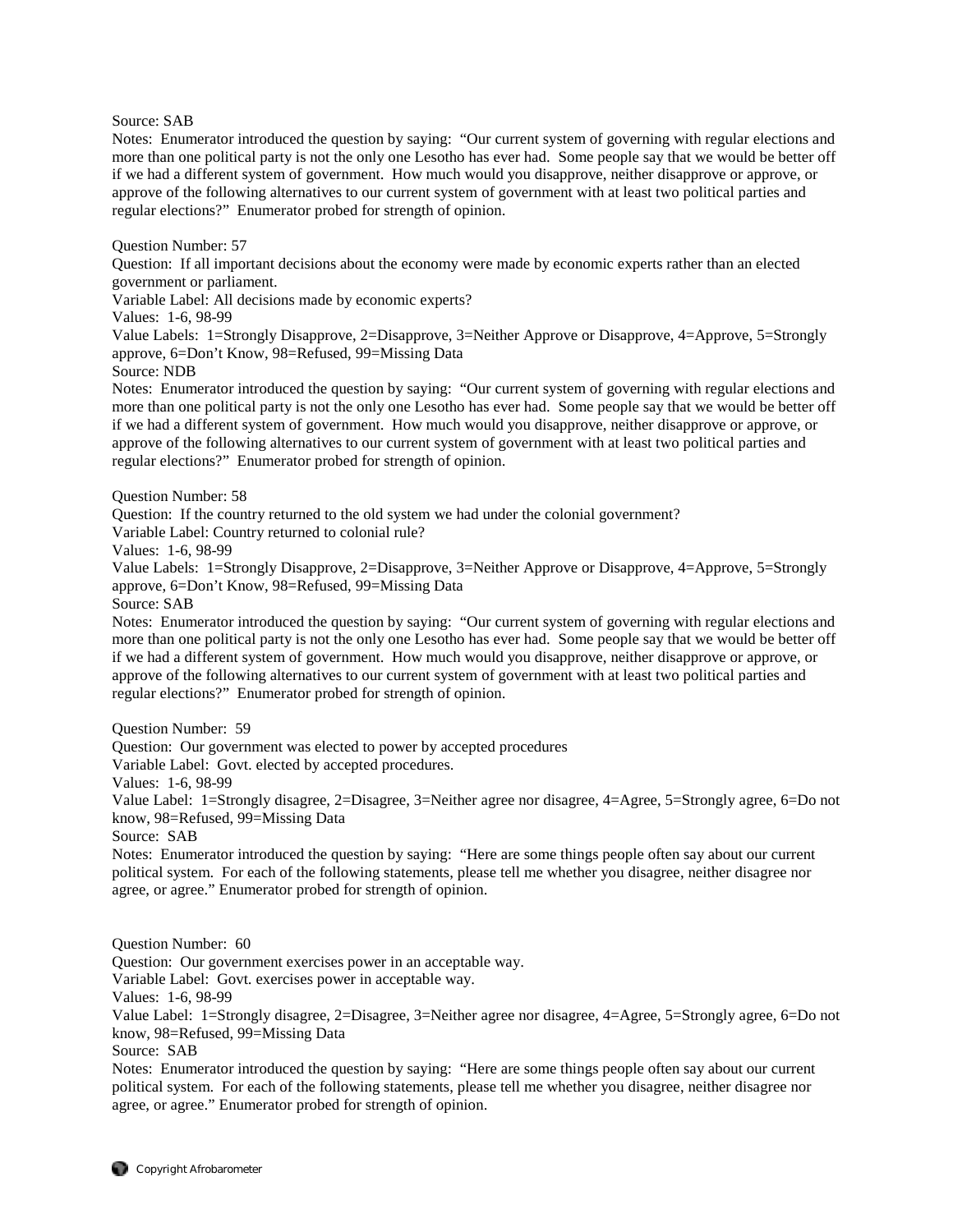Source: SAB

Notes: Enumerator introduced the question by saying: "Our current system of governing with regular elections and more than one political party is not the only one Lesotho has ever had. Some people say that we would be better off if we had a different system of government. How much would you disapprove, neither disapprove or approve, or approve of the following alternatives to our current system of government with at least two political parties and regular elections?" Enumerator probed for strength of opinion.

Question Number: 57

Question: If all important decisions about the economy were made by economic experts rather than an elected government or parliament.

Variable Label: All decisions made by economic experts?

Values: 1-6, 98-99

Value Labels: 1=Strongly Disapprove, 2=Disapprove, 3=Neither Approve or Disapprove, 4=Approve, 5=Strongly approve, 6=Don't Know, 98=Refused, 99=Missing Data

Source: NDB

Notes: Enumerator introduced the question by saying: "Our current system of governing with regular elections and more than one political party is not the only one Lesotho has ever had. Some people say that we would be better off if we had a different system of government. How much would you disapprove, neither disapprove or approve, or approve of the following alternatives to our current system of government with at least two political parties and regular elections?" Enumerator probed for strength of opinion.

Question Number: 58

Question: If the country returned to the old system we had under the colonial government?

Variable Label: Country returned to colonial rule?

Values: 1-6, 98-99

Value Labels: 1=Strongly Disapprove, 2=Disapprove, 3=Neither Approve or Disapprove, 4=Approve, 5=Strongly approve, 6=Don't Know, 98=Refused, 99=Missing Data

Source: SAB

Notes: Enumerator introduced the question by saying: "Our current system of governing with regular elections and more than one political party is not the only one Lesotho has ever had. Some people say that we would be better off if we had a different system of government. How much would you disapprove, neither disapprove or approve, or approve of the following alternatives to our current system of government with at least two political parties and regular elections?" Enumerator probed for strength of opinion.

Question Number: 59

Question: Our government was elected to power by accepted procedures

Variable Label: Govt. elected by accepted procedures.

Values: 1-6, 98-99

Value Label: 1=Strongly disagree, 2=Disagree, 3=Neither agree nor disagree, 4=Agree, 5=Strongly agree, 6=Do not know, 98=Refused, 99=Missing Data

Source: SAB

Notes: Enumerator introduced the question by saying: "Here are some things people often say about our current political system. For each of the following statements, please tell me whether you disagree, neither disagree nor agree, or agree." Enumerator probed for strength of opinion.

Question Number: 60

Question: Our government exercises power in an acceptable way.

Variable Label: Govt. exercises power in acceptable way.

Values: 1-6, 98-99

Value Label: 1=Strongly disagree, 2=Disagree, 3=Neither agree nor disagree, 4=Agree, 5=Strongly agree, 6=Do not know, 98=Refused, 99=Missing Data

Source: SAB

Notes: Enumerator introduced the question by saying: "Here are some things people often say about our current political system. For each of the following statements, please tell me whether you disagree, neither disagree nor agree, or agree." Enumerator probed for strength of opinion.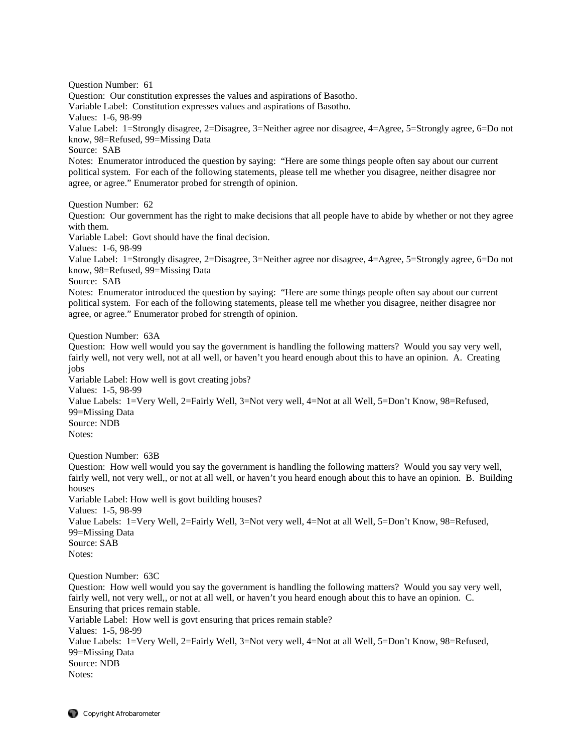Question Number: 61
Question: Our constitution expresses the values and aspirations of Basotho.
Variable Label: Constitution expresses values and aspirations of Basotho.
Values: 1-6, 98-99
Value Label: 1=Strongly disagree, 2=Disagree, 3=Neither agree nor disagree, 4=Agree, 5=Strongly agree, 6=Do not know, 98=Refused, 99=Missing Data
Source: SAB
Notes: Enumerator introduced the question by saying: "Here are some things people often say about our current political system. For each of the following statements, please tell me whether you disagree, neither disagree nor agree, or agree." Enumerator probed for strength of opinion.

Question Number: 62
Question: Our government has the right to make decisions that all people have to abide by whether or not they agree with them.
Variable Label: Govt should have the final decision.
Values: 1-6, 98-99
Value Label: 1=Strongly disagree, 2=Disagree, 3=Neither agree nor disagree, 4=Agree, 5=Strongly agree, 6=Do not know, 98=Refused, 99=Missing Data
Source: SAB
Notes: Enumerator introduced the question by saying: "Here are some things people often say about our current political system. For each of the following statements, please tell me whether you disagree, neither disagree nor agree, or agree." Enumerator probed for strength of opinion.

Question Number: 63A
Question: How well would you say the government is handling the following matters? Would you say very well, fairly well, not very well, not at all well, or haven't you heard enough about this to have an opinion. A. Creating jobs
Variable Label: How well is govt creating jobs?
Values: 1-5, 98-99
Value Labels: 1=Very Well, 2=Fairly Well, 3=Not very well, 4=Not at all Well, 5=Don't Know, 98=Refused, 99=Missing Data
Source: NDB
Notes:

Question Number: 63B
Question: How well would you say the government is handling the following matters? Would you say very well, fairly well, not very well,, or not at all well, or haven't you heard enough about this to have an opinion. B. Building houses
Variable Label: How well is govt building houses?
Values: 1-5, 98-99
Value Labels: 1=Very Well, 2=Fairly Well, 3=Not very well, 4=Not at all Well, 5=Don't Know, 98=Refused, 99=Missing Data
Source: SAB
Notes:

Question Number: 63C
Question: How well would you say the government is handling the following matters? Would you say very well, fairly well, not very well,, or not at all well, or haven't you heard enough about this to have an opinion. C. Ensuring that prices remain stable.
Variable Label: How well is govt ensuring that prices remain stable?
Values: 1-5, 98-99
Value Labels: 1=Very Well, 2=Fairly Well, 3=Not very well, 4=Not at all Well, 5=Don't Know, 98=Refused, 99=Missing Data
Source: NDB
Notes: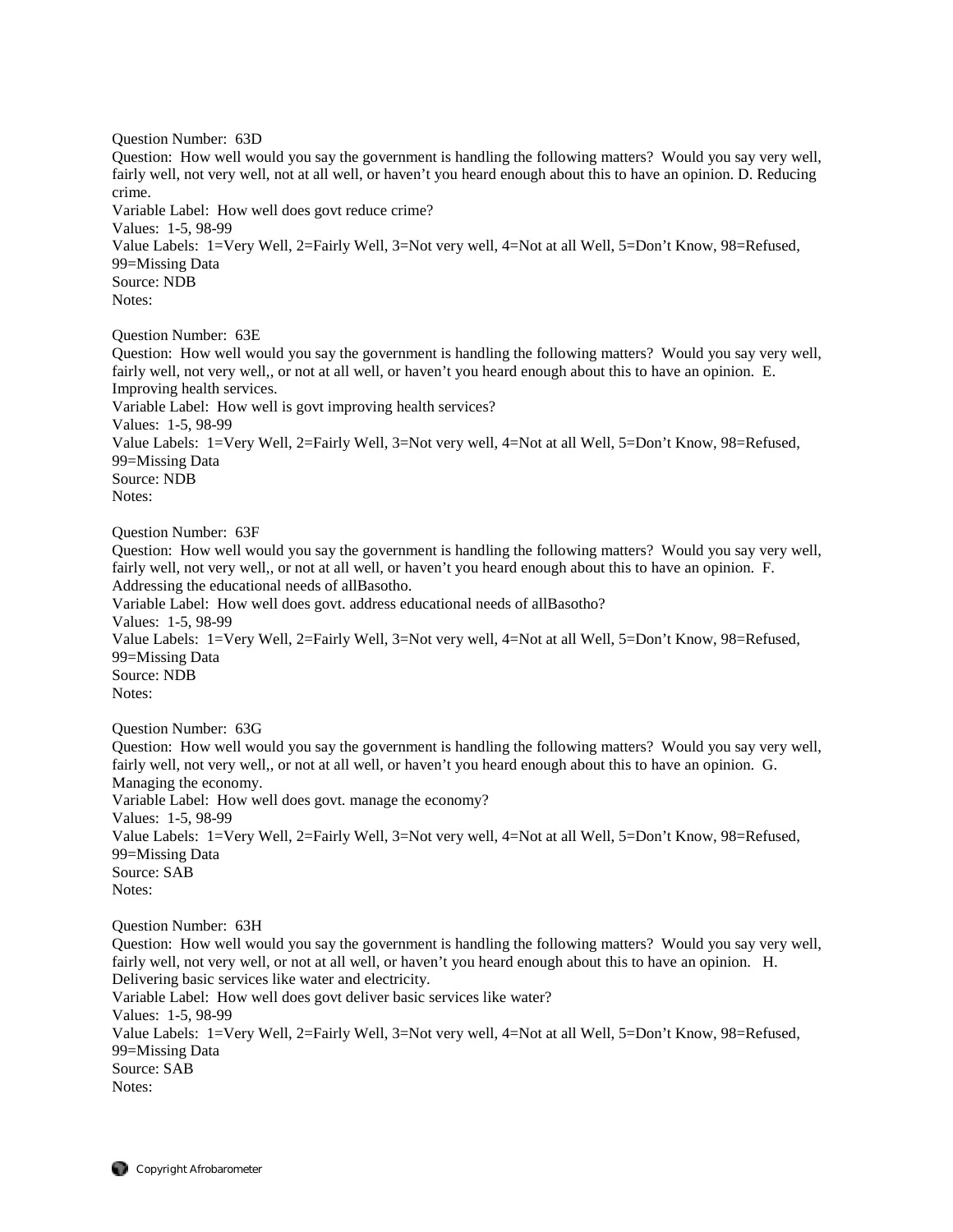Question Number: 63D
Question: How well would you say the government is handling the following matters? Would you say very well, fairly well, not very well, not at all well, or haven't you heard enough about this to have an opinion. D. Reducing crime.
Variable Label: How well does govt reduce crime?
Values: 1-5, 98-99
Value Labels: 1=Very Well, 2=Fairly Well, 3=Not very well, 4=Not at all Well, 5=Don't Know, 98=Refused, 99=Missing Data
Source: NDB
Notes:

Question Number: 63E
Question: How well would you say the government is handling the following matters? Would you say very well, fairly well, not very well,, or not at all well, or haven't you heard enough about this to have an opinion. E. Improving health services.
Variable Label: How well is govt improving health services?
Values: 1-5, 98-99
Value Labels: 1=Very Well, 2=Fairly Well, 3=Not very well, 4=Not at all Well, 5=Don't Know, 98=Refused, 99=Missing Data
Source: NDB
Notes:

Question Number: 63F
Question: How well would you say the government is handling the following matters? Would you say very well, fairly well, not very well,, or not at all well, or haven't you heard enough about this to have an opinion. F. Addressing the educational needs of allBasotho.
Variable Label: How well does govt. address educational needs of allBasotho?
Values: 1-5, 98-99
Value Labels: 1=Very Well, 2=Fairly Well, 3=Not very well, 4=Not at all Well, 5=Don't Know, 98=Refused, 99=Missing Data
Source: NDB
Notes:

Question Number: 63G
Question: How well would you say the government is handling the following matters? Would you say very well, fairly well, not very well,, or not at all well, or haven't you heard enough about this to have an opinion. G. Managing the economy.
Variable Label: How well does govt. manage the economy?
Values: 1-5, 98-99
Value Labels: 1=Very Well, 2=Fairly Well, 3=Not very well, 4=Not at all Well, 5=Don't Know, 98=Refused, 99=Missing Data
Source: SAB
Notes:

Question Number: 63H
Question: How well would you say the government is handling the following matters? Would you say very well, fairly well, not very well, or not at all well, or haven't you heard enough about this to have an opinion. H. Delivering basic services like water and electricity.
Variable Label: How well does govt deliver basic services like water?
Values: 1-5, 98-99
Value Labels: 1=Very Well, 2=Fairly Well, 3=Not very well, 4=Not at all Well, 5=Don't Know, 98=Refused, 99=Missing Data
Source: SAB
Notes: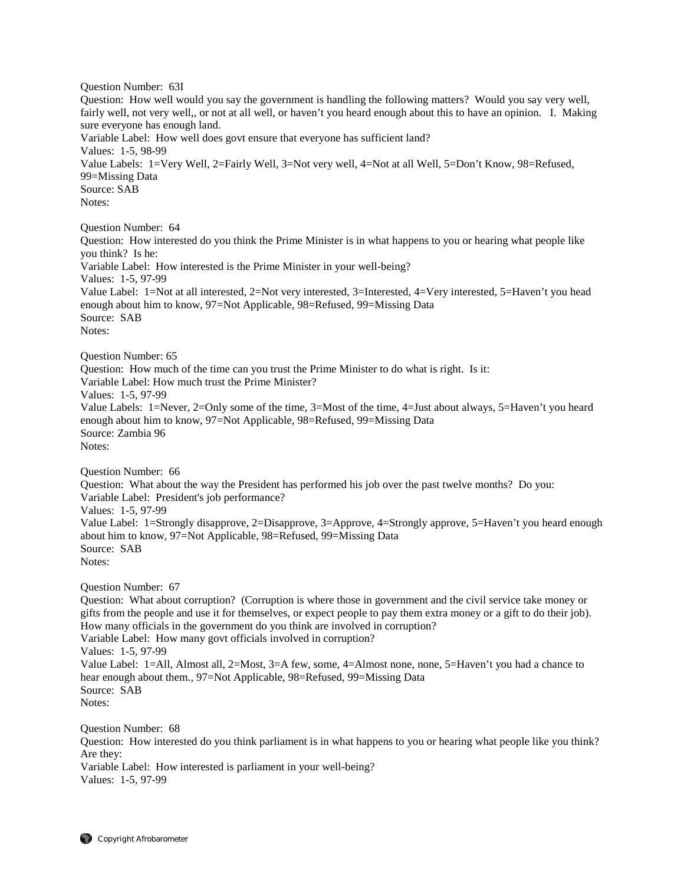Question Number: 63I
Question: How well would you say the government is handling the following matters? Would you say very well, fairly well, not very well,, or not at all well, or haven't you heard enough about this to have an opinion. I. Making sure everyone has enough land.
Variable Label: How well does govt ensure that everyone has sufficient land?
Values: 1-5, 98-99
Value Labels: 1=Very Well, 2=Fairly Well, 3=Not very well, 4=Not at all Well, 5=Don't Know, 98=Refused, 99=Missing Data
Source: SAB
Notes:

Question Number: 64
Question: How interested do you think the Prime Minister is in what happens to you or hearing what people like you think? Is he:
Variable Label: How interested is the Prime Minister in your well-being?
Values: 1-5, 97-99
Value Label: 1=Not at all interested, 2=Not very interested, 3=Interested, 4=Very interested, 5=Haven't you head enough about him to know, 97=Not Applicable, 98=Refused, 99=Missing Data
Source: SAB
Notes:

Question Number: 65
Question: How much of the time can you trust the Prime Minister to do what is right. Is it:
Variable Label: How much trust the Prime Minister?
Values: 1-5, 97-99
Value Labels: 1=Never, 2=Only some of the time, 3=Most of the time, 4=Just about always, 5=Haven't you heard enough about him to know, 97=Not Applicable, 98=Refused, 99=Missing Data
Source: Zambia 96
Notes:

Question Number: 66
Question: What about the way the President has performed his job over the past twelve months? Do you:
Variable Label: President's job performance?
Values: 1-5, 97-99
Value Label: 1=Strongly disapprove, 2=Disapprove, 3=Approve, 4=Strongly approve, 5=Haven't you heard enough about him to know, 97=Not Applicable, 98=Refused, 99=Missing Data
Source: SAB
Notes:

Question Number: 67
Question: What about corruption? (Corruption is where those in government and the civil service take money or gifts from the people and use it for themselves, or expect people to pay them extra money or a gift to do their job). How many officials in the government do you think are involved in corruption?
Variable Label: How many govt officials involved in corruption?
Values: 1-5, 97-99
Value Label: 1=All, Almost all, 2=Most, 3=A few, some, 4=Almost none, none, 5=Haven't you had a chance to hear enough about them., 97=Not Applicable, 98=Refused, 99=Missing Data
Source: SAB
Notes:

Question Number: 68
Question: How interested do you think parliament is in what happens to you or hearing what people like you think? Are they:
Variable Label: How interested is parliament in your well-being?
Values: 1-5, 97-99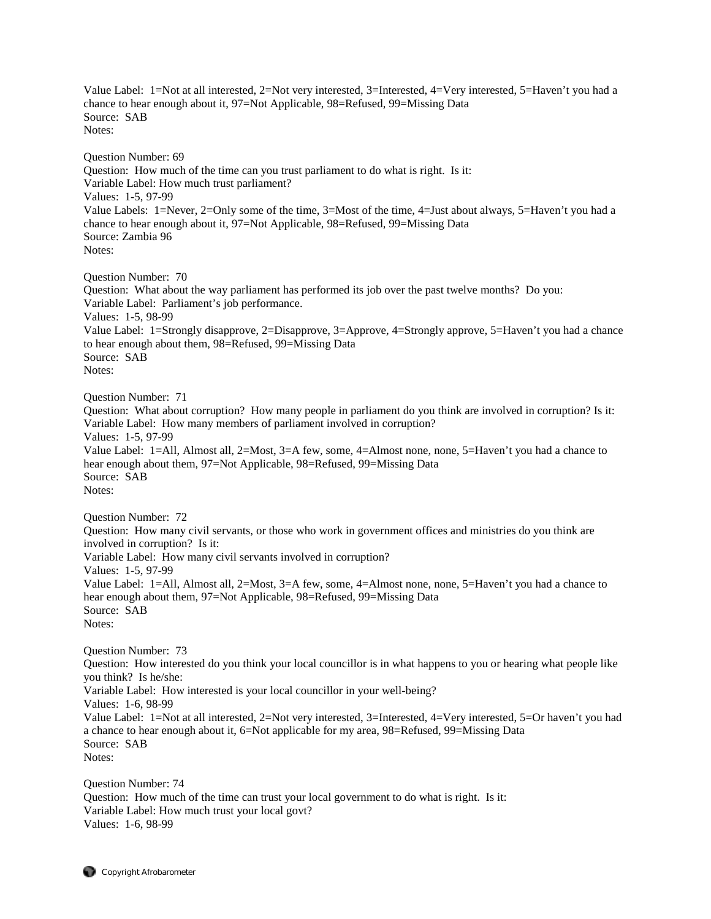Value Label: 1=Not at all interested, 2=Not very interested, 3=Interested, 4=Very interested, 5=Haven't you had a chance to hear enough about it, 97=Not Applicable, 98=Refused, 99=Missing Data
Source: SAB
Notes:

Question Number: 69
Question: How much of the time can you trust parliament to do what is right. Is it:
Variable Label: How much trust parliament?
Values: 1-5, 97-99
Value Labels: 1=Never, 2=Only some of the time, 3=Most of the time, 4=Just about always, 5=Haven't you had a chance to hear enough about it, 97=Not Applicable, 98=Refused, 99=Missing Data
Source: Zambia 96
Notes:

Question Number: 70
Question: What about the way parliament has performed its job over the past twelve months? Do you:
Variable Label: Parliament's job performance.
Values: 1-5, 98-99
Value Label: 1=Strongly disapprove, 2=Disapprove, 3=Approve, 4=Strongly approve, 5=Haven't you had a chance to hear enough about them, 98=Refused, 99=Missing Data
Source: SAB
Notes:

Question Number: 71
Question: What about corruption? How many people in parliament do you think are involved in corruption? Is it:
Variable Label: How many members of parliament involved in corruption?
Values: 1-5, 97-99
Value Label: 1=All, Almost all, 2=Most, 3=A few, some, 4=Almost none, none, 5=Haven't you had a chance to hear enough about them, 97=Not Applicable, 98=Refused, 99=Missing Data
Source: SAB
Notes:

Question Number: 72
Question: How many civil servants, or those who work in government offices and ministries do you think are involved in corruption? Is it:
Variable Label: How many civil servants involved in corruption?
Values: 1-5, 97-99
Value Label: 1=All, Almost all, 2=Most, 3=A few, some, 4=Almost none, none, 5=Haven't you had a chance to hear enough about them, 97=Not Applicable, 98=Refused, 99=Missing Data
Source: SAB
Notes:

Question Number: 73
Question: How interested do you think your local councillor is in what happens to you or hearing what people like you think? Is he/she:
Variable Label: How interested is your local councillor in your well-being?
Values: 1-6, 98-99
Value Label: 1=Not at all interested, 2=Not very interested, 3=Interested, 4=Very interested, 5=Or haven't you had a chance to hear enough about it, 6=Not applicable for my area, 98=Refused, 99=Missing Data
Source: SAB
Notes:

Question Number: 74
Question: How much of the time can trust your local government to do what is right. Is it:
Variable Label: How much trust your local govt?
Values: 1-6, 98-99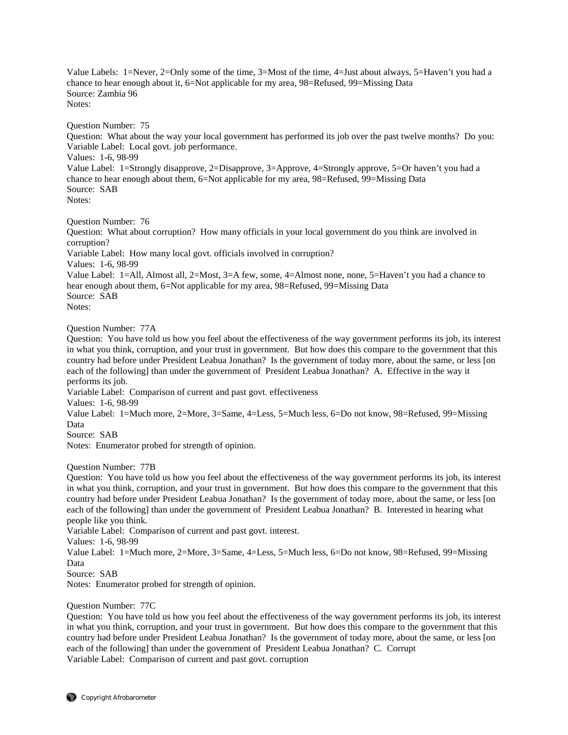Value Labels:  1=Never, 2=Only some of the time, 3=Most of the time, 4=Just about always, 5=Haven't you had a chance to hear enough about it, 6=Not applicable for my area, 98=Refused, 99=Missing Data
Source: Zambia 96
Notes:

Question Number:  75
Question:  What about the way your local government has performed its job over the past twelve months?  Do you:
Variable Label:  Local govt. job performance.
Values:  1-6, 98-99
Value Label:  1=Strongly disapprove, 2=Disapprove, 3=Approve, 4=Strongly approve, 5=Or haven't you had a chance to hear enough about them, 6=Not applicable for my area, 98=Refused, 99=Missing Data
Source:  SAB
Notes:

Question Number:  76
Question:  What about corruption?  How many officials in your local government do you think are involved in corruption?
Variable Label:  How many local govt. officials involved in corruption?
Values:  1-6, 98-99
Value Label:  1=All, Almost all, 2=Most, 3=A few, some, 4=Almost none, none, 5=Haven't you had a chance to hear enough about them, 6=Not applicable for my area, 98=Refused, 99=Missing Data
Source:  SAB
Notes:

Question Number:  77A
Question:  You have told us how you feel about the effectiveness of the way government performs its job, its interest in what you think, corruption, and your trust in government.  But how does this compare to the government that this country had before under President Leabua Jonathan?  Is the government of today more, about the same, or less [on each of the following] than under the government of  President Leabua Jonathan?  A.  Effective in the way it performs its job.
Variable Label:  Comparison of current and past govt. effectiveness
Values:  1-6, 98-99
Value Label:  1=Much more, 2=More, 3=Same, 4=Less, 5=Much less, 6=Do not know, 98=Refused, 99=Missing Data
Source:  SAB
Notes:  Enumerator probed for strength of opinion.

Question Number:  77B
Question:  You have told us how you feel about the effectiveness of the way government performs its job, its interest in what you think, corruption, and your trust in government.  But how does this compare to the government that this country had before under President Leabua Jonathan?  Is the government of today more, about the same, or less [on each of the following] than under the government of  President Leabua Jonathan?  B.  Interested in hearing what people like you think.
Variable Label:  Comparison of current and past govt. interest.
Values:  1-6, 98-99
Value Label:  1=Much more, 2=More, 3=Same, 4=Less, 5=Much less, 6=Do not know, 98=Refused, 99=Missing Data
Source:  SAB
Notes:  Enumerator probed for strength of opinion.

Question Number:  77C
Question:  You have told us how you feel about the effectiveness of the way government performs its job, its interest in what you think, corruption, and your trust in government.  But how does this compare to the government that this country had before under President Leabua Jonathan?  Is the government of today more, about the same, or less [on each of the following] than under the government of  President Leabua Jonathan?  C.  Corrupt
Variable Label:  Comparison of current and past govt. corruption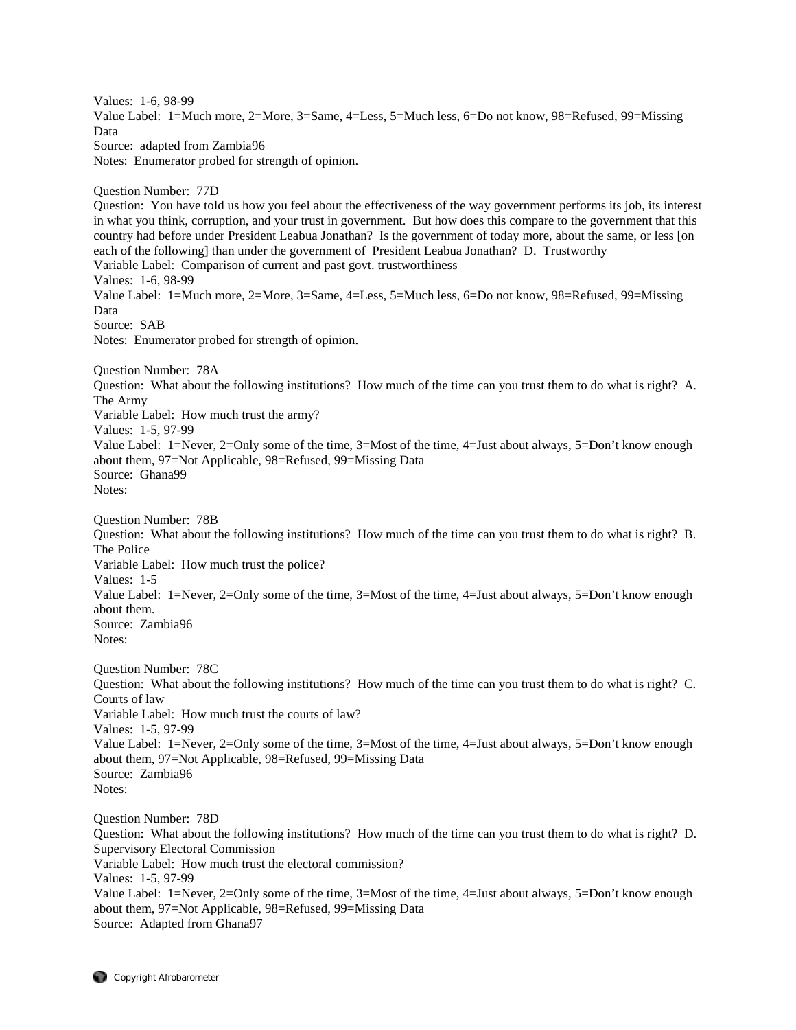Values: 1-6, 98-99
Value Label: 1=Much more, 2=More, 3=Same, 4=Less, 5=Much less, 6=Do not know, 98=Refused, 99=Missing Data
Source: adapted from Zambia96
Notes: Enumerator probed for strength of opinion.

Question Number: 77D
Question: You have told us how you feel about the effectiveness of the way government performs its job, its interest in what you think, corruption, and your trust in government. But how does this compare to the government that this country had before under President Leabua Jonathan? Is the government of today more, about the same, or less [on each of the following] than under the government of President Leabua Jonathan? D. Trustworthy
Variable Label: Comparison of current and past govt. trustworthiness
Values: 1-6, 98-99
Value Label: 1=Much more, 2=More, 3=Same, 4=Less, 5=Much less, 6=Do not know, 98=Refused, 99=Missing Data
Source: SAB
Notes: Enumerator probed for strength of opinion.

Question Number: 78A
Question: What about the following institutions? How much of the time can you trust them to do what is right? A. The Army
Variable Label: How much trust the army?
Values: 1-5, 97-99
Value Label: 1=Never, 2=Only some of the time, 3=Most of the time, 4=Just about always, 5=Don't know enough about them, 97=Not Applicable, 98=Refused, 99=Missing Data
Source: Ghana99
Notes:

Question Number: 78B
Question: What about the following institutions? How much of the time can you trust them to do what is right? B. The Police
Variable Label: How much trust the police?
Values: 1-5
Value Label: 1=Never, 2=Only some of the time, 3=Most of the time, 4=Just about always, 5=Don't know enough about them.
Source: Zambia96
Notes:

Question Number: 78C
Question: What about the following institutions? How much of the time can you trust them to do what is right? C. Courts of law
Variable Label: How much trust the courts of law?
Values: 1-5, 97-99
Value Label: 1=Never, 2=Only some of the time, 3=Most of the time, 4=Just about always, 5=Don't know enough about them, 97=Not Applicable, 98=Refused, 99=Missing Data
Source: Zambia96
Notes:

Question Number: 78D
Question: What about the following institutions? How much of the time can you trust them to do what is right? D. Supervisory Electoral Commission
Variable Label: How much trust the electoral commission?
Values: 1-5, 97-99
Value Label: 1=Never, 2=Only some of the time, 3=Most of the time, 4=Just about always, 5=Don't know enough about them, 97=Not Applicable, 98=Refused, 99=Missing Data
Source: Adapted from Ghana97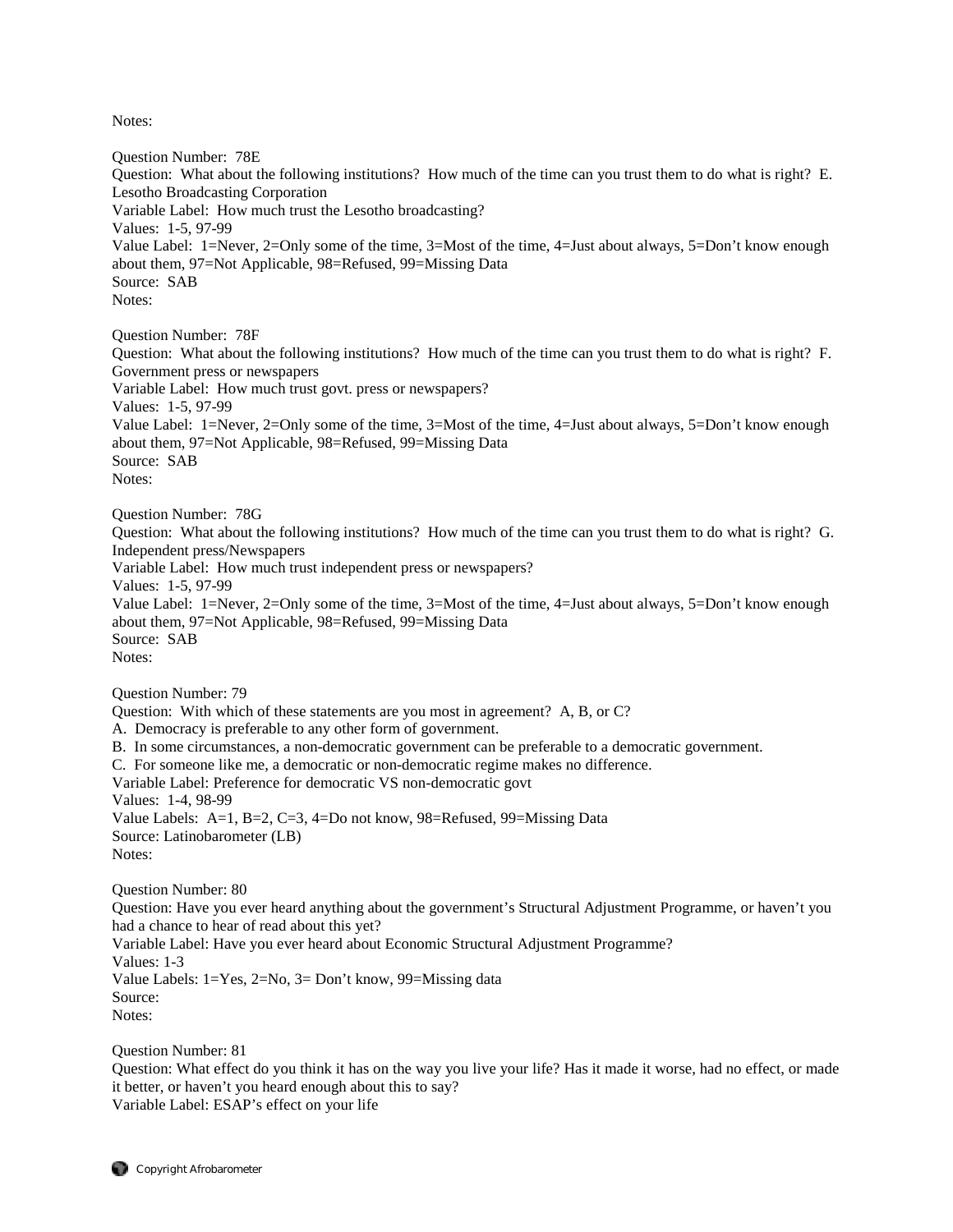Notes:

Question Number: 78E
Question: What about the following institutions? How much of the time can you trust them to do what is right? E. Lesotho Broadcasting Corporation
Variable Label: How much trust the Lesotho broadcasting?
Values: 1-5, 97-99
Value Label: 1=Never, 2=Only some of the time, 3=Most of the time, 4=Just about always, 5=Don't know enough about them, 97=Not Applicable, 98=Refused, 99=Missing Data
Source: SAB
Notes:

Question Number: 78F
Question: What about the following institutions? How much of the time can you trust them to do what is right? F. Government press or newspapers
Variable Label: How much trust govt. press or newspapers?
Values: 1-5, 97-99
Value Label: 1=Never, 2=Only some of the time, 3=Most of the time, 4=Just about always, 5=Don't know enough about them, 97=Not Applicable, 98=Refused, 99=Missing Data
Source: SAB
Notes:

Question Number: 78G
Question: What about the following institutions? How much of the time can you trust them to do what is right? G. Independent press/Newspapers
Variable Label: How much trust independent press or newspapers?
Values: 1-5, 97-99
Value Label: 1=Never, 2=Only some of the time, 3=Most of the time, 4=Just about always, 5=Don't know enough about them, 97=Not Applicable, 98=Refused, 99=Missing Data
Source: SAB
Notes:

Question Number: 79
Question: With which of these statements are you most in agreement? A, B, or C?
A. Democracy is preferable to any other form of government.
B. In some circumstances, a non-democratic government can be preferable to a democratic government.
C. For someone like me, a democratic or non-democratic regime makes no difference.
Variable Label: Preference for democratic VS non-democratic govt
Values: 1-4, 98-99
Value Labels: A=1, B=2, C=3, 4=Do not know, 98=Refused, 99=Missing Data
Source: Latinobarometer (LB)
Notes:

Question Number: 80
Question: Have you ever heard anything about the government's Structural Adjustment Programme, or haven't you had a chance to hear of read about this yet?
Variable Label: Have you ever heard about Economic Structural Adjustment Programme?
Values: 1-3
Value Labels: 1=Yes, 2=No, 3= Don't know, 99=Missing data
Source:
Notes:

Question Number: 81
Question: What effect do you think it has on the way you live your life? Has it made it worse, had no effect, or made it better, or haven't you heard enough about this to say?
Variable Label: ESAP's effect on your life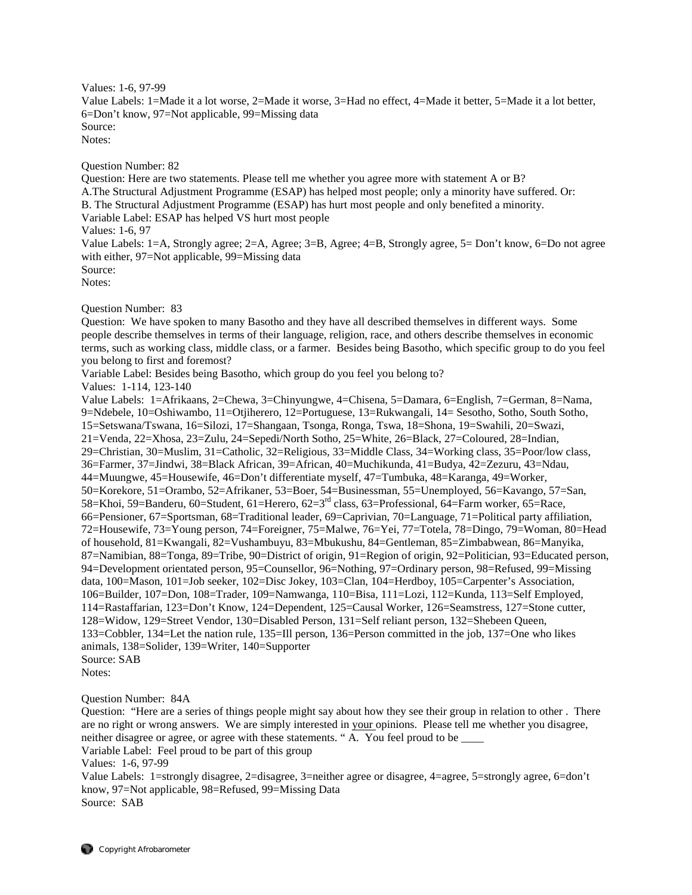Values: 1-6, 97-99
Value Labels: 1=Made it a lot worse, 2=Made it worse, 3=Had no effect, 4=Made it better, 5=Made it a lot better, 6=Don't know, 97=Not applicable, 99=Missing data
Source:
Notes:

Question Number: 82
Question: Here are two statements. Please tell me whether you agree more with statement A or B?
A.The Structural Adjustment Programme (ESAP) has helped most people; only a minority have suffered. Or:
B. The Structural Adjustment Programme (ESAP) has hurt most people and only benefited a minority.
Variable Label: ESAP has helped VS hurt most people
Values: 1-6, 97
Value Labels: 1=A, Strongly agree; 2=A, Agree; 3=B, Agree; 4=B, Strongly agree, 5= Don't know, 6=Do not agree with either, 97=Not applicable, 99=Missing data
Source:
Notes:

Question Number: 83
Question: We have spoken to many Basotho and they have all described themselves in different ways. Some people describe themselves in terms of their language, religion, race, and others describe themselves in economic terms, such as working class, middle class, or a farmer. Besides being Basotho, which specific group to do you feel you belong to first and foremost?
Variable Label: Besides being Basotho, which group do you feel you belong to?
Values: 1-114, 123-140
Value Labels: 1=Afrikaans, 2=Chewa, 3=Chinyungwe, 4=Chisena, 5=Damara, 6=English, 7=German, 8=Nama, 9=Ndebele, 10=Oshiwambo, 11=Otjiherero, 12=Portuguese, 13=Rukwangali, 14= Sesotho, Sotho, South Sotho, 15=Setswana/Tswana, 16=Silozi, 17=Shangaan, Tsonga, Ronga, Tswa, 18=Shona, 19=Swahili, 20=Swazi, 21=Venda, 22=Xhosa, 23=Zulu, 24=Sepedi/North Sotho, 25=White, 26=Black, 27=Coloured, 28=Indian, 29=Christian, 30=Muslim, 31=Catholic, 32=Religious, 33=Middle Class, 34=Working class, 35=Poor/low class, 36=Farmer, 37=Jindwi, 38=Black African, 39=African, 40=Muchikunda, 41=Budya, 42=Zezuru, 43=Ndau, 44=Muungwe, 45=Housewife, 46=Don't differentiate myself, 47=Tumbuka, 48=Karanga, 49=Worker, 50=Korekore, 51=Orambo, 52=Afrikaner, 53=Boer, 54=Businessman, 55=Unemployed, 56=Kavango, 57=San, 58=Khoi, 59=Banderu, 60=Student, 61=Herero, 62=3rd class, 63=Professional, 64=Farm worker, 65=Race, 66=Pensioner, 67=Sportsman, 68=Traditional leader, 69=Caprivian, 70=Language, 71=Political party affiliation, 72=Housewife, 73=Young person, 74=Foreigner, 75=Malwe, 76=Yei, 77=Totela, 78=Dingo, 79=Woman, 80=Head of household, 81=Kwangali, 82=Vushambuyu, 83=Mbukushu, 84=Gentleman, 85=Zimbabwean, 86=Manyika, 87=Namibian, 88=Tonga, 89=Tribe, 90=District of origin, 91=Region of origin, 92=Politician, 93=Educated person, 94=Development orientated person, 95=Counsellor, 96=Nothing, 97=Ordinary person, 98=Refused, 99=Missing data, 100=Mason, 101=Job seeker, 102=Disc Jokey, 103=Clan, 104=Herdboy, 105=Carpenter's Association, 106=Builder, 107=Don, 108=Trader, 109=Namwanga, 110=Bisa, 111=Lozi, 112=Kunda, 113=Self Employed, 114=Rastaffarian, 123=Don't Know, 124=Dependent, 125=Causal Worker, 126=Seamstress, 127=Stone cutter, 128=Widow, 129=Street Vendor, 130=Disabled Person, 131=Self reliant person, 132=Shebeen Queen, 133=Cobbler, 134=Let the nation rule, 135=Ill person, 136=Person committed in the job, 137=One who likes animals, 138=Solider, 139=Writer, 140=Supporter
Source: SAB
Notes:

Question Number: 84A
Question: "Here are a series of things people might say about how they see their group in relation to other . There are no right or wrong answers. We are simply interested in your opinions. Please tell me whether you disagree, neither disagree or agree, or agree with these statements. " A. You feel proud to be ____
Variable Label: Feel proud to be part of this group
Values: 1-6, 97-99
Value Labels: 1=strongly disagree, 2=disagree, 3=neither agree or disagree, 4=agree, 5=strongly agree, 6=don't know, 97=Not applicable, 98=Refused, 99=Missing Data
Source: SAB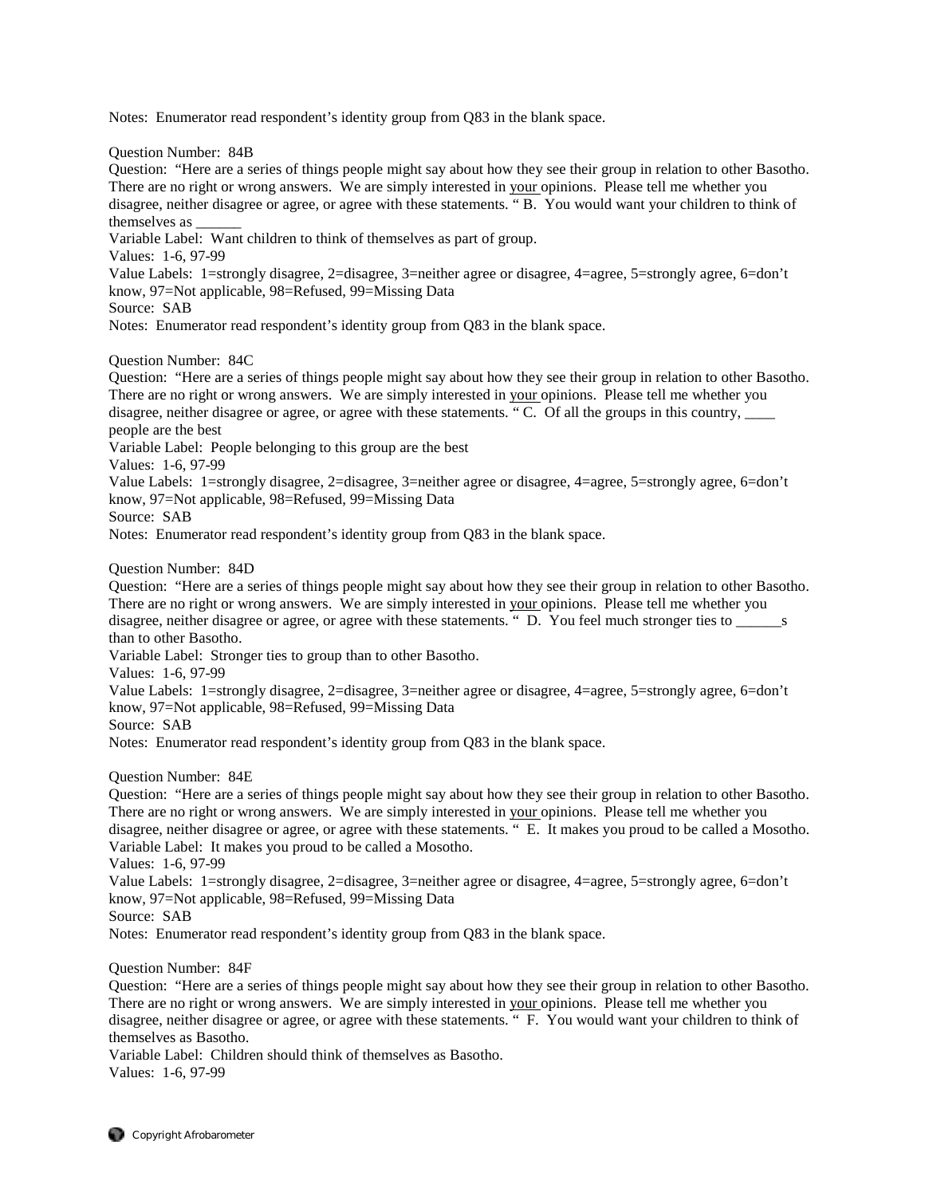Notes: Enumerator read respondent's identity group from Q83 in the blank space.

Question Number: 84B

Question: "Here are a series of things people might say about how they see their group in relation to other Basotho. There are no right or wrong answers. We are simply interested in your opinions. Please tell me whether you disagree, neither disagree or agree, or agree with these statements. " B. You would want your children to think of themselves as ______

Variable Label: Want children to think of themselves as part of group.

Values: 1-6, 97-99

Value Labels: 1=strongly disagree, 2=disagree, 3=neither agree or disagree, 4=agree, 5=strongly agree, 6=don't know, 97=Not applicable, 98=Refused, 99=Missing Data

Source: SAB

Notes: Enumerator read respondent's identity group from Q83 in the blank space.

Question Number: 84C

Question: "Here are a series of things people might say about how they see their group in relation to other Basotho. There are no right or wrong answers. We are simply interested in your opinions. Please tell me whether you disagree, neither disagree or agree, or agree with these statements. " C. Of all the groups in this country, ____ people are the best

Variable Label: People belonging to this group are the best

Values: 1-6, 97-99

Value Labels: 1=strongly disagree, 2=disagree, 3=neither agree or disagree, 4=agree, 5=strongly agree, 6=don't know, 97=Not applicable, 98=Refused, 99=Missing Data

Source: SAB

Notes: Enumerator read respondent's identity group from Q83 in the blank space.

Question Number: 84D

Question: "Here are a series of things people might say about how they see their group in relation to other Basotho. There are no right or wrong answers. We are simply interested in your opinions. Please tell me whether you disagree, neither disagree or agree, or agree with these statements. " D. You feel much stronger ties to ______s than to other Basotho.

Variable Label: Stronger ties to group than to other Basotho.

Values: 1-6, 97-99

Value Labels: 1=strongly disagree, 2=disagree, 3=neither agree or disagree, 4=agree, 5=strongly agree, 6=don't know, 97=Not applicable, 98=Refused, 99=Missing Data

Source: SAB

Notes: Enumerator read respondent's identity group from Q83 in the blank space.

Question Number: 84E

Question: "Here are a series of things people might say about how they see their group in relation to other Basotho. There are no right or wrong answers. We are simply interested in your opinions. Please tell me whether you disagree, neither disagree or agree, or agree with these statements. " E. It makes you proud to be called a Mosotho.

Variable Label: It makes you proud to be called a Mosotho.

Values: 1-6, 97-99

Value Labels: 1=strongly disagree, 2=disagree, 3=neither agree or disagree, 4=agree, 5=strongly agree, 6=don't know, 97=Not applicable, 98=Refused, 99=Missing Data

Source: SAB

Notes: Enumerator read respondent's identity group from Q83 in the blank space.

Question Number: 84F

Question: "Here are a series of things people might say about how they see their group in relation to other Basotho. There are no right or wrong answers. We are simply interested in your opinions. Please tell me whether you disagree, neither disagree or agree, or agree with these statements. " F. You would want your children to think of themselves as Basotho.

Variable Label: Children should think of themselves as Basotho.

Values: 1-6, 97-99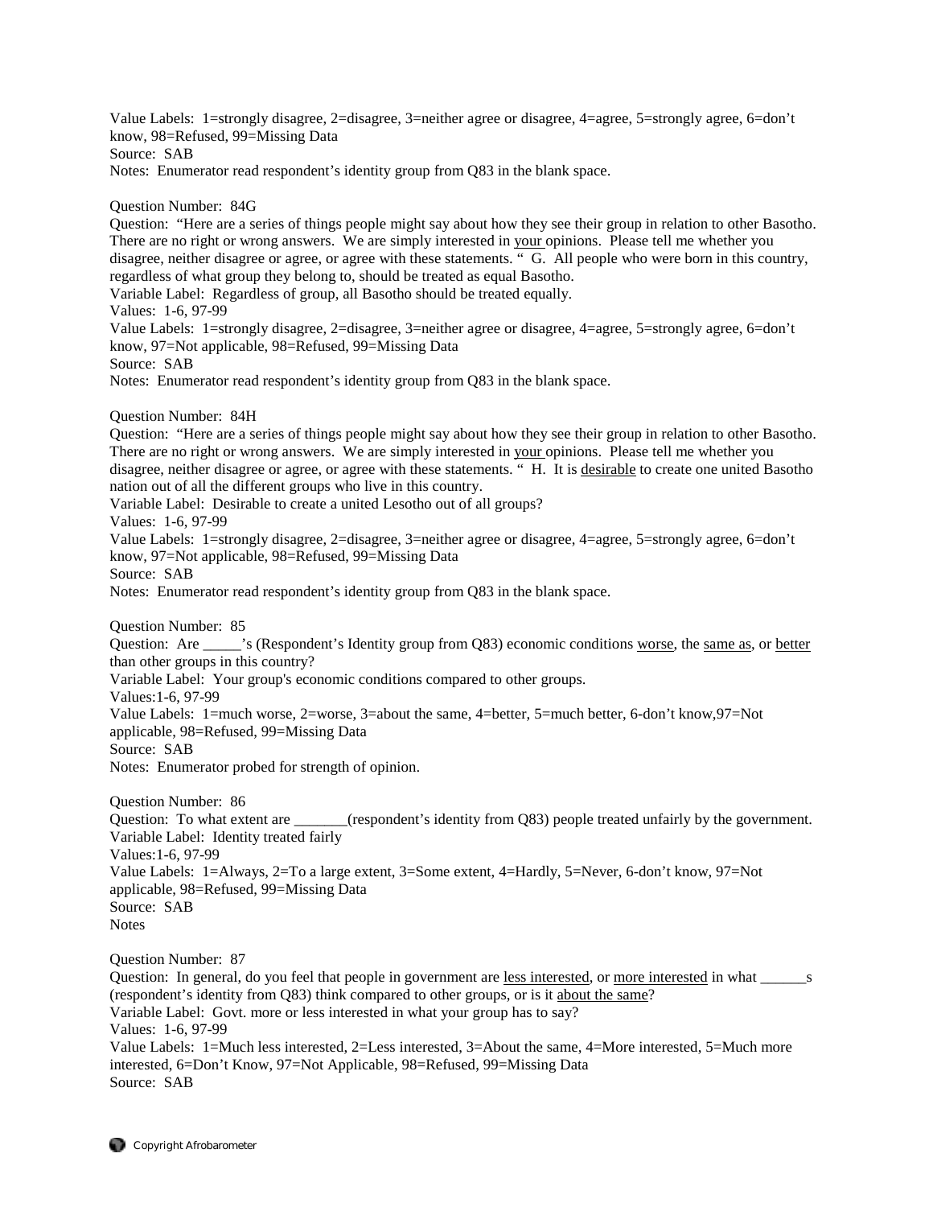Value Labels: 1=strongly disagree, 2=disagree, 3=neither agree or disagree, 4=agree, 5=strongly agree, 6=don't know, 98=Refused, 99=Missing Data
Source: SAB
Notes: Enumerator read respondent's identity group from Q83 in the blank space.

Question Number: 84G
Question: "Here are a series of things people might say about how they see their group in relation to other Basotho. There are no right or wrong answers. We are simply interested in your opinions. Please tell me whether you disagree, neither disagree or agree, or agree with these statements. " G. All people who were born in this country, regardless of what group they belong to, should be treated as equal Basotho.
Variable Label: Regardless of group, all Basotho should be treated equally.
Values: 1-6, 97-99
Value Labels: 1=strongly disagree, 2=disagree, 3=neither agree or disagree, 4=agree, 5=strongly agree, 6=don't know, 97=Not applicable, 98=Refused, 99=Missing Data
Source: SAB
Notes: Enumerator read respondent's identity group from Q83 in the blank space.

Question Number: 84H
Question: "Here are a series of things people might say about how they see their group in relation to other Basotho. There are no right or wrong answers. We are simply interested in your opinions. Please tell me whether you disagree, neither disagree or agree, or agree with these statements. " H. It is desirable to create one united Basotho nation out of all the different groups who live in this country.
Variable Label: Desirable to create a united Lesotho out of all groups?
Values: 1-6, 97-99
Value Labels: 1=strongly disagree, 2=disagree, 3=neither agree or disagree, 4=agree, 5=strongly agree, 6=don't know, 97=Not applicable, 98=Refused, 99=Missing Data
Source: SAB
Notes: Enumerator read respondent's identity group from Q83 in the blank space.

Question Number: 85
Question: Are _____'s (Respondent's Identity group from Q83) economic conditions worse, the same as, or better than other groups in this country?
Variable Label: Your group's economic conditions compared to other groups.
Values:1-6, 97-99
Value Labels: 1=much worse, 2=worse, 3=about the same, 4=better, 5=much better, 6-don't know,97=Not applicable, 98=Refused, 99=Missing Data
Source: SAB
Notes: Enumerator probed for strength of opinion.

Question Number: 86
Question: To what extent are _______(respondent's identity from Q83) people treated unfairly by the government.
Variable Label: Identity treated fairly
Values:1-6, 97-99
Value Labels: 1=Always, 2=To a large extent, 3=Some extent, 4=Hardly, 5=Never, 6-don't know, 97=Not applicable, 98=Refused, 99=Missing Data
Source: SAB
Notes

Question Number: 87
Question: In general, do you feel that people in government are less interested, or more interested in what ______s (respondent's identity from Q83) think compared to other groups, or is it about the same?
Variable Label: Govt. more or less interested in what your group has to say?
Values: 1-6, 97-99
Value Labels: 1=Much less interested, 2=Less interested, 3=About the same, 4=More interested, 5=Much more interested, 6=Don't Know, 97=Not Applicable, 98=Refused, 99=Missing Data
Source: SAB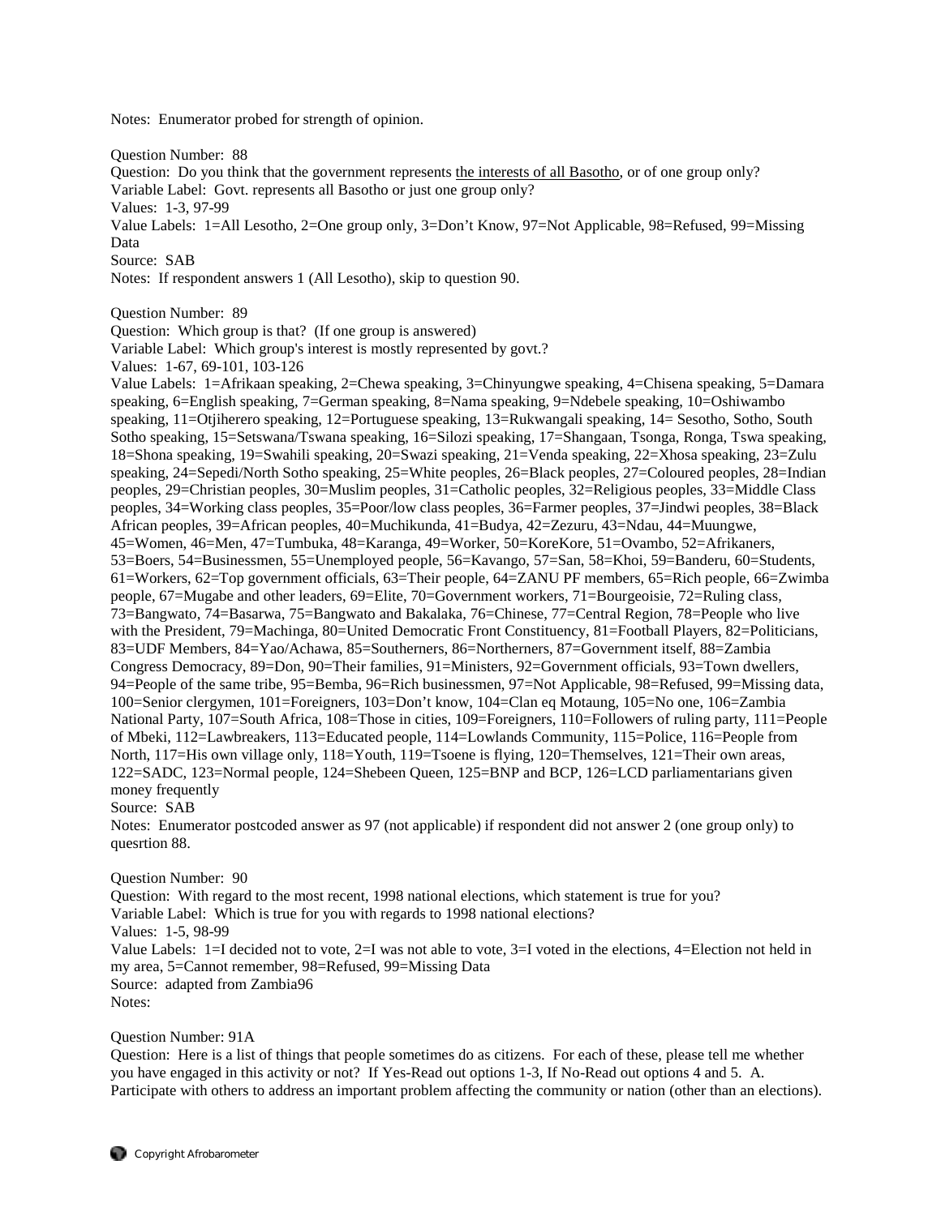Notes: Enumerator probed for strength of opinion.

Question Number: 88
Question: Do you think that the government represents <u>the interests of all Basotho</u>, or of one group only?
Variable Label: Govt. represents all Basotho or just one group only?
Values: 1-3, 97-99
Value Labels: 1=All Lesotho, 2=One group only, 3=Don't Know, 97=Not Applicable, 98=Refused, 99=Missing Data
Source: SAB
Notes: If respondent answers 1 (All Lesotho), skip to question 90.

Question Number: 89
Question: Which group is that? (If one group is answered)
Variable Label: Which group's interest is mostly represented by govt.?
Values: 1-67, 69-101, 103-126
Value Labels: 1=Afrikaan speaking, 2=Chewa speaking, 3=Chinyungwe speaking, 4=Chisena speaking, 5=Damara speaking, 6=English speaking, 7=German speaking, 8=Nama speaking, 9=Ndebele speaking, 10=Oshiwambo speaking, 11=Otjiherero speaking, 12=Portuguese speaking, 13=Rukwangali speaking, 14= Sesotho, Sotho, South Sotho speaking, 15=Setswana/Tswana speaking, 16=Silozi speaking, 17=Shangaan, Tsonga, Ronga, Tswa speaking, 18=Shona speaking, 19=Swahili speaking, 20=Swazi speaking, 21=Venda speaking, 22=Xhosa speaking, 23=Zulu speaking, 24=Sepedi/North Sotho speaking, 25=White peoples, 26=Black peoples, 27=Coloured peoples, 28=Indian peoples, 29=Christian peoples, 30=Muslim peoples, 31=Catholic peoples, 32=Religious peoples, 33=Middle Class peoples, 34=Working class peoples, 35=Poor/low class peoples, 36=Farmer peoples, 37=Jindwi peoples, 38=Black African peoples, 39=African peoples, 40=Muchikunda, 41=Budya, 42=Zezuru, 43=Ndau, 44=Muungwe, 45=Women, 46=Men, 47=Tumbuka, 48=Karanga, 49=Worker, 50=KoreKore, 51=Ovambo, 52=Afrikaners, 53=Boers, 54=Businessmen, 55=Unemployed people, 56=Kavango, 57=San, 58=Khoi, 59=Banderu, 60=Students, 61=Workers, 62=Top government officials, 63=Their people, 64=ZANU PF members, 65=Rich people, 66=Zwimba people, 67=Mugabe and other leaders, 69=Elite, 70=Government workers, 71=Bourgeoisie, 72=Ruling class, 73=Bangwato, 74=Basarwa, 75=Bangwato and Bakalaka, 76=Chinese, 77=Central Region, 78=People who live with the President, 79=Machinga, 80=United Democratic Front Constituency, 81=Football Players, 82=Politicians, 83=UDF Members, 84=Yao/Achawa, 85=Southerners, 86=Northerners, 87=Government itself, 88=Zambia Congress Democracy, 89=Don, 90=Their families, 91=Ministers, 92=Government officials, 93=Town dwellers, 94=People of the same tribe, 95=Bemba, 96=Rich businessmen, 97=Not Applicable, 98=Refused, 99=Missing data, 100=Senior clergymen, 101=Foreigners, 103=Don't know, 104=Clan eq Motaung, 105=No one, 106=Zambia National Party, 107=South Africa, 108=Those in cities, 109=Foreigners, 110=Followers of ruling party, 111=People of Mbeki, 112=Lawbreakers, 113=Educated people, 114=Lowlands Community, 115=Police, 116=People from North, 117=His own village only, 118=Youth, 119=Tsoene is flying, 120=Themselves, 121=Their own areas, 122=SADC, 123=Normal people, 124=Shebeen Queen, 125=BNP and BCP, 126=LCD parliamentarians given money frequently
Source: SAB
Notes: Enumerator postcoded answer as 97 (not applicable) if respondent did not answer 2 (one group only) to quesrtion 88.

Question Number: 90
Question: With regard to the most recent, 1998 national elections, which statement is true for you?
Variable Label: Which is true for you with regards to 1998 national elections?
Values: 1-5, 98-99
Value Labels: 1=I decided not to vote, 2=I was not able to vote, 3=I voted in the elections, 4=Election not held in my area, 5=Cannot remember, 98=Refused, 99=Missing Data
Source: adapted from Zambia96
Notes:

Question Number: 91A
Question: Here is a list of things that people sometimes do as citizens. For each of these, please tell me whether you have engaged in this activity or not? If Yes-Read out options 1-3, If No-Read out options 4 and 5. A. Participate with others to address an important problem affecting the community or nation (other than an elections).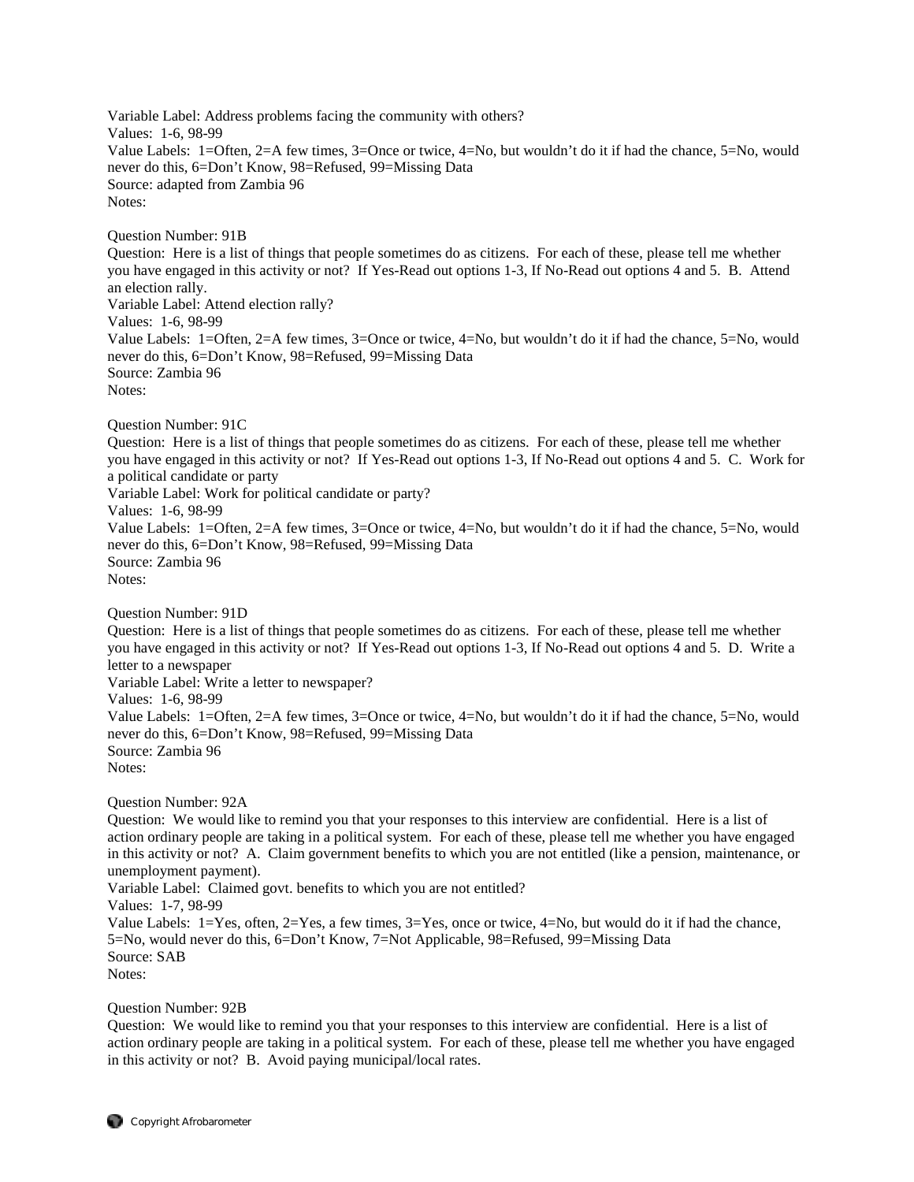Variable Label: Address problems facing the community with others?
Values: 1-6, 98-99
Value Labels: 1=Often, 2=A few times, 3=Once or twice, 4=No, but wouldn't do it if had the chance, 5=No, would never do this, 6=Don't Know, 98=Refused, 99=Missing Data
Source: adapted from Zambia 96
Notes:

Question Number: 91B
Question: Here is a list of things that people sometimes do as citizens. For each of these, please tell me whether you have engaged in this activity or not? If Yes-Read out options 1-3, If No-Read out options 4 and 5. B. Attend an election rally.
Variable Label: Attend election rally?
Values: 1-6, 98-99
Value Labels: 1=Often, 2=A few times, 3=Once or twice, 4=No, but wouldn't do it if had the chance, 5=No, would never do this, 6=Don't Know, 98=Refused, 99=Missing Data
Source: Zambia 96
Notes:

Question Number: 91C
Question: Here is a list of things that people sometimes do as citizens. For each of these, please tell me whether you have engaged in this activity or not? If Yes-Read out options 1-3, If No-Read out options 4 and 5. C. Work for a political candidate or party
Variable Label: Work for political candidate or party?
Values: 1-6, 98-99
Value Labels: 1=Often, 2=A few times, 3=Once or twice, 4=No, but wouldn't do it if had the chance, 5=No, would never do this, 6=Don't Know, 98=Refused, 99=Missing Data
Source: Zambia 96
Notes:

Question Number: 91D
Question: Here is a list of things that people sometimes do as citizens. For each of these, please tell me whether you have engaged in this activity or not? If Yes-Read out options 1-3, If No-Read out options 4 and 5. D. Write a letter to a newspaper
Variable Label: Write a letter to newspaper?
Values: 1-6, 98-99
Value Labels: 1=Often, 2=A few times, 3=Once or twice, 4=No, but wouldn't do it if had the chance, 5=No, would never do this, 6=Don't Know, 98=Refused, 99=Missing Data
Source: Zambia 96
Notes:

Question Number: 92A
Question: We would like to remind you that your responses to this interview are confidential. Here is a list of action ordinary people are taking in a political system. For each of these, please tell me whether you have engaged in this activity or not? A. Claim government benefits to which you are not entitled (like a pension, maintenance, or unemployment payment).
Variable Label: Claimed govt. benefits to which you are not entitled?
Values: 1-7, 98-99
Value Labels: 1=Yes, often, 2=Yes, a few times, 3=Yes, once or twice, 4=No, but would do it if had the chance, 5=No, would never do this, 6=Don't Know, 7=Not Applicable, 98=Refused, 99=Missing Data
Source: SAB
Notes:

Question Number: 92B
Question: We would like to remind you that your responses to this interview are confidential. Here is a list of action ordinary people are taking in a political system. For each of these, please tell me whether you have engaged in this activity or not? B. Avoid paying municipal/local rates.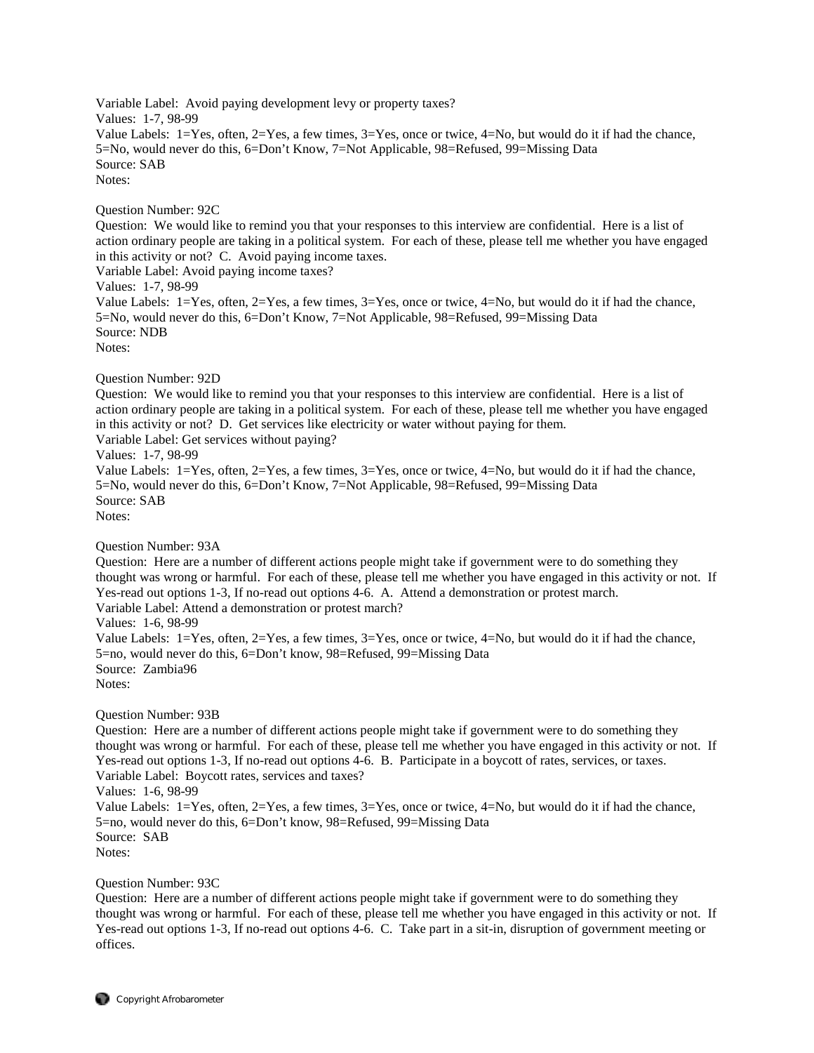Variable Label: Avoid paying development levy or property taxes?
Values: 1-7, 98-99
Value Labels: 1=Yes, often, 2=Yes, a few times, 3=Yes, once or twice, 4=No, but would do it if had the chance, 5=No, would never do this, 6=Don't Know, 7=Not Applicable, 98=Refused, 99=Missing Data
Source: SAB
Notes:

Question Number: 92C
Question: We would like to remind you that your responses to this interview are confidential. Here is a list of action ordinary people are taking in a political system. For each of these, please tell me whether you have engaged in this activity or not? C. Avoid paying income taxes.
Variable Label: Avoid paying income taxes?
Values: 1-7, 98-99
Value Labels: 1=Yes, often, 2=Yes, a few times, 3=Yes, once or twice, 4=No, but would do it if had the chance, 5=No, would never do this, 6=Don't Know, 7=Not Applicable, 98=Refused, 99=Missing Data
Source: NDB
Notes:

Question Number: 92D
Question: We would like to remind you that your responses to this interview are confidential. Here is a list of action ordinary people are taking in a political system. For each of these, please tell me whether you have engaged in this activity or not? D. Get services like electricity or water without paying for them.
Variable Label: Get services without paying?
Values: 1-7, 98-99
Value Labels: 1=Yes, often, 2=Yes, a few times, 3=Yes, once or twice, 4=No, but would do it if had the chance, 5=No, would never do this, 6=Don't Know, 7=Not Applicable, 98=Refused, 99=Missing Data
Source: SAB
Notes:

Question Number: 93A
Question: Here are a number of different actions people might take if government were to do something they thought was wrong or harmful. For each of these, please tell me whether you have engaged in this activity or not. If Yes-read out options 1-3, If no-read out options 4-6. A. Attend a demonstration or protest march.
Variable Label: Attend a demonstration or protest march?
Values: 1-6, 98-99
Value Labels: 1=Yes, often, 2=Yes, a few times, 3=Yes, once or twice, 4=No, but would do it if had the chance, 5=no, would never do this, 6=Don't know, 98=Refused, 99=Missing Data
Source: Zambia96
Notes:

Question Number: 93B
Question: Here are a number of different actions people might take if government were to do something they thought was wrong or harmful. For each of these, please tell me whether you have engaged in this activity or not. If Yes-read out options 1-3, If no-read out options 4-6. B. Participate in a boycott of rates, services, or taxes.
Variable Label: Boycott rates, services and taxes?
Values: 1-6, 98-99
Value Labels: 1=Yes, often, 2=Yes, a few times, 3=Yes, once or twice, 4=No, but would do it if had the chance, 5=no, would never do this, 6=Don't know, 98=Refused, 99=Missing Data
Source: SAB
Notes:

Question Number: 93C
Question: Here are a number of different actions people might take if government were to do something they thought was wrong or harmful. For each of these, please tell me whether you have engaged in this activity or not. If Yes-read out options 1-3, If no-read out options 4-6. C. Take part in a sit-in, disruption of government meeting or offices.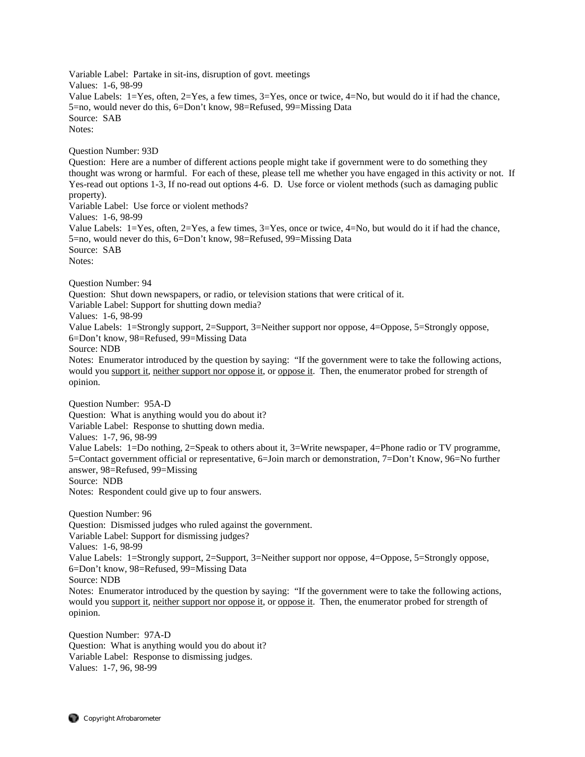Variable Label: Partake in sit-ins, disruption of govt. meetings
Values: 1-6, 98-99
Value Labels: 1=Yes, often, 2=Yes, a few times, 3=Yes, once or twice, 4=No, but would do it if had the chance, 5=no, would never do this, 6=Don't know, 98=Refused, 99=Missing Data
Source: SAB
Notes:

Question Number: 93D
Question: Here are a number of different actions people might take if government were to do something they thought was wrong or harmful. For each of these, please tell me whether you have engaged in this activity or not. If Yes-read out options 1-3, If no-read out options 4-6. D. Use force or violent methods (such as damaging public property).
Variable Label: Use force or violent methods?
Values: 1-6, 98-99
Value Labels: 1=Yes, often, 2=Yes, a few times, 3=Yes, once or twice, 4=No, but would do it if had the chance, 5=no, would never do this, 6=Don't know, 98=Refused, 99=Missing Data
Source: SAB
Notes:

Question Number: 94
Question: Shut down newspapers, or radio, or television stations that were critical of it.
Variable Label: Support for shutting down media?
Values: 1-6, 98-99
Value Labels: 1=Strongly support, 2=Support, 3=Neither support nor oppose, 4=Oppose, 5=Strongly oppose, 6=Don't know, 98=Refused, 99=Missing Data
Source: NDB
Notes: Enumerator introduced by the question by saying: "If the government were to take the following actions, would you <u>support it</u>, <u>neither support nor oppose it</u>, or <u>oppose it</u>. Then, the enumerator probed for strength of opinion.

Question Number: 95A-D
Question: What is anything would you do about it?
Variable Label: Response to shutting down media.
Values: 1-7, 96, 98-99
Value Labels: 1=Do nothing, 2=Speak to others about it, 3=Write newspaper, 4=Phone radio or TV programme, 5=Contact government official or representative, 6=Join march or demonstration, 7=Don't Know, 96=No further answer, 98=Refused, 99=Missing
Source: NDB
Notes: Respondent could give up to four answers.

Question Number: 96
Question: Dismissed judges who ruled against the government.
Variable Label: Support for dismissing judges?
Values: 1-6, 98-99
Value Labels: 1=Strongly support, 2=Support, 3=Neither support nor oppose, 4=Oppose, 5=Strongly oppose, 6=Don't know, 98=Refused, 99=Missing Data
Source: NDB
Notes: Enumerator introduced by the question by saying: "If the government were to take the following actions, would you <u>support it</u>, <u>neither support nor oppose it</u>, or <u>oppose it</u>. Then, the enumerator probed for strength of opinion.

Question Number: 97A-D
Question: What is anything would you do about it?
Variable Label: Response to dismissing judges.
Values: 1-7, 96, 98-99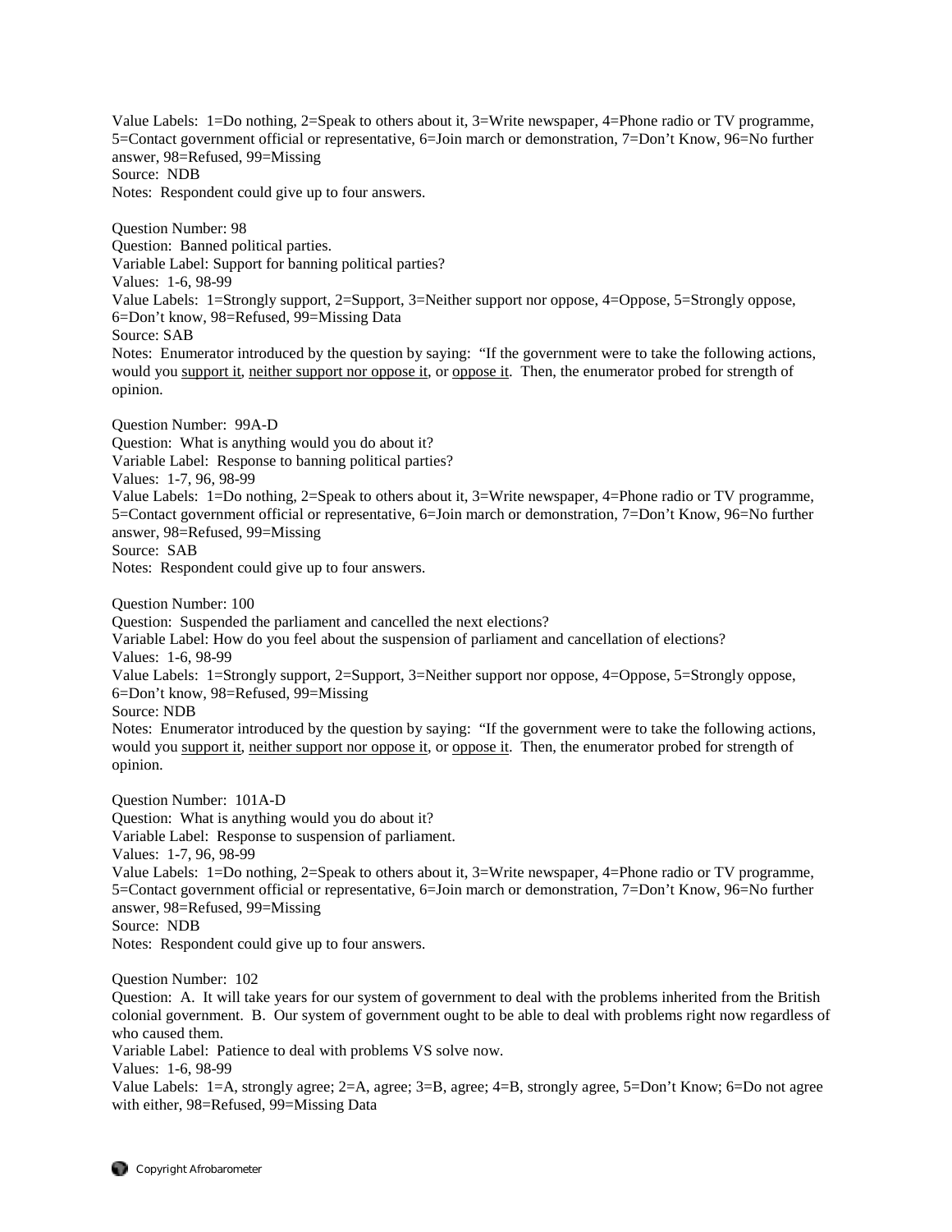Value Labels: 1=Do nothing, 2=Speak to others about it, 3=Write newspaper, 4=Phone radio or TV programme, 5=Contact government official or representative, 6=Join march or demonstration, 7=Don't Know, 96=No further answer, 98=Refused, 99=Missing
Source: NDB
Notes: Respondent could give up to four answers.

Question Number: 98
Question: Banned political parties.
Variable Label: Support for banning political parties?
Values: 1-6, 98-99
Value Labels: 1=Strongly support, 2=Support, 3=Neither support nor oppose, 4=Oppose, 5=Strongly oppose, 6=Don't know, 98=Refused, 99=Missing Data
Source: SAB
Notes: Enumerator introduced by the question by saying: "If the government were to take the following actions, would you <u>support it</u>, <u>neither support nor oppose it</u>, or <u>oppose it</u>. Then, the enumerator probed for strength of opinion.

Question Number: 99A-D
Question: What is anything would you do about it?
Variable Label: Response to banning political parties?
Values: 1-7, 96, 98-99
Value Labels: 1=Do nothing, 2=Speak to others about it, 3=Write newspaper, 4=Phone radio or TV programme, 5=Contact government official or representative, 6=Join march or demonstration, 7=Don't Know, 96=No further answer, 98=Refused, 99=Missing
Source: SAB
Notes: Respondent could give up to four answers.

Question Number: 100
Question: Suspended the parliament and cancelled the next elections?
Variable Label: How do you feel about the suspension of parliament and cancellation of elections?
Values: 1-6, 98-99
Value Labels: 1=Strongly support, 2=Support, 3=Neither support nor oppose, 4=Oppose, 5=Strongly oppose, 6=Don't know, 98=Refused, 99=Missing
Source: NDB
Notes: Enumerator introduced by the question by saying: "If the government were to take the following actions, would you <u>support it</u>, <u>neither support nor oppose it</u>, or <u>oppose it</u>. Then, the enumerator probed for strength of opinion.

Question Number: 101A-D
Question: What is anything would you do about it?
Variable Label: Response to suspension of parliament.
Values: 1-7, 96, 98-99
Value Labels: 1=Do nothing, 2=Speak to others about it, 3=Write newspaper, 4=Phone radio or TV programme, 5=Contact government official or representative, 6=Join march or demonstration, 7=Don't Know, 96=No further answer, 98=Refused, 99=Missing
Source: NDB
Notes: Respondent could give up to four answers.

Question Number: 102
Question: A. It will take years for our system of government to deal with the problems inherited from the British colonial government. B. Our system of government ought to be able to deal with problems right now regardless of who caused them.
Variable Label: Patience to deal with problems VS solve now.
Values: 1-6, 98-99
Value Labels: 1=A, strongly agree; 2=A, agree; 3=B, agree; 4=B, strongly agree, 5=Don't Know; 6=Do not agree with either, 98=Refused, 99=Missing Data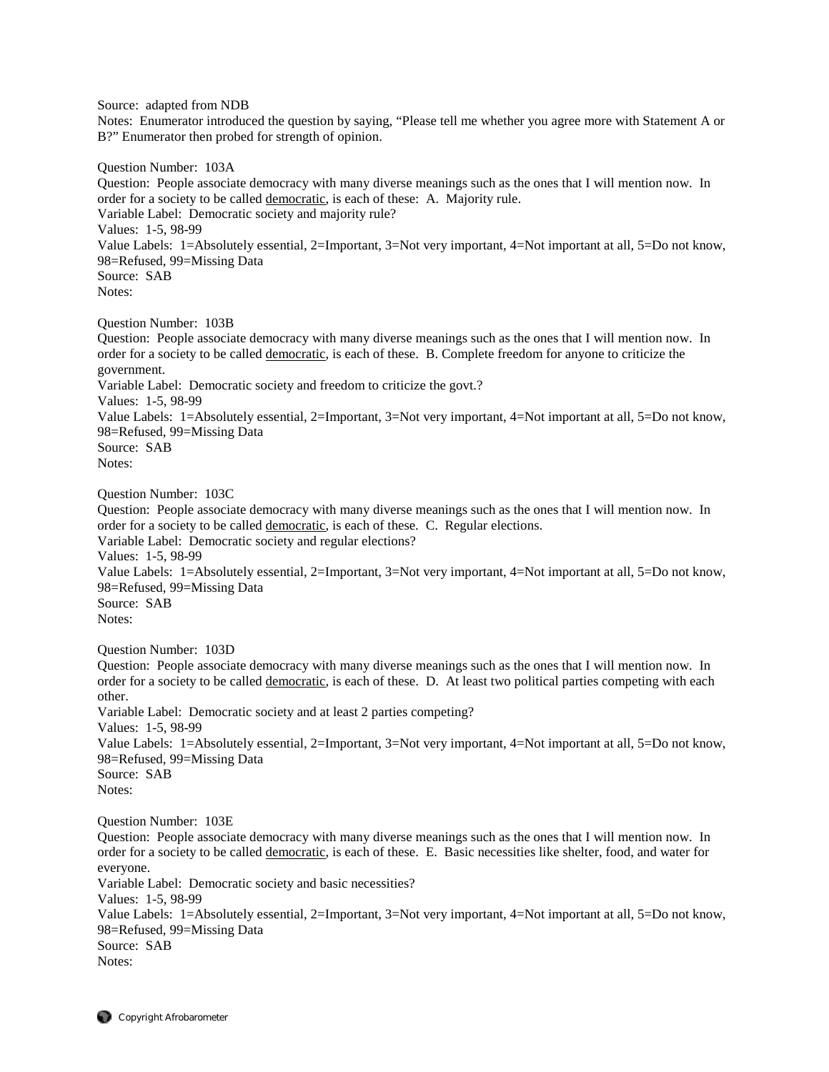Source: adapted from NDB
Notes: Enumerator introduced the question by saying, “Please tell me whether you agree more with Statement A or B?” Enumerator then probed for strength of opinion.

Question Number: 103A
Question: People associate democracy with many diverse meanings such as the ones that I will mention now. In order for a society to be called democratic, is each of these: A. Majority rule.
Variable Label: Democratic society and majority rule?
Values: 1-5, 98-99
Value Labels: 1=Absolutely essential, 2=Important, 3=Not very important, 4=Not important at all, 5=Do not know, 98=Refused, 99=Missing Data
Source: SAB
Notes:

Question Number: 103B
Question: People associate democracy with many diverse meanings such as the ones that I will mention now. In order for a society to be called democratic, is each of these. B. Complete freedom for anyone to criticize the government.
Variable Label: Democratic society and freedom to criticize the govt.?
Values: 1-5, 98-99
Value Labels: 1=Absolutely essential, 2=Important, 3=Not very important, 4=Not important at all, 5=Do not know, 98=Refused, 99=Missing Data
Source: SAB
Notes:

Question Number: 103C
Question: People associate democracy with many diverse meanings such as the ones that I will mention now. In order for a society to be called democratic, is each of these. C. Regular elections.
Variable Label: Democratic society and regular elections?
Values: 1-5, 98-99
Value Labels: 1=Absolutely essential, 2=Important, 3=Not very important, 4=Not important at all, 5=Do not know, 98=Refused, 99=Missing Data
Source: SAB
Notes:

Question Number: 103D
Question: People associate democracy with many diverse meanings such as the ones that I will mention now. In order for a society to be called democratic, is each of these. D. At least two political parties competing with each other.
Variable Label: Democratic society and at least 2 parties competing?
Values: 1-5, 98-99
Value Labels: 1=Absolutely essential, 2=Important, 3=Not very important, 4=Not important at all, 5=Do not know, 98=Refused, 99=Missing Data
Source: SAB
Notes:

Question Number: 103E
Question: People associate democracy with many diverse meanings such as the ones that I will mention now. In order for a society to be called democratic, is each of these. E. Basic necessities like shelter, food, and water for everyone.
Variable Label: Democratic society and basic necessities?
Values: 1-5, 98-99
Value Labels: 1=Absolutely essential, 2=Important, 3=Not very important, 4=Not important at all, 5=Do not know, 98=Refused, 99=Missing Data
Source: SAB
Notes: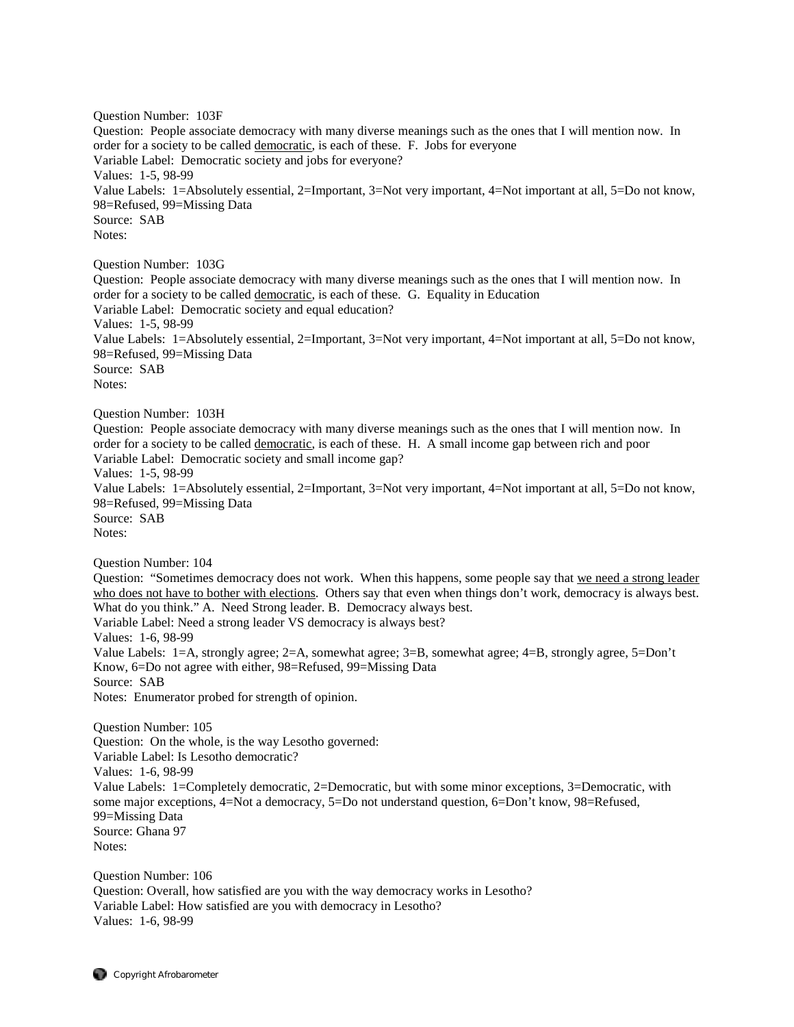Question Number: 103F
Question: People associate democracy with many diverse meanings such as the ones that I will mention now. In order for a society to be called democratic, is each of these. F. Jobs for everyone
Variable Label: Democratic society and jobs for everyone?
Values: 1-5, 98-99
Value Labels: 1=Absolutely essential, 2=Important, 3=Not very important, 4=Not important at all, 5=Do not know, 98=Refused, 99=Missing Data
Source: SAB
Notes:

Question Number: 103G
Question: People associate democracy with many diverse meanings such as the ones that I will mention now. In order for a society to be called democratic, is each of these. G. Equality in Education
Variable Label: Democratic society and equal education?
Values: 1-5, 98-99
Value Labels: 1=Absolutely essential, 2=Important, 3=Not very important, 4=Not important at all, 5=Do not know, 98=Refused, 99=Missing Data
Source: SAB
Notes:

Question Number: 103H
Question: People associate democracy with many diverse meanings such as the ones that I will mention now. In order for a society to be called democratic, is each of these. H. A small income gap between rich and poor
Variable Label: Democratic society and small income gap?
Values: 1-5, 98-99
Value Labels: 1=Absolutely essential, 2=Important, 3=Not very important, 4=Not important at all, 5=Do not know, 98=Refused, 99=Missing Data
Source: SAB
Notes:

Question Number: 104
Question: "Sometimes democracy does not work. When this happens, some people say that we need a strong leader who does not have to bother with elections. Others say that even when things don't work, democracy is always best. What do you think." A. Need Strong leader. B. Democracy always best.
Variable Label: Need a strong leader VS democracy is always best?
Values: 1-6, 98-99
Value Labels: 1=A, strongly agree; 2=A, somewhat agree; 3=B, somewhat agree; 4=B, strongly agree, 5=Don't Know, 6=Do not agree with either, 98=Refused, 99=Missing Data
Source: SAB
Notes: Enumerator probed for strength of opinion.

Question Number: 105
Question: On the whole, is the way Lesotho governed:
Variable Label: Is Lesotho democratic?
Values: 1-6, 98-99
Value Labels: 1=Completely democratic, 2=Democratic, but with some minor exceptions, 3=Democratic, with some major exceptions, 4=Not a democracy, 5=Do not understand question, 6=Don't know, 98=Refused, 99=Missing Data
Source: Ghana 97
Notes:

Question Number: 106
Question: Overall, how satisfied are you with the way democracy works in Lesotho?
Variable Label: How satisfied are you with democracy in Lesotho?
Values: 1-6, 98-99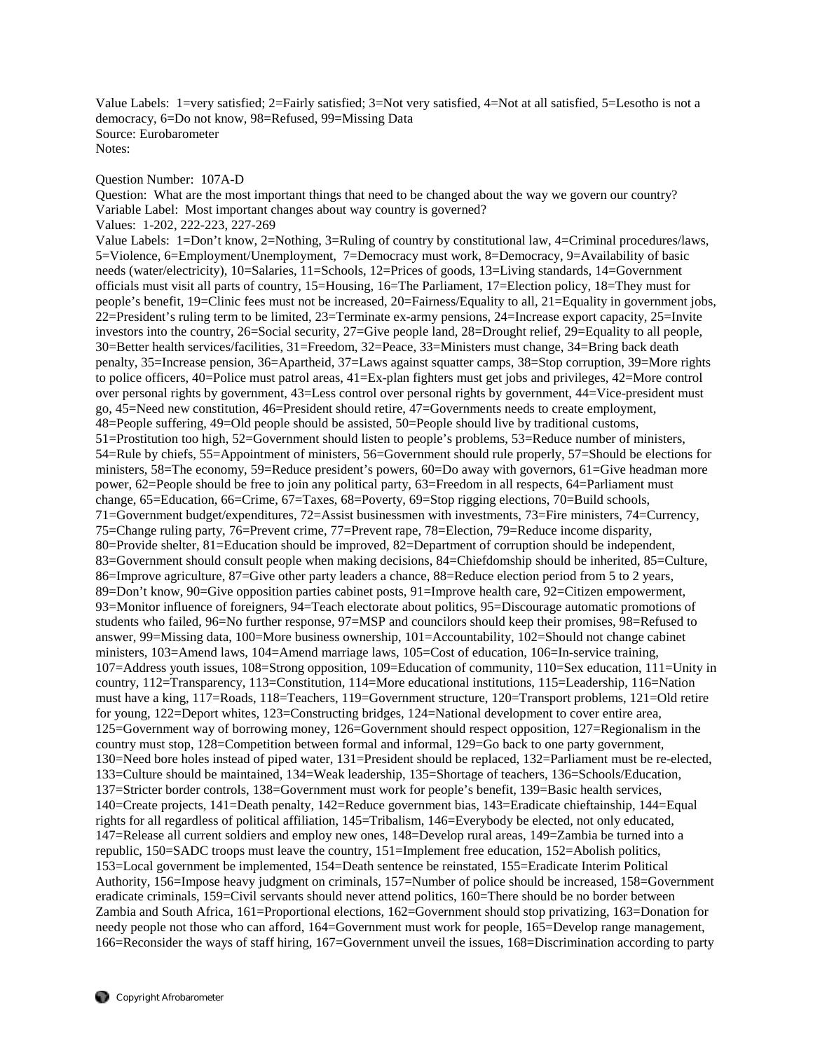Value Labels: 1=very satisfied; 2=Fairly satisfied; 3=Not very satisfied, 4=Not at all satisfied, 5=Lesotho is not a democracy, 6=Do not know, 98=Refused, 99=Missing Data
Source: Eurobarometer
Notes:

Question Number: 107A-D
Question: What are the most important things that need to be changed about the way we govern our country?
Variable Label: Most important changes about way country is governed?
Values: 1-202, 222-223, 227-269
Value Labels: 1=Don't know, 2=Nothing, 3=Ruling of country by constitutional law, 4=Criminal procedures/laws, 5=Violence, 6=Employment/Unemployment, 7=Democracy must work, 8=Democracy, 9=Availability of basic needs (water/electricity), 10=Salaries, 11=Schools, 12=Prices of goods, 13=Living standards, 14=Government officials must visit all parts of country, 15=Housing, 16=The Parliament, 17=Election policy, 18=They must for people's benefit, 19=Clinic fees must not be increased, 20=Fairness/Equality to all, 21=Equality in government jobs, 22=President's ruling term to be limited, 23=Terminate ex-army pensions, 24=Increase export capacity, 25=Invite investors into the country, 26=Social security, 27=Give people land, 28=Drought relief, 29=Equality to all people, 30=Better health services/facilities, 31=Freedom, 32=Peace, 33=Ministers must change, 34=Bring back death penalty, 35=Increase pension, 36=Apartheid, 37=Laws against squatter camps, 38=Stop corruption, 39=More rights to police officers, 40=Police must patrol areas, 41=Ex-plan fighters must get jobs and privileges, 42=More control over personal rights by government, 43=Less control over personal rights by government, 44=Vice-president must go, 45=Need new constitution, 46=President should retire, 47=Governments needs to create employment, 48=People suffering, 49=Old people should be assisted, 50=People should live by traditional customs, 51=Prostitution too high, 52=Government should listen to people's problems, 53=Reduce number of ministers, 54=Rule by chiefs, 55=Appointment of ministers, 56=Government should rule properly, 57=Should be elections for ministers, 58=The economy, 59=Reduce president's powers, 60=Do away with governors, 61=Give headman more power, 62=People should be free to join any political party, 63=Freedom in all respects, 64=Parliament must change, 65=Education, 66=Crime, 67=Taxes, 68=Poverty, 69=Stop rigging elections, 70=Build schools, 71=Government budget/expenditures, 72=Assist businessmen with investments, 73=Fire ministers, 74=Currency, 75=Change ruling party, 76=Prevent crime, 77=Prevent rape, 78=Election, 79=Reduce income disparity, 80=Provide shelter, 81=Education should be improved, 82=Department of corruption should be independent, 83=Government should consult people when making decisions, 84=Chiefdomship should be inherited, 85=Culture, 86=Improve agriculture, 87=Give other party leaders a chance, 88=Reduce election period from 5 to 2 years, 89=Don't know, 90=Give opposition parties cabinet posts, 91=Improve health care, 92=Citizen empowerment, 93=Monitor influence of foreigners, 94=Teach electorate about politics, 95=Discourage automatic promotions of students who failed, 96=No further response, 97=MSP and councilors should keep their promises, 98=Refused to answer, 99=Missing data, 100=More business ownership, 101=Accountability, 102=Should not change cabinet ministers, 103=Amend laws, 104=Amend marriage laws, 105=Cost of education, 106=In-service training, 107=Address youth issues, 108=Strong opposition, 109=Education of community, 110=Sex education, 111=Unity in country, 112=Transparency, 113=Constitution, 114=More educational institutions, 115=Leadership, 116=Nation must have a king, 117=Roads, 118=Teachers, 119=Government structure, 120=Transport problems, 121=Old retire for young, 122=Deport whites, 123=Constructing bridges, 124=National development to cover entire area, 125=Government way of borrowing money, 126=Government should respect opposition, 127=Regionalism in the country must stop, 128=Competition between formal and informal, 129=Go back to one party government, 130=Need bore holes instead of piped water, 131=President should be replaced, 132=Parliament must be re-elected, 133=Culture should be maintained, 134=Weak leadership, 135=Shortage of teachers, 136=Schools/Education, 137=Stricter border controls, 138=Government must work for people's benefit, 139=Basic health services, 140=Create projects, 141=Death penalty, 142=Reduce government bias, 143=Eradicate chieftainship, 144=Equal rights for all regardless of political affiliation, 145=Tribalism, 146=Everybody be elected, not only educated, 147=Release all current soldiers and employ new ones, 148=Develop rural areas, 149=Zambia be turned into a republic, 150=SADC troops must leave the country, 151=Implement free education, 152=Abolish politics, 153=Local government be implemented, 154=Death sentence be reinstated, 155=Eradicate Interim Political Authority, 156=Impose heavy judgment on criminals, 157=Number of police should be increased, 158=Government eradicate criminals, 159=Civil servants should never attend politics, 160=There should be no border between Zambia and South Africa, 161=Proportional elections, 162=Government should stop privatizing, 163=Donation for needy people not those who can afford, 164=Government must work for people, 165=Develop range management, 166=Reconsider the ways of staff hiring, 167=Government unveil the issues, 168=Discrimination according to party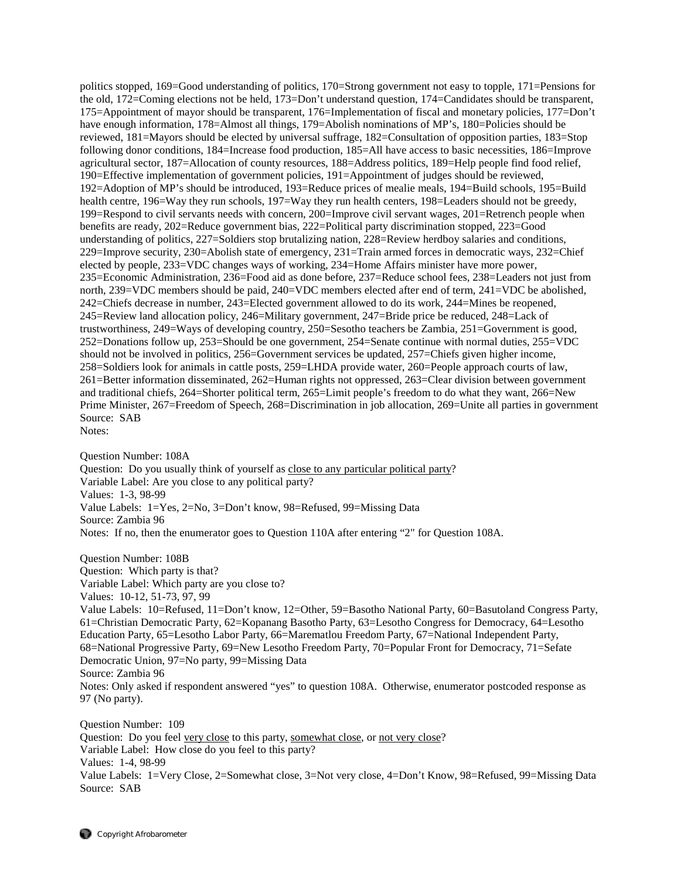politics stopped, 169=Good understanding of politics, 170=Strong government not easy to topple, 171=Pensions for the old, 172=Coming elections not be held, 173=Don't understand question, 174=Candidates should be transparent, 175=Appointment of mayor should be transparent, 176=Implementation of fiscal and monetary policies, 177=Don't have enough information, 178=Almost all things, 179=Abolish nominations of MP's, 180=Policies should be reviewed, 181=Mayors should be elected by universal suffrage, 182=Consultation of opposition parties, 183=Stop following donor conditions, 184=Increase food production, 185=All have access to basic necessities, 186=Improve agricultural sector, 187=Allocation of county resources, 188=Address politics, 189=Help people find food relief, 190=Effective implementation of government policies, 191=Appointment of judges should be reviewed, 192=Adoption of MP's should be introduced, 193=Reduce prices of mealie meals, 194=Build schools, 195=Build health centre, 196=Way they run schools, 197=Way they run health centers, 198=Leaders should not be greedy, 199=Respond to civil servants needs with concern, 200=Improve civil servant wages, 201=Retrench people when benefits are ready, 202=Reduce government bias, 222=Political party discrimination stopped, 223=Good understanding of politics, 227=Soldiers stop brutalizing nation, 228=Review herdboy salaries and conditions, 229=Improve security, 230=Abolish state of emergency, 231=Train armed forces in democratic ways, 232=Chief elected by people, 233=VDC changes ways of working, 234=Home Affairs minister have more power, 235=Economic Administration, 236=Food aid as done before, 237=Reduce school fees, 238=Leaders not just from north, 239=VDC members should be paid, 240=VDC members elected after end of term, 241=VDC be abolished, 242=Chiefs decrease in number, 243=Elected government allowed to do its work, 244=Mines be reopened, 245=Review land allocation policy, 246=Military government, 247=Bride price be reduced, 248=Lack of trustworthiness, 249=Ways of developing country, 250=Sesotho teachers be Zambia, 251=Government is good, 252=Donations follow up, 253=Should be one government, 254=Senate continue with normal duties, 255=VDC should not be involved in politics, 256=Government services be updated, 257=Chiefs given higher income, 258=Soldiers look for animals in cattle posts, 259=LHDA provide water, 260=People approach courts of law, 261=Better information disseminated, 262=Human rights not oppressed, 263=Clear division between government and traditional chiefs, 264=Shorter political term, 265=Limit people's freedom to do what they want, 266=New Prime Minister, 267=Freedom of Speech, 268=Discrimination in job allocation, 269=Unite all parties in government
Source: SAB
Notes:

Question Number: 108A
Question: Do you usually think of yourself as close to any particular political party?
Variable Label: Are you close to any political party?
Values: 1-3, 98-99
Value Labels: 1=Yes, 2=No, 3=Don't know, 98=Refused, 99=Missing Data
Source: Zambia 96
Notes: If no, then the enumerator goes to Question 110A after entering "2" for Question 108A.

Question Number: 108B
Question: Which party is that?
Variable Label: Which party are you close to?
Values: 10-12, 51-73, 97, 99
Value Labels: 10=Refused, 11=Don't know, 12=Other, 59=Basotho National Party, 60=Basutoland Congress Party, 61=Christian Democratic Party, 62=Kopanang Basotho Party, 63=Lesotho Congress for Democracy, 64=Lesotho Education Party, 65=Lesotho Labor Party, 66=Marematlou Freedom Party, 67=National Independent Party, 68=National Progressive Party, 69=New Lesotho Freedom Party, 70=Popular Front for Democracy, 71=Sefate Democratic Union, 97=No party, 99=Missing Data
Source: Zambia 96
Notes: Only asked if respondent answered "yes" to question 108A. Otherwise, enumerator postcoded response as 97 (No party).

Question Number: 109
Question: Do you feel very close to this party, somewhat close, or not very close?
Variable Label: How close do you feel to this party?
Values: 1-4, 98-99
Value Labels: 1=Very Close, 2=Somewhat close, 3=Not very close, 4=Don't Know, 98=Refused, 99=Missing Data
Source: SAB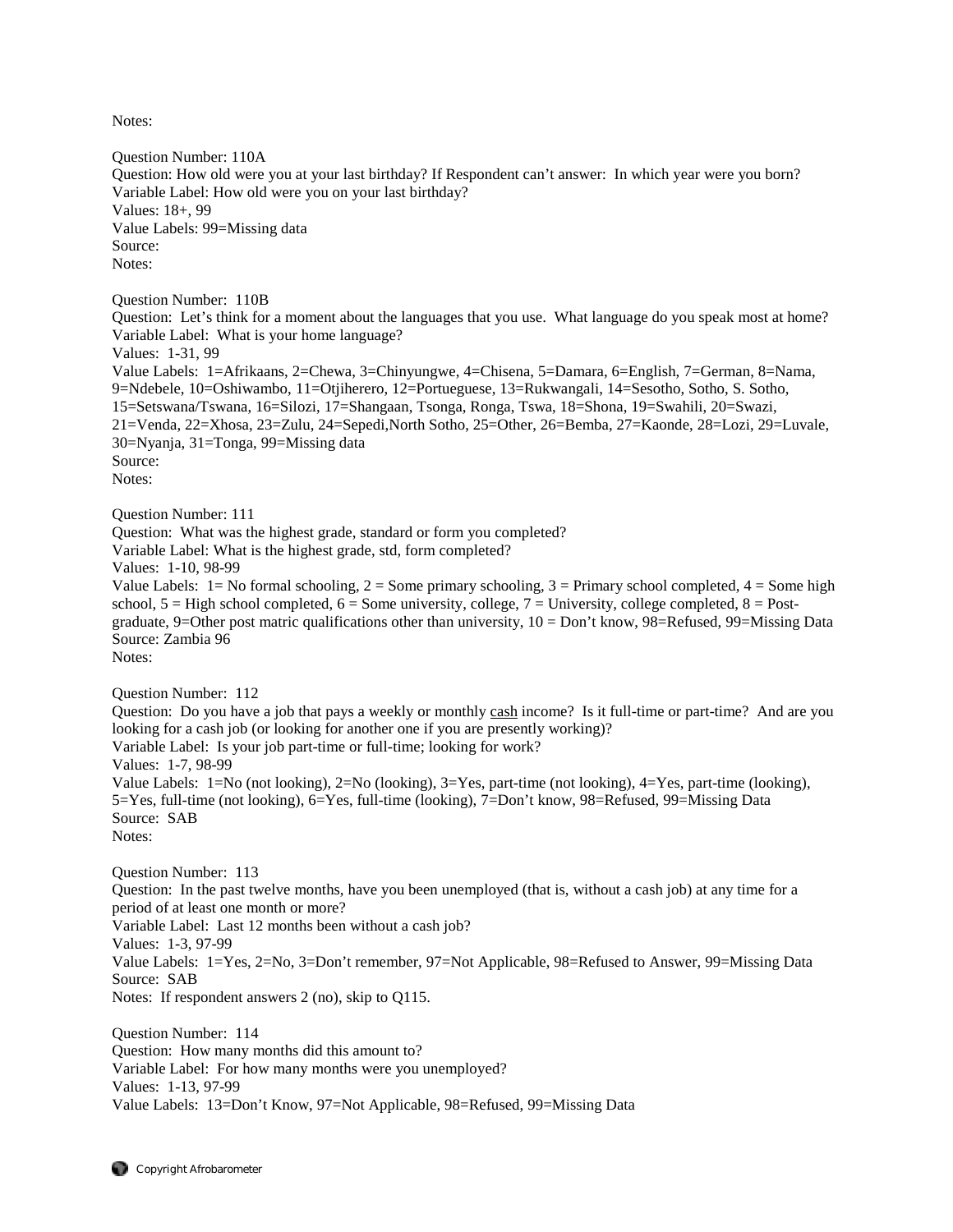Notes:

Question Number: 110A
Question: How old were you at your last birthday? If Respondent can't answer: In which year were you born?
Variable Label: How old were you on your last birthday?
Values: 18+, 99
Value Labels: 99=Missing data
Source:
Notes:

Question Number: 110B
Question: Let's think for a moment about the languages that you use. What language do you speak most at home?
Variable Label: What is your home language?
Values: 1-31, 99
Value Labels: 1=Afrikaans, 2=Chewa, 3=Chinyungwe, 4=Chisena, 5=Damara, 6=English, 7=German, 8=Nama, 9=Ndebele, 10=Oshiwambo, 11=Otjiherero, 12=Portueguese, 13=Rukwangali, 14=Sesotho, Sotho, S. Sotho, 15=Setswana/Tswana, 16=Silozi, 17=Shangaan, Tsonga, Ronga, Tswa, 18=Shona, 19=Swahili, 20=Swazi, 21=Venda, 22=Xhosa, 23=Zulu, 24=Sepedi,North Sotho, 25=Other, 26=Bemba, 27=Kaonde, 28=Lozi, 29=Luvale, 30=Nyanja, 31=Tonga, 99=Missing data
Source:
Notes:

Question Number: 111
Question: What was the highest grade, standard or form you completed?
Variable Label: What is the highest grade, std, form completed?
Values: 1-10, 98-99
Value Labels: 1= No formal schooling, 2 = Some primary schooling, 3 = Primary school completed, 4 = Some high school, 5 = High school completed, 6 = Some university, college, 7 = University, college completed, 8 = Post-graduate, 9=Other post matric qualifications other than university, 10 = Don't know, 98=Refused, 99=Missing Data
Source: Zambia 96
Notes:

Question Number: 112
Question: Do you have a job that pays a weekly or monthly cash income? Is it full-time or part-time? And are you looking for a cash job (or looking for another one if you are presently working)?
Variable Label: Is your job part-time or full-time; looking for work?
Values: 1-7, 98-99
Value Labels: 1=No (not looking), 2=No (looking), 3=Yes, part-time (not looking), 4=Yes, part-time (looking), 5=Yes, full-time (not looking), 6=Yes, full-time (looking), 7=Don't know, 98=Refused, 99=Missing Data
Source: SAB
Notes:

Question Number: 113
Question: In the past twelve months, have you been unemployed (that is, without a cash job) at any time for a period of at least one month or more?
Variable Label: Last 12 months been without a cash job?
Values: 1-3, 97-99
Value Labels: 1=Yes, 2=No, 3=Don't remember, 97=Not Applicable, 98=Refused to Answer, 99=Missing Data
Source: SAB
Notes: If respondent answers 2 (no), skip to Q115.

Question Number: 114
Question: How many months did this amount to?
Variable Label: For how many months were you unemployed?
Values: 1-13, 97-99
Value Labels: 13=Don't Know, 97=Not Applicable, 98=Refused, 99=Missing Data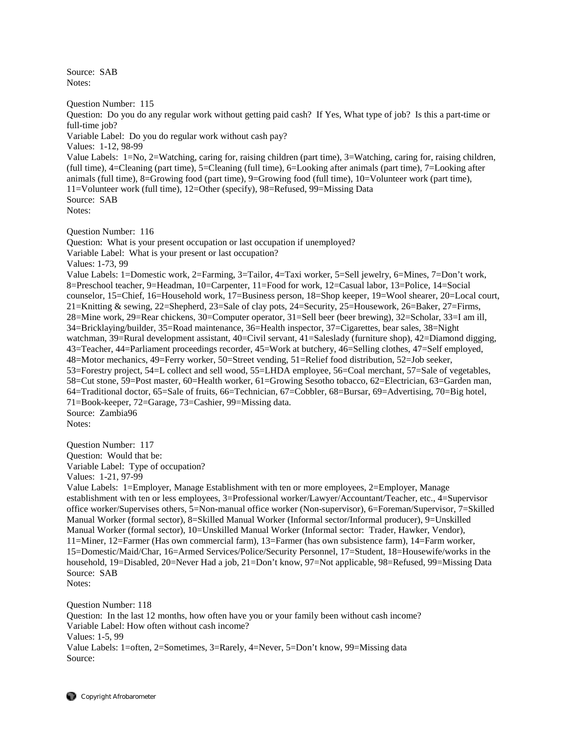Source: SAB
Notes:

Question Number: 115
Question: Do you do any regular work without getting paid cash? If Yes, What type of job? Is this a part-time or full-time job?
Variable Label: Do you do regular work without cash pay?
Values: 1-12, 98-99
Value Labels: 1=No, 2=Watching, caring for, raising children (part time), 3=Watching, caring for, raising children, (full time), 4=Cleaning (part time), 5=Cleaning (full time), 6=Looking after animals (part time), 7=Looking after animals (full time), 8=Growing food (part time), 9=Growing food (full time), 10=Volunteer work (part time), 11=Volunteer work (full time), 12=Other (specify), 98=Refused, 99=Missing Data
Source: SAB
Notes:

Question Number: 116
Question: What is your present occupation or last occupation if unemployed?
Variable Label: What is your present or last occupation?
Values: 1-73, 99
Value Labels: 1=Domestic work, 2=Farming, 3=Tailor, 4=Taxi worker, 5=Sell jewelry, 6=Mines, 7=Don't work, 8=Preschool teacher, 9=Headman, 10=Carpenter, 11=Food for work, 12=Casual labor, 13=Police, 14=Social counselor, 15=Chief, 16=Household work, 17=Business person, 18=Shop keeper, 19=Wool shearer, 20=Local court, 21=Knitting & sewing, 22=Shepherd, 23=Sale of clay pots, 24=Security, 25=Housework, 26=Baker, 27=Firms, 28=Mine work, 29=Rear chickens, 30=Computer operator, 31=Sell beer (beer brewing), 32=Scholar, 33=I am ill, 34=Bricklaying/builder, 35=Road maintenance, 36=Health inspector, 37=Cigarettes, bear sales, 38=Night watchman, 39=Rural development assistant, 40=Civil servant, 41=Saleslady (furniture shop), 42=Diamond digging, 43=Teacher, 44=Parliament proceedings recorder, 45=Work at butchery, 46=Selling clothes, 47=Self employed, 48=Motor mechanics, 49=Ferry worker, 50=Street vending, 51=Relief food distribution, 52=Job seeker, 53=Forestry project, 54=L collect and sell wood, 55=LHDA employee, 56=Coal merchant, 57=Sale of vegetables, 58=Cut stone, 59=Post master, 60=Health worker, 61=Growing Sesotho tobacco, 62=Electrician, 63=Garden man, 64=Traditional doctor, 65=Sale of fruits, 66=Technician, 67=Cobbler, 68=Bursar, 69=Advertising, 70=Big hotel, 71=Book-keeper, 72=Garage, 73=Cashier, 99=Missing data.
Source: Zambia96
Notes:

Question Number: 117
Question: Would that be:
Variable Label: Type of occupation?
Values: 1-21, 97-99
Value Labels: 1=Employer, Manage Establishment with ten or more employees, 2=Employer, Manage establishment with ten or less employees, 3=Professional worker/Lawyer/Accountant/Teacher, etc., 4=Supervisor office worker/Supervises others, 5=Non-manual office worker (Non-supervisor), 6=Foreman/Supervisor, 7=Skilled Manual Worker (formal sector), 8=Skilled Manual Worker (Informal sector/Informal producer), 9=Unskilled Manual Worker (formal sector), 10=Unskilled Manual Worker (Informal sector: Trader, Hawker, Vendor), 11=Miner, 12=Farmer (Has own commercial farm), 13=Farmer (has own subsistence farm), 14=Farm worker, 15=Domestic/Maid/Char, 16=Armed Services/Police/Security Personnel, 17=Student, 18=Housewife/works in the household, 19=Disabled, 20=Never Had a job, 21=Don't know, 97=Not applicable, 98=Refused, 99=Missing Data
Source: SAB
Notes:

Question Number: 118
Question: In the last 12 months, how often have you or your family been without cash income?
Variable Label: How often without cash income?
Values: 1-5, 99
Value Labels: 1=often, 2=Sometimes, 3=Rarely, 4=Never, 5=Don't know, 99=Missing data
Source: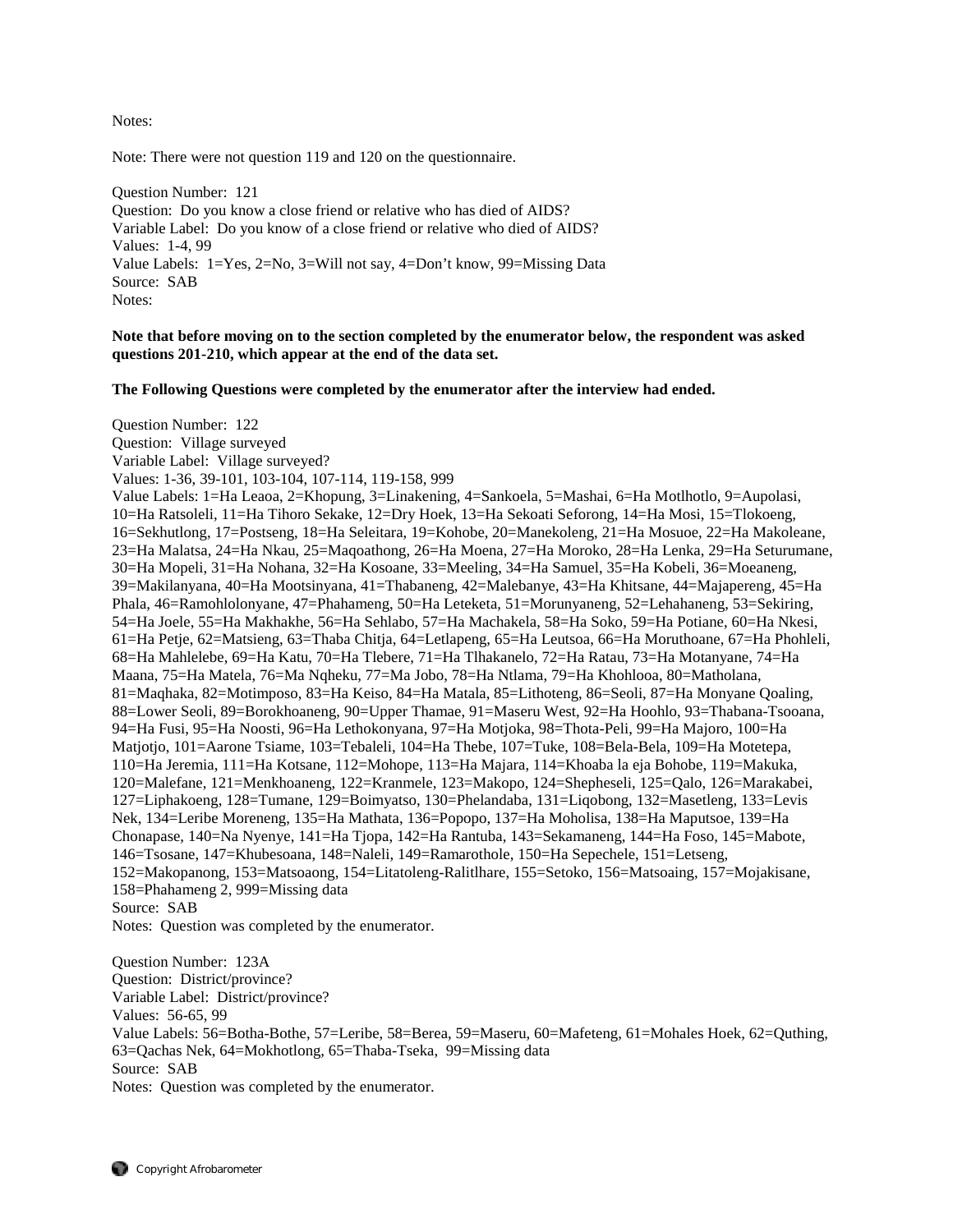Notes:

Note: There were not question 119 and 120 on the questionnaire.

Question Number: 121
Question: Do you know a close friend or relative who has died of AIDS?
Variable Label: Do you know of a close friend or relative who died of AIDS?
Values: 1-4, 99
Value Labels: 1=Yes, 2=No, 3=Will not say, 4=Don't know, 99=Missing Data
Source: SAB
Notes:

**Note that before moving on to the section completed by the enumerator below, the respondent was asked questions 201-210, which appear at the end of the data set.**

**The Following Questions were completed by the enumerator after the interview had ended.**

Question Number: 122
Question: Village surveyed
Variable Label: Village surveyed?
Values: 1-36, 39-101, 103-104, 107-114, 119-158, 999
Value Labels: 1=Ha Leaoa, 2=Khopung, 3=Linakening, 4=Sankoela, 5=Mashai, 6=Ha Motlhotlo, 9=Aupolasi, 10=Ha Ratsoleli, 11=Ha Tihoro Sekake, 12=Dry Hoek, 13=Ha Sekoati Seforong, 14=Ha Mosi, 15=Tlokoeng, 16=Sekhutlong, 17=Postseng, 18=Ha Seleitara, 19=Kohobe, 20=Manekoleng, 21=Ha Mosuoe, 22=Ha Makoleane, 23=Ha Malatsa, 24=Ha Nkau, 25=Maqoathong, 26=Ha Moena, 27=Ha Moroko, 28=Ha Lenka, 29=Ha Seturumane, 30=Ha Mopeli, 31=Ha Nohana, 32=Ha Kosoane, 33=Meeling, 34=Ha Samuel, 35=Ha Kobeli, 36=Moeaneng, 39=Makilanyana, 40=Ha Mootsinyana, 41=Thabaneng, 42=Malebanye, 43=Ha Khitsane, 44=Majapereng, 45=Ha Phala, 46=Ramohlolonyane, 47=Phahameng, 50=Ha Leteketa, 51=Morunyaneng, 52=Lehahaneng, 53=Sekiring, 54=Ha Joele, 55=Ha Makhakhe, 56=Ha Sehlabo, 57=Ha Machakela, 58=Ha Soko, 59=Ha Potiane, 60=Ha Nkesi, 61=Ha Petje, 62=Matsieng, 63=Thaba Chitja, 64=Letlapeng, 65=Ha Leutsoa, 66=Ha Moruthoane, 67=Ha Phohleli, 68=Ha Mahlelebe, 69=Ha Katu, 70=Ha Tlebere, 71=Ha Tlhakanelo, 72=Ha Ratau, 73=Ha Motanyane, 74=Ha Maana, 75=Ha Matela, 76=Ma Nqheku, 77=Ma Jobo, 78=Ha Ntlama, 79=Ha Khohlooa, 80=Matholana, 81=Maqhaka, 82=Motimposo, 83=Ha Keiso, 84=Ha Matala, 85=Lithoteng, 86=Seoli, 87=Ha Monyane Qoaling, 88=Lower Seoli, 89=Borokhoaneng, 90=Upper Thamae, 91=Maseru West, 92=Ha Hoohlo, 93=Thabana-Tsooana, 94=Ha Fusi, 95=Ha Noosti, 96=Ha Lethokonyana, 97=Ha Motjoka, 98=Thota-Peli, 99=Ha Majoro, 100=Ha Matjotjo, 101=Aarone Tsiame, 103=Tebaleli, 104=Ha Thebe, 107=Tuke, 108=Bela-Bela, 109=Ha Motetepa, 110=Ha Jeremia, 111=Ha Kotsane, 112=Mohope, 113=Ha Majara, 114=Khoaba la eja Bohobe, 119=Makuka, 120=Malefane, 121=Menkhoaneng, 122=Kranmele, 123=Makopo, 124=Shepheseli, 125=Qalo, 126=Marakabei, 127=Liphakoeng, 128=Tumane, 129=Boimyatso, 130=Phelandaba, 131=Liqobong, 132=Masetleng, 133=Levis Nek, 134=Leribe Moreneng, 135=Ha Mathata, 136=Popopo, 137=Ha Moholisa, 138=Ha Maputsoe, 139=Ha Chonapase, 140=Na Nyenye, 141=Ha Tjopa, 142=Ha Rantuba, 143=Sekamaneng, 144=Ha Foso, 145=Mabote, 146=Tsosane, 147=Khubesoana, 148=Naleli, 149=Ramarothole, 150=Ha Sepechele, 151=Letseng, 152=Makopanong, 153=Matsoaong, 154=Litatoleng-Ralitlhare, 155=Setoko, 156=Matsoaing, 157=Mojakisane, 158=Phahameng 2, 999=Missing data
Source: SAB
Notes: Question was completed by the enumerator.

Question Number: 123A
Question: District/province?
Variable Label: District/province?
Values: 56-65, 99
Value Labels: 56=Botha-Bothe, 57=Leribe, 58=Berea, 59=Maseru, 60=Mafeteng, 61=Mohales Hoek, 62=Quthing, 63=Qachas Nek, 64=Mokhotlong, 65=Thaba-Tseka, 99=Missing data
Source: SAB
Notes: Question was completed by the enumerator.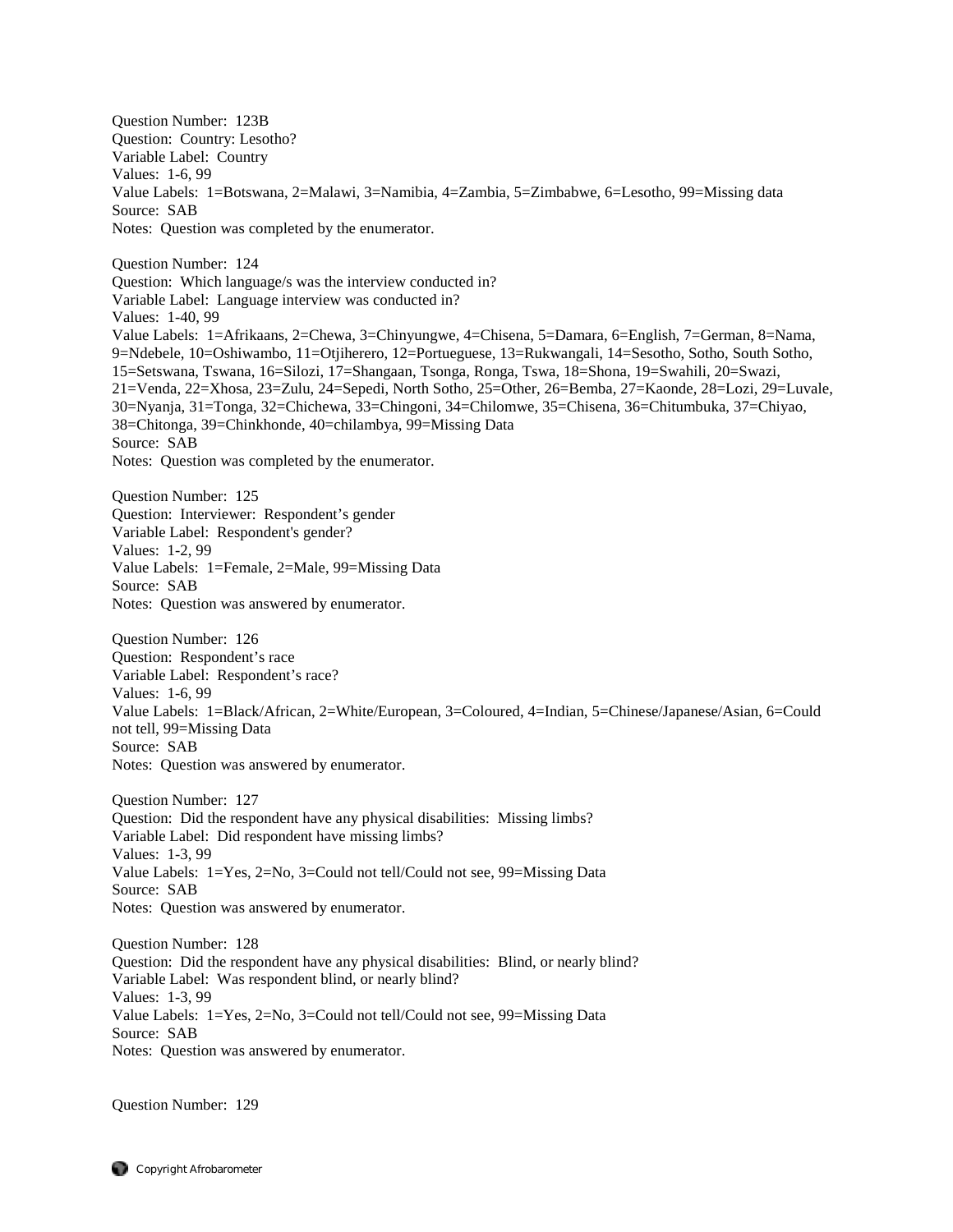Question Number: 123B
Question: Country: Lesotho?
Variable Label: Country
Values: 1-6, 99
Value Labels: 1=Botswana, 2=Malawi, 3=Namibia, 4=Zambia, 5=Zimbabwe, 6=Lesotho, 99=Missing data
Source: SAB
Notes: Question was completed by the enumerator.

Question Number: 124
Question: Which language/s was the interview conducted in?
Variable Label: Language interview was conducted in?
Values: 1-40, 99
Value Labels: 1=Afrikaans, 2=Chewa, 3=Chinyungwe, 4=Chisena, 5=Damara, 6=English, 7=German, 8=Nama, 9=Ndebele, 10=Oshiwambo, 11=Otjiherero, 12=Portueguese, 13=Rukwangali, 14=Sesotho, Sotho, South Sotho, 15=Setswana, Tswana, 16=Silozi, 17=Shangaan, Tsonga, Ronga, Tswa, 18=Shona, 19=Swahili, 20=Swazi, 21=Venda, 22=Xhosa, 23=Zulu, 24=Sepedi, North Sotho, 25=Other, 26=Bemba, 27=Kaonde, 28=Lozi, 29=Luvale, 30=Nyanja, 31=Tonga, 32=Chichewa, 33=Chingoni, 34=Chilomwe, 35=Chisena, 36=Chitumbuka, 37=Chiyao, 38=Chitonga, 39=Chinkhonde, 40=chilambya, 99=Missing Data
Source: SAB
Notes: Question was completed by the enumerator.

Question Number: 125
Question: Interviewer: Respondent's gender
Variable Label: Respondent's gender?
Values: 1-2, 99
Value Labels: 1=Female, 2=Male, 99=Missing Data
Source: SAB
Notes: Question was answered by enumerator.

Question Number: 126
Question: Respondent's race
Variable Label: Respondent's race?
Values: 1-6, 99
Value Labels: 1=Black/African, 2=White/European, 3=Coloured, 4=Indian, 5=Chinese/Japanese/Asian, 6=Could not tell, 99=Missing Data
Source: SAB
Notes: Question was answered by enumerator.

Question Number: 127
Question: Did the respondent have any physical disabilities: Missing limbs?
Variable Label: Did respondent have missing limbs?
Values: 1-3, 99
Value Labels: 1=Yes, 2=No, 3=Could not tell/Could not see, 99=Missing Data
Source: SAB
Notes: Question was answered by enumerator.

Question Number: 128
Question: Did the respondent have any physical disabilities: Blind, or nearly blind?
Variable Label: Was respondent blind, or nearly blind?
Values: 1-3, 99
Value Labels: 1=Yes, 2=No, 3=Could not tell/Could not see, 99=Missing Data
Source: SAB
Notes: Question was answered by enumerator.

Question Number: 129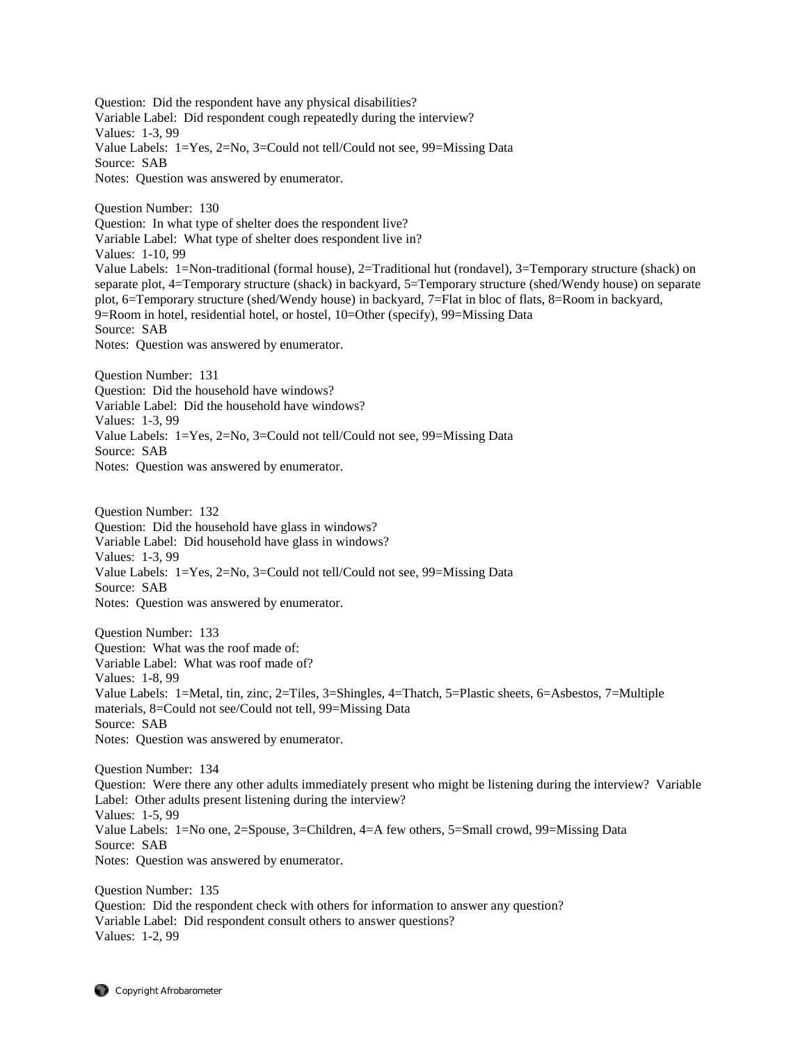Question: Did the respondent have any physical disabilities?
Variable Label: Did respondent cough repeatedly during the interview?
Values: 1-3, 99
Value Labels: 1=Yes, 2=No, 3=Could not tell/Could not see, 99=Missing Data
Source: SAB
Notes: Question was answered by enumerator.

Question Number: 130
Question: In what type of shelter does the respondent live?
Variable Label: What type of shelter does respondent live in?
Values: 1-10, 99
Value Labels: 1=Non-traditional (formal house), 2=Traditional hut (rondavel), 3=Temporary structure (shack) on separate plot, 4=Temporary structure (shack) in backyard, 5=Temporary structure (shed/Wendy house) on separate plot, 6=Temporary structure (shed/Wendy house) in backyard, 7=Flat in bloc of flats, 8=Room in backyard, 9=Room in hotel, residential hotel, or hostel, 10=Other (specify), 99=Missing Data
Source: SAB
Notes: Question was answered by enumerator.

Question Number: 131
Question: Did the household have windows?
Variable Label: Did the household have windows?
Values: 1-3, 99
Value Labels: 1=Yes, 2=No, 3=Could not tell/Could not see, 99=Missing Data
Source: SAB
Notes: Question was answered by enumerator.

Question Number: 132
Question: Did the household have glass in windows?
Variable Label: Did household have glass in windows?
Values: 1-3, 99
Value Labels: 1=Yes, 2=No, 3=Could not tell/Could not see, 99=Missing Data
Source: SAB
Notes: Question was answered by enumerator.

Question Number: 133
Question: What was the roof made of:
Variable Label: What was roof made of?
Values: 1-8, 99
Value Labels: 1=Metal, tin, zinc, 2=Tiles, 3=Shingles, 4=Thatch, 5=Plastic sheets, 6=Asbestos, 7=Multiple materials, 8=Could not see/Could not tell, 99=Missing Data
Source: SAB
Notes: Question was answered by enumerator.

Question Number: 134
Question: Were there any other adults immediately present who might be listening during the interview? Variable Label: Other adults present listening during the interview?
Values: 1-5, 99
Value Labels: 1=No one, 2=Spouse, 3=Children, 4=A few others, 5=Small crowd, 99=Missing Data
Source: SAB
Notes: Question was answered by enumerator.

Question Number: 135
Question: Did the respondent check with others for information to answer any question?
Variable Label: Did respondent consult others to answer questions?
Values: 1-2, 99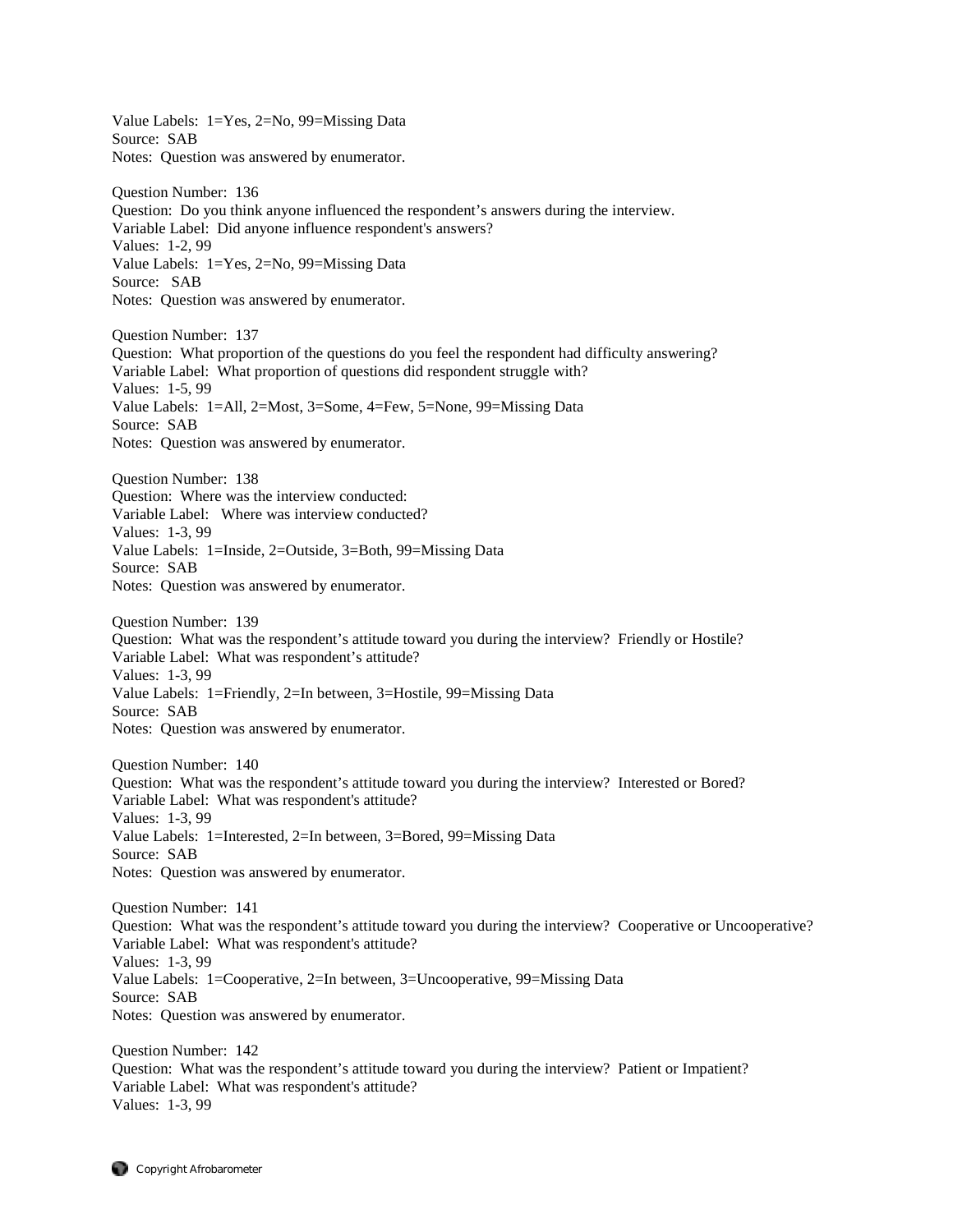Value Labels:  1=Yes, 2=No, 99=Missing Data
Source:  SAB
Notes:  Question was answered by enumerator.

Question Number:  136
Question:  Do you think anyone influenced the respondent's answers during the interview.
Variable Label:  Did anyone influence respondent's answers?
Values:  1-2, 99
Value Labels:  1=Yes, 2=No, 99=Missing Data
Source:  SAB
Notes:  Question was answered by enumerator.

Question Number:  137
Question:  What proportion of the questions do you feel the respondent had difficulty answering?
Variable Label:  What proportion of questions did respondent struggle with?
Values:  1-5, 99
Value Labels:  1=All, 2=Most, 3=Some, 4=Few, 5=None, 99=Missing Data
Source:  SAB
Notes:  Question was answered by enumerator.

Question Number:  138
Question:  Where was the interview conducted:
Variable Label:  Where was interview conducted?
Values:  1-3, 99
Value Labels:  1=Inside, 2=Outside, 3=Both, 99=Missing Data
Source:  SAB
Notes:  Question was answered by enumerator.

Question Number:  139
Question:  What was the respondent's attitude toward you during the interview?  Friendly or Hostile?
Variable Label:  What was respondent's attitude?
Values:  1-3, 99
Value Labels:  1=Friendly, 2=In between, 3=Hostile, 99=Missing Data
Source:  SAB
Notes:  Question was answered by enumerator.

Question Number:  140
Question:  What was the respondent's attitude toward you during the interview?  Interested or Bored?
Variable Label:  What was respondent's attitude?
Values:  1-3, 99
Value Labels:  1=Interested, 2=In between, 3=Bored, 99=Missing Data
Source:  SAB
Notes:  Question was answered by enumerator.

Question Number:  141
Question:  What was the respondent's attitude toward you during the interview?  Cooperative or Uncooperative?
Variable Label:  What was respondent's attitude?
Values:  1-3, 99
Value Labels:  1=Cooperative, 2=In between, 3=Uncooperative, 99=Missing Data
Source:  SAB
Notes:  Question was answered by enumerator.

Question Number:  142
Question:  What was the respondent's attitude toward you during the interview?  Patient or Impatient?
Variable Label:  What was respondent's attitude?
Values:  1-3, 99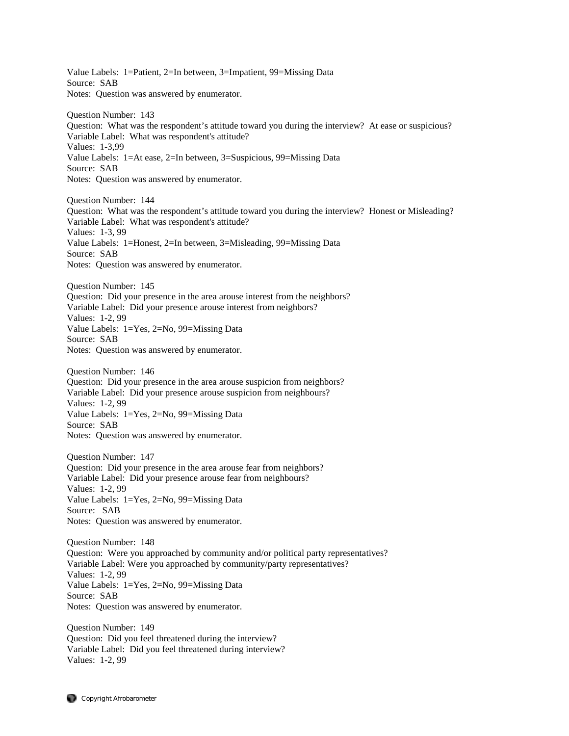Value Labels:  1=Patient, 2=In between, 3=Impatient, 99=Missing Data
Source:  SAB
Notes:  Question was answered by enumerator.

Question Number:  143
Question:  What was the respondent's attitude toward you during the interview?  At ease or suspicious?
Variable Label:  What was respondent's attitude?
Values:  1-3,99
Value Labels:  1=At ease, 2=In between, 3=Suspicious, 99=Missing Data
Source:  SAB
Notes:  Question was answered by enumerator.

Question Number:  144
Question:  What was the respondent's attitude toward you during the interview?  Honest or Misleading?
Variable Label:  What was respondent's attitude?
Values:  1-3, 99
Value Labels:  1=Honest, 2=In between, 3=Misleading, 99=Missing Data
Source:  SAB
Notes:  Question was answered by enumerator.

Question Number:  145
Question:  Did your presence in the area arouse interest from the neighbors?
Variable Label:  Did your presence arouse interest from neighbors?
Values:  1-2, 99
Value Labels:  1=Yes, 2=No, 99=Missing Data
Source:  SAB
Notes:  Question was answered by enumerator.

Question Number:  146
Question:  Did your presence in the area arouse suspicion from neighbors?
Variable Label:  Did your presence arouse suspicion from neighbours?
Values:  1-2, 99
Value Labels:  1=Yes, 2=No, 99=Missing Data
Source:  SAB
Notes:  Question was answered by enumerator.

Question Number:  147
Question:  Did your presence in the area arouse fear from neighbors?
Variable Label:  Did your presence arouse fear from neighbours?
Values:  1-2, 99
Value Labels:  1=Yes, 2=No, 99=Missing Data
Source:  SAB
Notes:  Question was answered by enumerator.

Question Number:  148
Question:  Were you approached by community and/or political party representatives?
Variable Label: Were you approached by community/party representatives?
Values:  1-2, 99
Value Labels:  1=Yes, 2=No, 99=Missing Data
Source:  SAB
Notes:  Question was answered by enumerator.

Question Number:  149
Question:  Did you feel threatened during the interview?
Variable Label:  Did you feel threatened during interview?
Values:  1-2, 99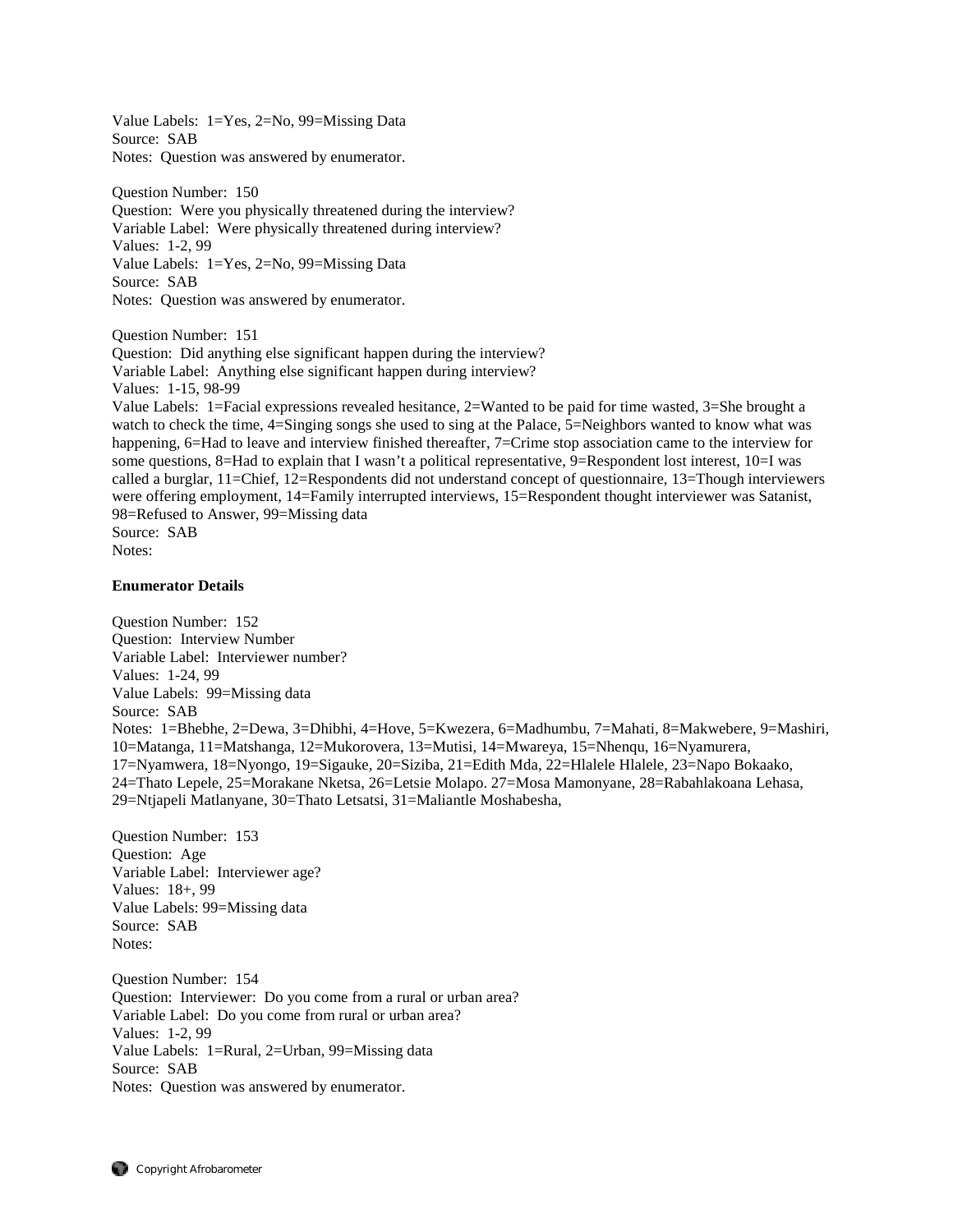Value Labels: 1=Yes, 2=No, 99=Missing Data
Source: SAB
Notes: Question was answered by enumerator.

Question Number: 150
Question: Were you physically threatened during the interview?
Variable Label: Were physically threatened during interview?
Values: 1-2, 99
Value Labels: 1=Yes, 2=No, 99=Missing Data
Source: SAB
Notes: Question was answered by enumerator.

Question Number: 151
Question: Did anything else significant happen during the interview?
Variable Label: Anything else significant happen during interview?
Values: 1-15, 98-99
Value Labels: 1=Facial expressions revealed hesitance, 2=Wanted to be paid for time wasted, 3=She brought a watch to check the time, 4=Singing songs she used to sing at the Palace, 5=Neighbors wanted to know what was happening, 6=Had to leave and interview finished thereafter, 7=Crime stop association came to the interview for some questions, 8=Had to explain that I wasn't a political representative, 9=Respondent lost interest, 10=I was called a burglar, 11=Chief, 12=Respondents did not understand concept of questionnaire, 13=Though interviewers were offering employment, 14=Family interrupted interviews, 15=Respondent thought interviewer was Satanist, 98=Refused to Answer, 99=Missing data
Source: SAB
Notes:

**Enumerator Details**

Question Number: 152
Question: Interview Number
Variable Label: Interviewer number?
Values: 1-24, 99
Value Labels: 99=Missing data
Source: SAB
Notes: 1=Bhebhe, 2=Dewa, 3=Dhibhi, 4=Hove, 5=Kwezera, 6=Madhumbu, 7=Mahati, 8=Makwebere, 9=Mashiri, 10=Matanga, 11=Matshanga, 12=Mukorovera, 13=Mutisi, 14=Mwareya, 15=Nhenqu, 16=Nyamurera, 17=Nyamwera, 18=Nyongo, 19=Sigauke, 20=Siziba, 21=Edith Mda, 22=Hlalele Hlalele, 23=Napo Bokaako, 24=Thato Lepele, 25=Morakane Nketsa, 26=Letsie Molapo. 27=Mosa Mamonyane, 28=Rabahlakoana Lehasa, 29=Ntjapeli Matlanyane, 30=Thato Letsatsi, 31=Maliantle Moshabesha,

Question Number: 153
Question: Age
Variable Label: Interviewer age?
Values: 18+, 99
Value Labels: 99=Missing data
Source: SAB
Notes:

Question Number: 154
Question: Interviewer: Do you come from a rural or urban area?
Variable Label: Do you come from rural or urban area?
Values: 1-2, 99
Value Labels: 1=Rural, 2=Urban, 99=Missing data
Source: SAB
Notes: Question was answered by enumerator.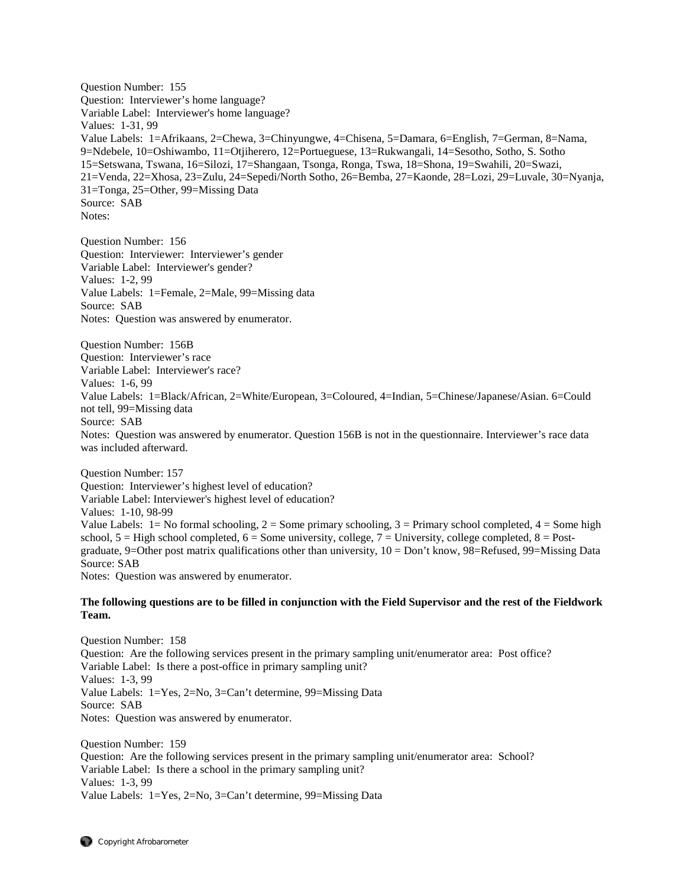Question Number: 155
Question: Interviewer's home language?
Variable Label: Interviewer's home language?
Values: 1-31, 99
Value Labels: 1=Afrikaans, 2=Chewa, 3=Chinyungwe, 4=Chisena, 5=Damara, 6=English, 7=German, 8=Nama, 9=Ndebele, 10=Oshiwambo, 11=Otjiherero, 12=Portueguese, 13=Rukwangali, 14=Sesotho, Sotho, S. Sotho 15=Setswana, Tswana, 16=Silozi, 17=Shangaan, Tsonga, Ronga, Tswa, 18=Shona, 19=Swahili, 20=Swazi, 21=Venda, 22=Xhosa, 23=Zulu, 24=Sepedi/North Sotho, 26=Bemba, 27=Kaonde, 28=Lozi, 29=Luvale, 30=Nyanja, 31=Tonga, 25=Other, 99=Missing Data
Source: SAB
Notes:

Question Number: 156
Question: Interviewer: Interviewer's gender
Variable Label: Interviewer's gender?
Values: 1-2, 99
Value Labels: 1=Female, 2=Male, 99=Missing data
Source: SAB
Notes: Question was answered by enumerator.

Question Number: 156B
Question: Interviewer's race
Variable Label: Interviewer's race?
Values: 1-6, 99
Value Labels: 1=Black/African, 2=White/European, 3=Coloured, 4=Indian, 5=Chinese/Japanese/Asian. 6=Could not tell, 99=Missing data
Source: SAB
Notes: Question was answered by enumerator. Question 156B is not in the questionnaire. Interviewer's race data was included afterward.

Question Number: 157
Question: Interviewer's highest level of education?
Variable Label: Interviewer's highest level of education?
Values: 1-10, 98-99
Value Labels: 1= No formal schooling, 2 = Some primary schooling, 3 = Primary school completed, 4 = Some high school, 5 = High school completed, 6 = Some university, college, 7 = University, college completed, 8 = Post-graduate, 9=Other post matrix qualifications other than university, 10 = Don't know, 98=Refused, 99=Missing Data
Source: SAB
Notes: Question was answered by enumerator.

**The following questions are to be filled in conjunction with the Field Supervisor and the rest of the Fieldwork Team.**

Question Number: 158
Question: Are the following services present in the primary sampling unit/enumerator area: Post office?
Variable Label: Is there a post-office in primary sampling unit?
Values: 1-3, 99
Value Labels: 1=Yes, 2=No, 3=Can't determine, 99=Missing Data
Source: SAB
Notes: Question was answered by enumerator.

Question Number: 159
Question: Are the following services present in the primary sampling unit/enumerator area: School?
Variable Label: Is there a school in the primary sampling unit?
Values: 1-3, 99
Value Labels: 1=Yes, 2=No, 3=Can't determine, 99=Missing Data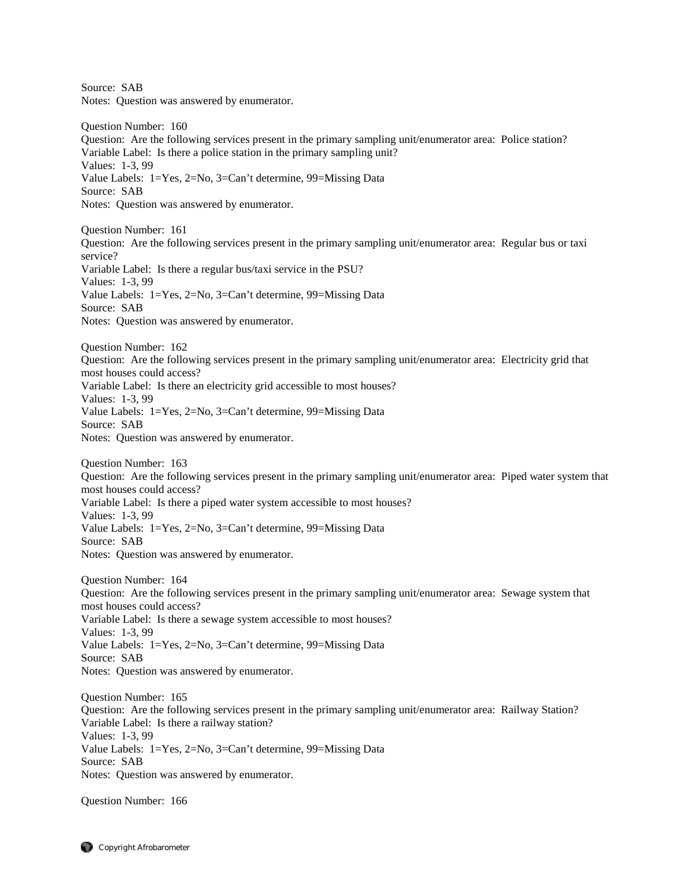Source: SAB
Notes: Question was answered by enumerator.

Question Number: 160
Question: Are the following services present in the primary sampling unit/enumerator area: Police station?
Variable Label: Is there a police station in the primary sampling unit?
Values: 1-3, 99
Value Labels: 1=Yes, 2=No, 3=Can't determine, 99=Missing Data
Source: SAB
Notes: Question was answered by enumerator.

Question Number: 161
Question: Are the following services present in the primary sampling unit/enumerator area: Regular bus or taxi service?
Variable Label: Is there a regular bus/taxi service in the PSU?
Values: 1-3, 99
Value Labels: 1=Yes, 2=No, 3=Can't determine, 99=Missing Data
Source: SAB
Notes: Question was answered by enumerator.

Question Number: 162
Question: Are the following services present in the primary sampling unit/enumerator area: Electricity grid that most houses could access?
Variable Label: Is there an electricity grid accessible to most houses?
Values: 1-3, 99
Value Labels: 1=Yes, 2=No, 3=Can't determine, 99=Missing Data
Source: SAB
Notes: Question was answered by enumerator.

Question Number: 163
Question: Are the following services present in the primary sampling unit/enumerator area: Piped water system that most houses could access?
Variable Label: Is there a piped water system accessible to most houses?
Values: 1-3, 99
Value Labels: 1=Yes, 2=No, 3=Can't determine, 99=Missing Data
Source: SAB
Notes: Question was answered by enumerator.

Question Number: 164
Question: Are the following services present in the primary sampling unit/enumerator area: Sewage system that most houses could access?
Variable Label: Is there a sewage system accessible to most houses?
Values: 1-3, 99
Value Labels: 1=Yes, 2=No, 3=Can't determine, 99=Missing Data
Source: SAB
Notes: Question was answered by enumerator.

Question Number: 165
Question: Are the following services present in the primary sampling unit/enumerator area: Railway Station?
Variable Label: Is there a railway station?
Values: 1-3, 99
Value Labels: 1=Yes, 2=No, 3=Can't determine, 99=Missing Data
Source: SAB
Notes: Question was answered by enumerator.

Question Number: 166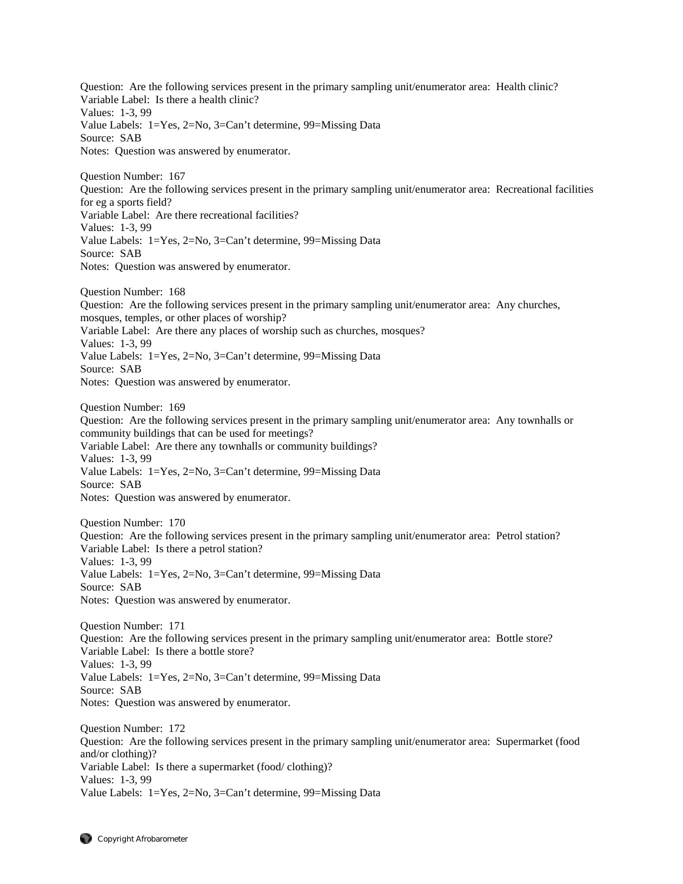Question: Are the following services present in the primary sampling unit/enumerator area: Health clinic?
Variable Label: Is there a health clinic?
Values: 1-3, 99
Value Labels: 1=Yes, 2=No, 3=Can't determine, 99=Missing Data
Source: SAB
Notes: Question was answered by enumerator.

Question Number: 167
Question: Are the following services present in the primary sampling unit/enumerator area: Recreational facilities for eg a sports field?
Variable Label: Are there recreational facilities?
Values: 1-3, 99
Value Labels: 1=Yes, 2=No, 3=Can't determine, 99=Missing Data
Source: SAB
Notes: Question was answered by enumerator.

Question Number: 168
Question: Are the following services present in the primary sampling unit/enumerator area: Any churches, mosques, temples, or other places of worship?
Variable Label: Are there any places of worship such as churches, mosques?
Values: 1-3, 99
Value Labels: 1=Yes, 2=No, 3=Can't determine, 99=Missing Data
Source: SAB
Notes: Question was answered by enumerator.

Question Number: 169
Question: Are the following services present in the primary sampling unit/enumerator area: Any townhalls or community buildings that can be used for meetings?
Variable Label: Are there any townhalls or community buildings?
Values: 1-3, 99
Value Labels: 1=Yes, 2=No, 3=Can't determine, 99=Missing Data
Source: SAB
Notes: Question was answered by enumerator.

Question Number: 170
Question: Are the following services present in the primary sampling unit/enumerator area: Petrol station?
Variable Label: Is there a petrol station?
Values: 1-3, 99
Value Labels: 1=Yes, 2=No, 3=Can't determine, 99=Missing Data
Source: SAB
Notes: Question was answered by enumerator.

Question Number: 171
Question: Are the following services present in the primary sampling unit/enumerator area: Bottle store?
Variable Label: Is there a bottle store?
Values: 1-3, 99
Value Labels: 1=Yes, 2=No, 3=Can't determine, 99=Missing Data
Source: SAB
Notes: Question was answered by enumerator.

Question Number: 172
Question: Are the following services present in the primary sampling unit/enumerator area: Supermarket (food and/or clothing)?
Variable Label: Is there a supermarket (food/ clothing)?
Values: 1-3, 99
Value Labels: 1=Yes, 2=No, 3=Can't determine, 99=Missing Data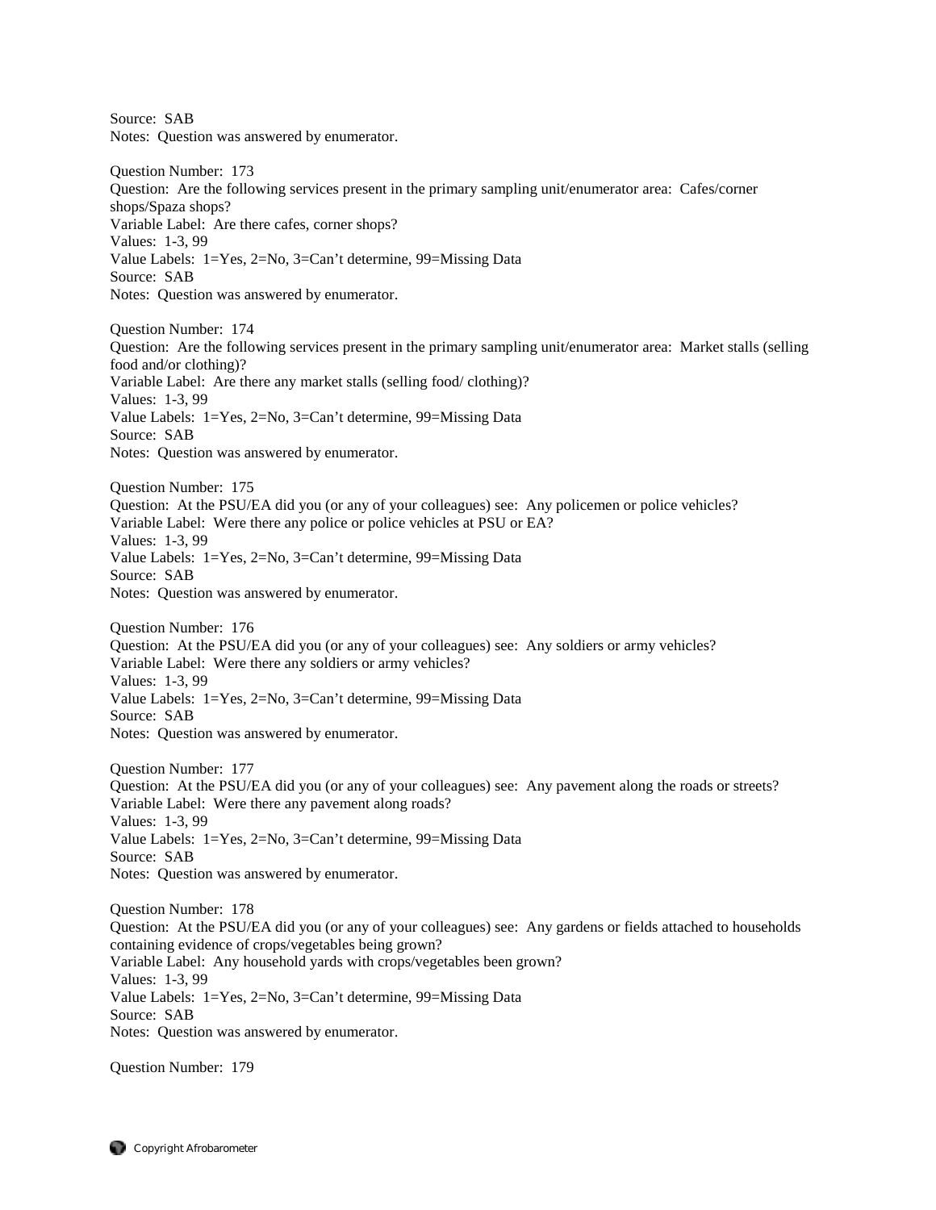Source: SAB
Notes: Question was answered by enumerator.

Question Number: 173
Question: Are the following services present in the primary sampling unit/enumerator area: Cafes/corner shops/Spaza shops?
Variable Label: Are there cafes, corner shops?
Values: 1-3, 99
Value Labels: 1=Yes, 2=No, 3=Can't determine, 99=Missing Data
Source: SAB
Notes: Question was answered by enumerator.

Question Number: 174
Question: Are the following services present in the primary sampling unit/enumerator area: Market stalls (selling food and/or clothing)?
Variable Label: Are there any market stalls (selling food/ clothing)?
Values: 1-3, 99
Value Labels: 1=Yes, 2=No, 3=Can't determine, 99=Missing Data
Source: SAB
Notes: Question was answered by enumerator.

Question Number: 175
Question: At the PSU/EA did you (or any of your colleagues) see: Any policemen or police vehicles?
Variable Label: Were there any police or police vehicles at PSU or EA?
Values: 1-3, 99
Value Labels: 1=Yes, 2=No, 3=Can't determine, 99=Missing Data
Source: SAB
Notes: Question was answered by enumerator.

Question Number: 176
Question: At the PSU/EA did you (or any of your colleagues) see: Any soldiers or army vehicles?
Variable Label: Were there any soldiers or army vehicles?
Values: 1-3, 99
Value Labels: 1=Yes, 2=No, 3=Can't determine, 99=Missing Data
Source: SAB
Notes: Question was answered by enumerator.

Question Number: 177
Question: At the PSU/EA did you (or any of your colleagues) see: Any pavement along the roads or streets?
Variable Label: Were there any pavement along roads?
Values: 1-3, 99
Value Labels: 1=Yes, 2=No, 3=Can't determine, 99=Missing Data
Source: SAB
Notes: Question was answered by enumerator.

Question Number: 178
Question: At the PSU/EA did you (or any of your colleagues) see: Any gardens or fields attached to households containing evidence of crops/vegetables being grown?
Variable Label: Any household yards with crops/vegetables been grown?
Values: 1-3, 99
Value Labels: 1=Yes, 2=No, 3=Can't determine, 99=Missing Data
Source: SAB
Notes: Question was answered by enumerator.

Question Number: 179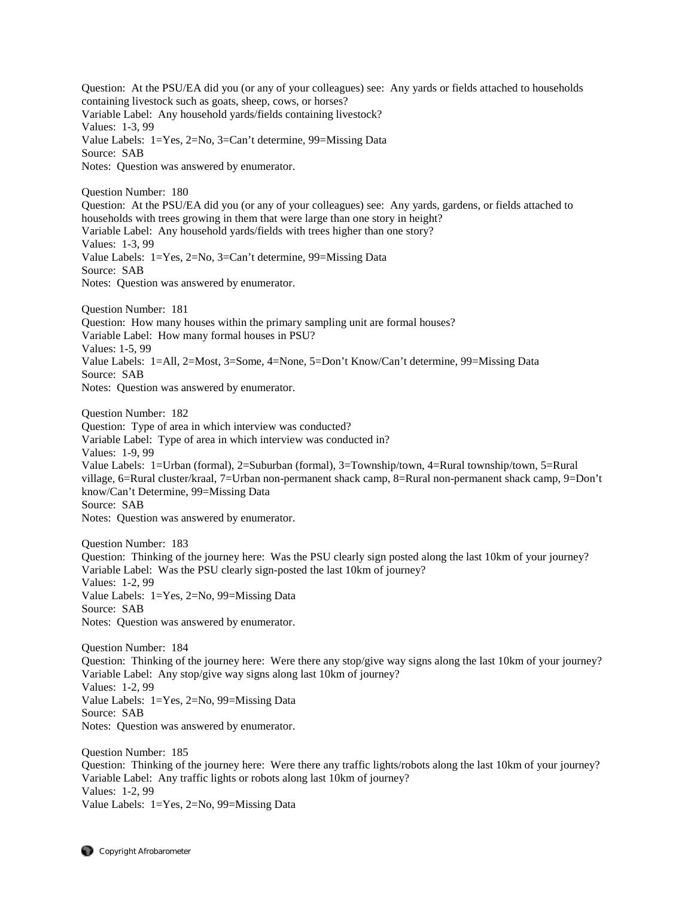Question: At the PSU/EA did you (or any of your colleagues) see: Any yards or fields attached to households containing livestock such as goats, sheep, cows, or horses?
Variable Label: Any household yards/fields containing livestock?
Values: 1-3, 99
Value Labels: 1=Yes, 2=No, 3=Can't determine, 99=Missing Data
Source: SAB
Notes: Question was answered by enumerator.

Question Number: 180
Question: At the PSU/EA did you (or any of your colleagues) see: Any yards, gardens, or fields attached to households with trees growing in them that were large than one story in height?
Variable Label: Any household yards/fields with trees higher than one story?
Values: 1-3, 99
Value Labels: 1=Yes, 2=No, 3=Can't determine, 99=Missing Data
Source: SAB
Notes: Question was answered by enumerator.

Question Number: 181
Question: How many houses within the primary sampling unit are formal houses?
Variable Label: How many formal houses in PSU?
Values: 1-5, 99
Value Labels: 1=All, 2=Most, 3=Some, 4=None, 5=Don't Know/Can't determine, 99=Missing Data
Source: SAB
Notes: Question was answered by enumerator.

Question Number: 182
Question: Type of area in which interview was conducted?
Variable Label: Type of area in which interview was conducted in?
Values: 1-9, 99
Value Labels: 1=Urban (formal), 2=Suburban (formal), 3=Township/town, 4=Rural township/town, 5=Rural village, 6=Rural cluster/kraal, 7=Urban non-permanent shack camp, 8=Rural non-permanent shack camp, 9=Don't know/Can't Determine, 99=Missing Data
Source: SAB
Notes: Question was answered by enumerator.

Question Number: 183
Question: Thinking of the journey here: Was the PSU clearly sign posted along the last 10km of your journey?
Variable Label: Was the PSU clearly sign-posted the last 10km of journey?
Values: 1-2, 99
Value Labels: 1=Yes, 2=No, 99=Missing Data
Source: SAB
Notes: Question was answered by enumerator.

Question Number: 184
Question: Thinking of the journey here: Were there any stop/give way signs along the last 10km of your journey?
Variable Label: Any stop/give way signs along last 10km of journey?
Values: 1-2, 99
Value Labels: 1=Yes, 2=No, 99=Missing Data
Source: SAB
Notes: Question was answered by enumerator.

Question Number: 185
Question: Thinking of the journey here: Were there any traffic lights/robots along the last 10km of your journey?
Variable Label: Any traffic lights or robots along last 10km of journey?
Values: 1-2, 99
Value Labels: 1=Yes, 2=No, 99=Missing Data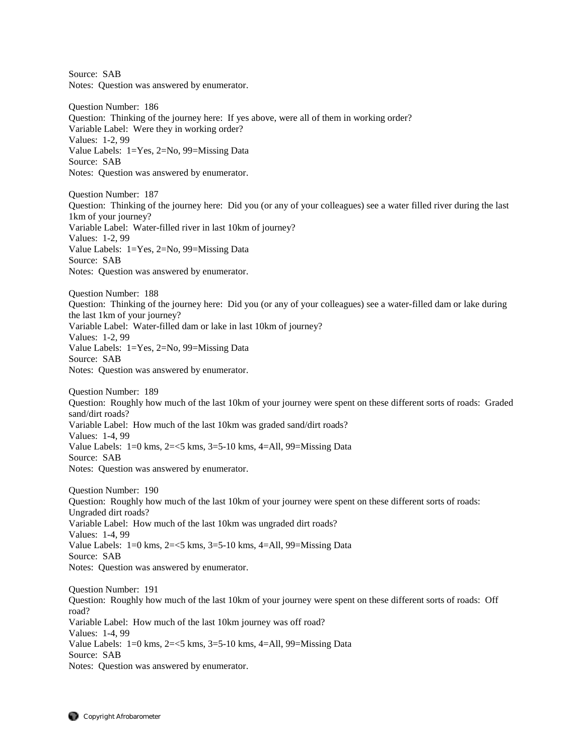Source: SAB
Notes: Question was answered by enumerator.

Question Number: 186
Question: Thinking of the journey here: If yes above, were all of them in working order?
Variable Label: Were they in working order?
Values: 1-2, 99
Value Labels: 1=Yes, 2=No, 99=Missing Data
Source: SAB
Notes: Question was answered by enumerator.

Question Number: 187
Question: Thinking of the journey here: Did you (or any of your colleagues) see a water filled river during the last 1km of your journey?
Variable Label: Water-filled river in last 10km of journey?
Values: 1-2, 99
Value Labels: 1=Yes, 2=No, 99=Missing Data
Source: SAB
Notes: Question was answered by enumerator.

Question Number: 188
Question: Thinking of the journey here: Did you (or any of your colleagues) see a water-filled dam or lake during the last 1km of your journey?
Variable Label: Water-filled dam or lake in last 10km of journey?
Values: 1-2, 99
Value Labels: 1=Yes, 2=No, 99=Missing Data
Source: SAB
Notes: Question was answered by enumerator.

Question Number: 189
Question: Roughly how much of the last 10km of your journey were spent on these different sorts of roads: Graded sand/dirt roads?
Variable Label: How much of the last 10km was graded sand/dirt roads?
Values: 1-4, 99
Value Labels: 1=0 kms, 2=<5 kms, 3=5-10 kms, 4=All, 99=Missing Data
Source: SAB
Notes: Question was answered by enumerator.

Question Number: 190
Question: Roughly how much of the last 10km of your journey were spent on these different sorts of roads: Ungraded dirt roads?
Variable Label: How much of the last 10km was ungraded dirt roads?
Values: 1-4, 99
Value Labels: 1=0 kms, 2=<5 kms, 3=5-10 kms, 4=All, 99=Missing Data
Source: SAB
Notes: Question was answered by enumerator.

Question Number: 191
Question: Roughly how much of the last 10km of your journey were spent on these different sorts of roads: Off road?
Variable Label: How much of the last 10km journey was off road?
Values: 1-4, 99
Value Labels: 1=0 kms, 2=<5 kms, 3=5-10 kms, 4=All, 99=Missing Data
Source: SAB
Notes: Question was answered by enumerator.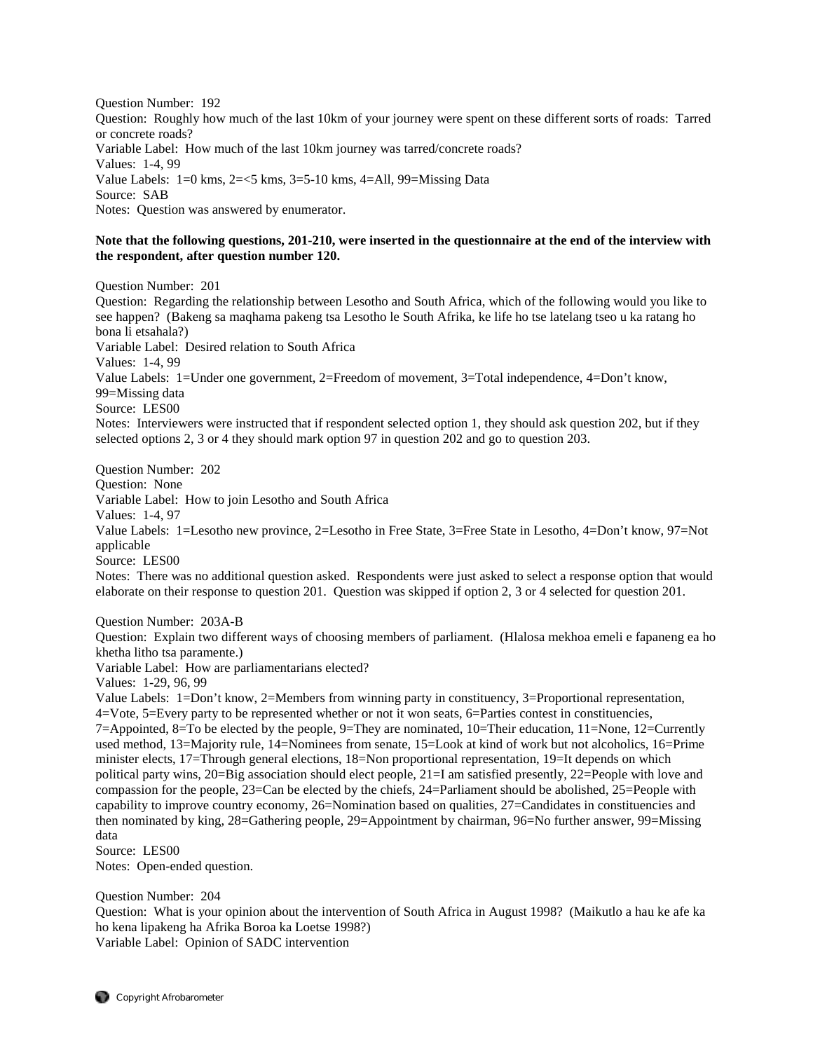Question Number: 192
Question: Roughly how much of the last 10km of your journey were spent on these different sorts of roads: Tarred or concrete roads?
Variable Label: How much of the last 10km journey was tarred/concrete roads?
Values: 1-4, 99
Value Labels: 1=0 kms, 2=<5 kms, 3=5-10 kms, 4=All, 99=Missing Data
Source: SAB
Notes: Question was answered by enumerator.

**Note that the following questions, 201-210, were inserted in the questionnaire at the end of the interview with the respondent, after question number 120.**

Question Number: 201
Question: Regarding the relationship between Lesotho and South Africa, which of the following would you like to see happen? (Bakeng sa maqhama pakeng tsa Lesotho le South Afrika, ke life ho tse latelang tseo u ka ratang ho bona li etsahala?)
Variable Label: Desired relation to South Africa
Values: 1-4, 99
Value Labels: 1=Under one government, 2=Freedom of movement, 3=Total independence, 4=Don't know, 99=Missing data
Source: LES00
Notes: Interviewers were instructed that if respondent selected option 1, they should ask question 202, but if they selected options 2, 3 or 4 they should mark option 97 in question 202 and go to question 203.

Question Number: 202
Question: None
Variable Label: How to join Lesotho and South Africa
Values: 1-4, 97
Value Labels: 1=Lesotho new province, 2=Lesotho in Free State, 3=Free State in Lesotho, 4=Don't know, 97=Not applicable
Source: LES00
Notes: There was no additional question asked. Respondents were just asked to select a response option that would elaborate on their response to question 201. Question was skipped if option 2, 3 or 4 selected for question 201.

Question Number: 203A-B
Question: Explain two different ways of choosing members of parliament. (Hlalosa mekhoa emeli e fapaneng ea ho khetha litho tsa paramente.)
Variable Label: How are parliamentarians elected?
Values: 1-29, 96, 99
Value Labels: 1=Don't know, 2=Members from winning party in constituency, 3=Proportional representation, 4=Vote, 5=Every party to be represented whether or not it won seats, 6=Parties contest in constituencies, 7=Appointed, 8=To be elected by the people, 9=They are nominated, 10=Their education, 11=None, 12=Currently used method, 13=Majority rule, 14=Nominees from senate, 15=Look at kind of work but not alcoholics, 16=Prime minister elects, 17=Through general elections, 18=Non proportional representation, 19=It depends on which political party wins, 20=Big association should elect people, 21=I am satisfied presently, 22=People with love and compassion for the people, 23=Can be elected by the chiefs, 24=Parliament should be abolished, 25=People with capability to improve country economy, 26=Nomination based on qualities, 27=Candidates in constituencies and then nominated by king, 28=Gathering people, 29=Appointment by chairman, 96=No further answer, 99=Missing data
Source: LES00
Notes: Open-ended question.

Question Number: 204
Question: What is your opinion about the intervention of South Africa in August 1998? (Maikutlo a hau ke afe ka ho kena lipakeng ha Afrika Boroa ka Loetse 1998?)
Variable Label: Opinion of SADC intervention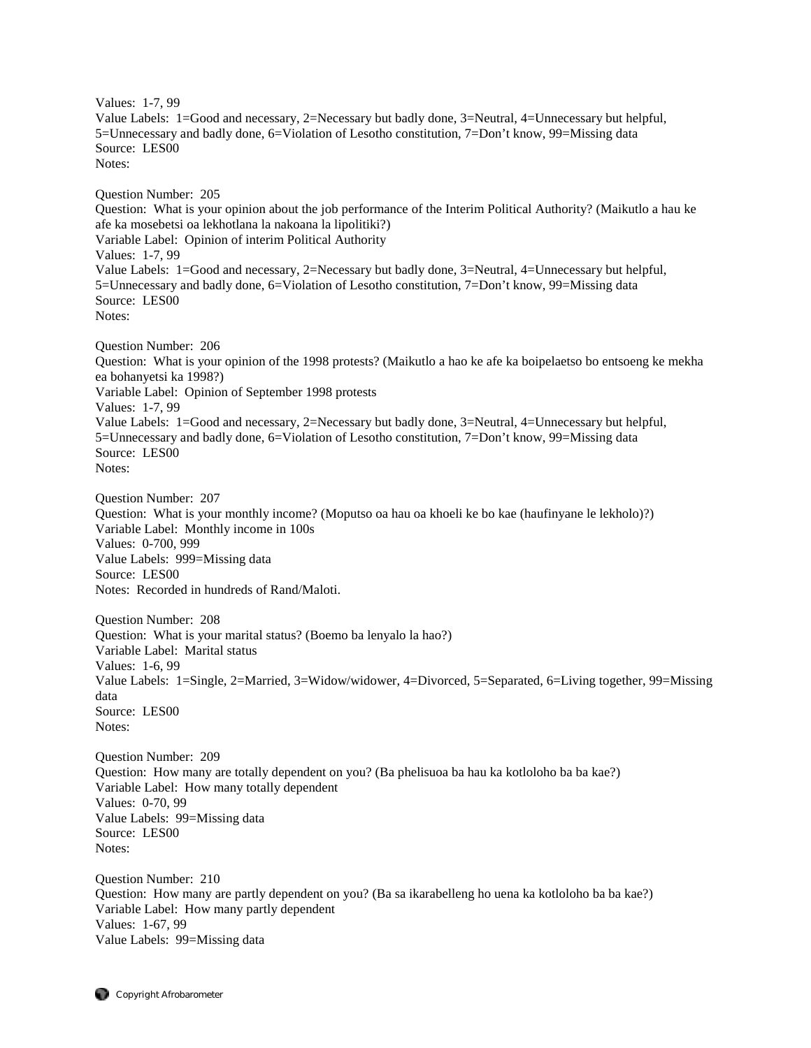Values: 1-7, 99
Value Labels: 1=Good and necessary, 2=Necessary but badly done, 3=Neutral, 4=Unnecessary but helpful, 5=Unnecessary and badly done, 6=Violation of Lesotho constitution, 7=Don’t know, 99=Missing data
Source: LES00
Notes:

Question Number: 205
Question: What is your opinion about the job performance of the Interim Political Authority? (Maikutlo a hau ke afe ka mosebetsi oa lekhotlana la nakoana la lipolitiki?)
Variable Label: Opinion of interim Political Authority
Values: 1-7, 99
Value Labels: 1=Good and necessary, 2=Necessary but badly done, 3=Neutral, 4=Unnecessary but helpful, 5=Unnecessary and badly done, 6=Violation of Lesotho constitution, 7=Don’t know, 99=Missing data
Source: LES00
Notes:

Question Number: 206
Question: What is your opinion of the 1998 protests? (Maikutlo a hao ke afe ka boipelaetso bo entsoeng ke mekha ea bohanyetsi ka 1998?)
Variable Label: Opinion of September 1998 protests
Values: 1-7, 99
Value Labels: 1=Good and necessary, 2=Necessary but badly done, 3=Neutral, 4=Unnecessary but helpful, 5=Unnecessary and badly done, 6=Violation of Lesotho constitution, 7=Don’t know, 99=Missing data
Source: LES00
Notes:

Question Number: 207
Question: What is your monthly income? (Moputso oa hau oa khoeli ke bo kae (haufinyane le lekholo)?)
Variable Label: Monthly income in 100s
Values: 0-700, 999
Value Labels: 999=Missing data
Source: LES00
Notes: Recorded in hundreds of Rand/Maloti.

Question Number: 208
Question: What is your marital status? (Boemo ba lenyalo la hao?)
Variable Label: Marital status
Values: 1-6, 99
Value Labels: 1=Single, 2=Married, 3=Widow/widower, 4=Divorced, 5=Separated, 6=Living together, 99=Missing data
Source: LES00
Notes:

Question Number: 209
Question: How many are totally dependent on you? (Ba phelisuoa ba hau ka kotloloho ba ba kae?)
Variable Label: How many totally dependent
Values: 0-70, 99
Value Labels: 99=Missing data
Source: LES00
Notes:

Question Number: 210
Question: How many are partly dependent on you? (Ba sa ikarabelleng ho uena ka kotloloho ba ba kae?)
Variable Label: How many partly dependent
Values: 1-67, 99
Value Labels: 99=Missing data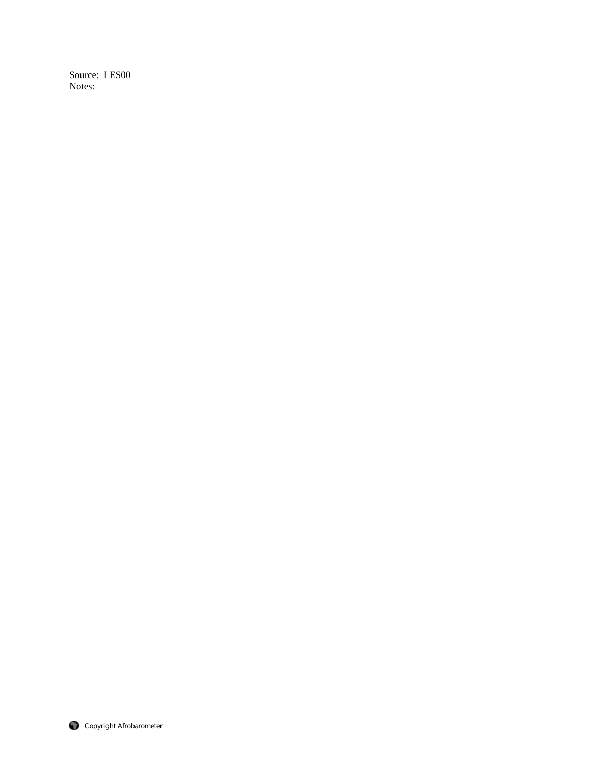Source: LES00
Notes: